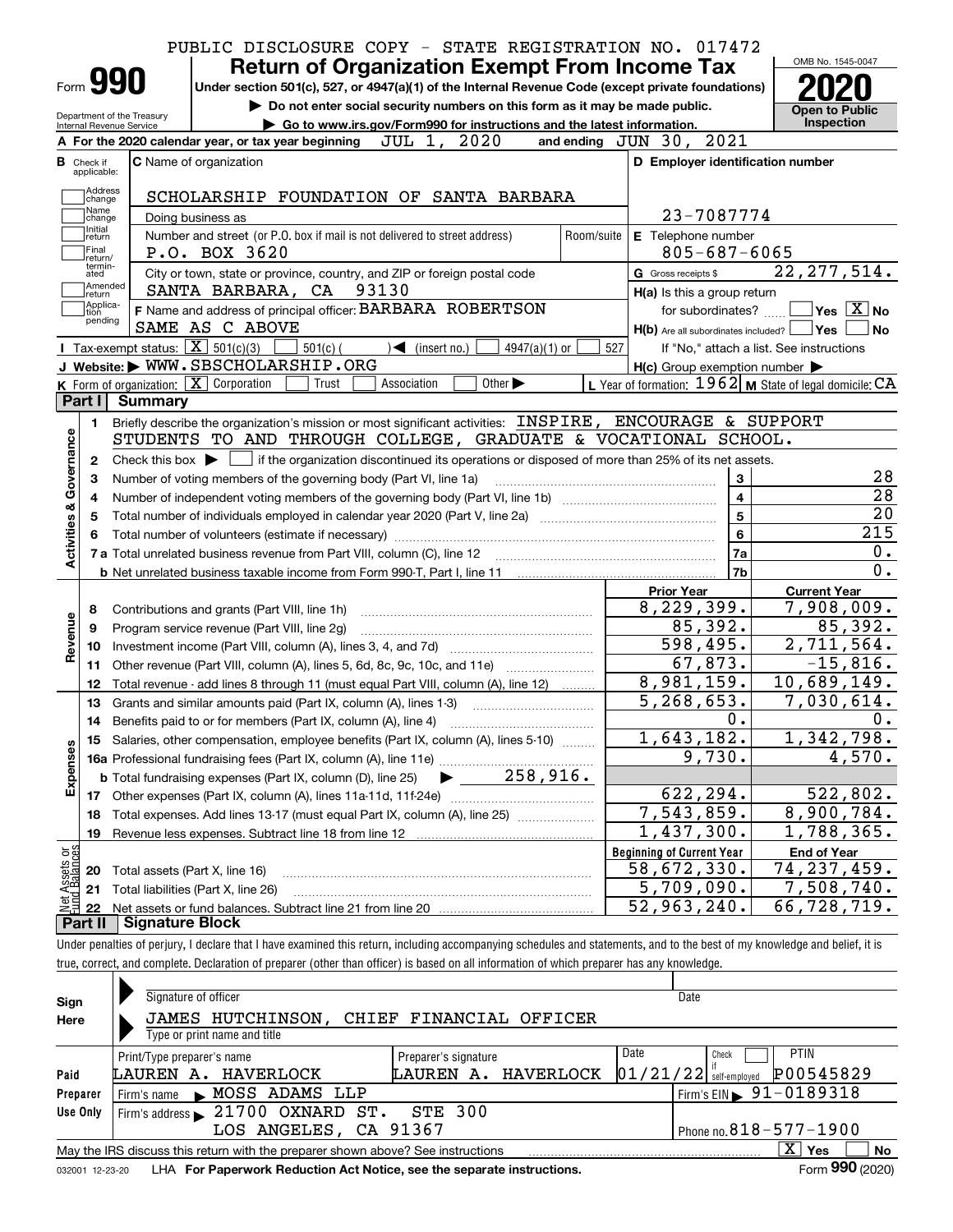PUBLIC DISCLOSURE COPY - STATE REGISTRATION NO. 017472

# Form 990 — Return of Organization Exempt From Income Tax

Under section 501(c), 527, or 4947(a)(1) of the Internal Revenue Code (except private foundations)

▶ Do not enter social security numbers on this form as it may be made public.

▶ Go to www.irs.gov/Form990 for instructions and the latest information.

Department of the Treasury
Internal Revenue Service

OMB No. 1545-0047

**2020**

**Open to Public Inspection**

**A** For the 2020 calendar year, or tax year beginning JUL 1, 2020 and ending JUN 30, 2021

**B** Check if applicable: Address change, Name change, Initial return, Final return/terminated, Amended return, Application pending

**C** Name of organization: SCHOLARSHIP FOUNDATION OF SANTA BARBARA

Doing business as

Number and street (or P.O. box if mail is not delivered to street address): P.O. BOX 3620 | Room/suite

City or town, state or province, country, and ZIP or foreign postal code: SANTA BARBARA, CA 93130

**D** Employer identification number: 23-7087774

**E** Telephone number: 805-687-6065

**G** Gross receipts $ 22,277,514.

**F** Name and address of principal officer: BARBARA ROBERTSON, SAME AS C ABOVE

**H(a)** Is this a group return for subordinates? ☐ Yes ☒ No

**H(b)** Are all subordinates included? ☐ Yes ☐ No — If "No," attach a list. See instructions

**H(c)** Group exemption number ▶

**I** Tax-exempt status: ☒ 501(c)(3) ☐ 501(c) ( ) ◀ (insert no.) ☐ 4947(a)(1) or ☐ 527

**J** Website: ▶ WWW.SBSCHOLARSHIP.ORG

**K** Form of organization: ☒ Corporation ☐ Trust ☐ Association ☐ Other ▶

**L** Year of formation: 1962 **M** State of legal domicile: CA

## Part I — Summary

**Activities & Governance**

1. Briefly describe the organization's mission or most significant activities: INSPIRE, ENCOURAGE & SUPPORT STUDENTS TO AND THROUGH COLLEGE, GRADUATE & VOCATIONAL SCHOOL.
2. Check this box ▶ ☐ if the organization discontinued its operations or disposed of more than 25% of its net assets.

| | | | |
|---|---|---|---|
| 3 | Number of voting members of the governing body (Part VI, line 1a) | 3 | 28 |
| 4 | Number of independent voting members of the governing body (Part VI, line 1b) | 4 | 28 |
| 5 | Total number of individuals employed in calendar year 2020 (Part V, line 2a) | 5 | 20 |
| 6 | Total number of volunteers (estimate if necessary) | 6 | 215 |
| 7a | Total unrelated business revenue from Part VIII, column (C), line 12 | 7a | 0. |
| b | Net unrelated business taxable income from Form 990-T, Part I, line 11 | 7b | 0. |

| | | Prior Year | Current Year |
|---|---|---|---|
| **Revenue** | | | |
| 8 | Contributions and grants (Part VIII, line 1h) | 8,229,399. | 7,908,009. |
| 9 | Program service revenue (Part VIII, line 2g) | 85,392. | 85,392. |
| 10 | Investment income (Part VIII, column (A), lines 3, 4, and 7d) | 598,495. | 2,711,564. |
| 11 | Other revenue (Part VIII, column (A), lines 5, 6d, 8c, 9c, 10c, and 11e) | 67,873. | -15,816. |
| 12 | Total revenue - add lines 8 through 11 (must equal Part VIII, column (A), line 12) | 8,981,159. | 10,689,149. |
| **Expenses** | | | |
| 13 | Grants and similar amounts paid (Part IX, column (A), lines 1-3) | 5,268,653. | 7,030,614. |
| 14 | Benefits paid to or for members (Part IX, column (A), line 4) | 0. | 0. |
| 15 | Salaries, other compensation, employee benefits (Part IX, column (A), lines 5-10) | 1,643,182. | 1,342,798. |
| 16a | Professional fundraising fees (Part IX, column (A), line 11e) | 9,730. | 4,570. |
| b | Total fundraising expenses (Part IX, column (D), line 25) ▶ 258,916. | | |
| 17 | Other expenses (Part IX, column (A), lines 11a-11d, 11f-24e) | 622,294. | 522,802. |
| 18 | Total expenses. Add lines 13-17 (must equal Part IX, column (A), line 25) | 7,543,859. | 8,900,784. |
| 19 | Revenue less expenses. Subtract line 18 from line 12 | 1,437,300. | 1,788,365. |

| **Net Assets or Fund Balances** | | Beginning of Current Year | End of Year |
|---|---|---|---|
| 20 | Total assets (Part X, line 16) | 58,672,330. | 74,237,459. |
| 21 | Total liabilities (Part X, line 26) | 5,709,090. | 7,508,740. |
| 22 | Net assets or fund balances. Subtract line 21 from line 20 | 52,963,240. | 66,728,719. |

## Part II — Signature Block

Under penalties of perjury, I declare that I have examined this return, including accompanying schedules and statements, and to the best of my knowledge and belief, it is true, correct, and complete. Declaration of preparer (other than officer) is based on all information of which preparer has any knowledge.

**Sign Here**

Signature of officer | Date

JAMES HUTCHINSON, CHIEF FINANCIAL OFFICER

Type or print name and title

**Paid Preparer Use Only**

| Print/Type preparer's name | Preparer's signature | Date | Check if self-employed | PTIN |
|---|---|---|---|---|
| LAUREN A. HAVERLOCK | LAUREN A. HAVERLOCK | 01/21/22 | ☐ | P00545829 |

Firm's name ▶ MOSS ADAMS LLP — Firm's EIN ▶ 91-0189318

Firm's address ▶ 21700 OXNARD ST. STE 300, LOS ANGELES, CA 91367 — Phone no. 818-577-1900

May the IRS discuss this return with the preparer shown above? See instructions ☒ Yes ☐ No

032001 12-23-20 LHA For Paperwork Reduction Act Notice, see the separate instructions. Form **990** (2020)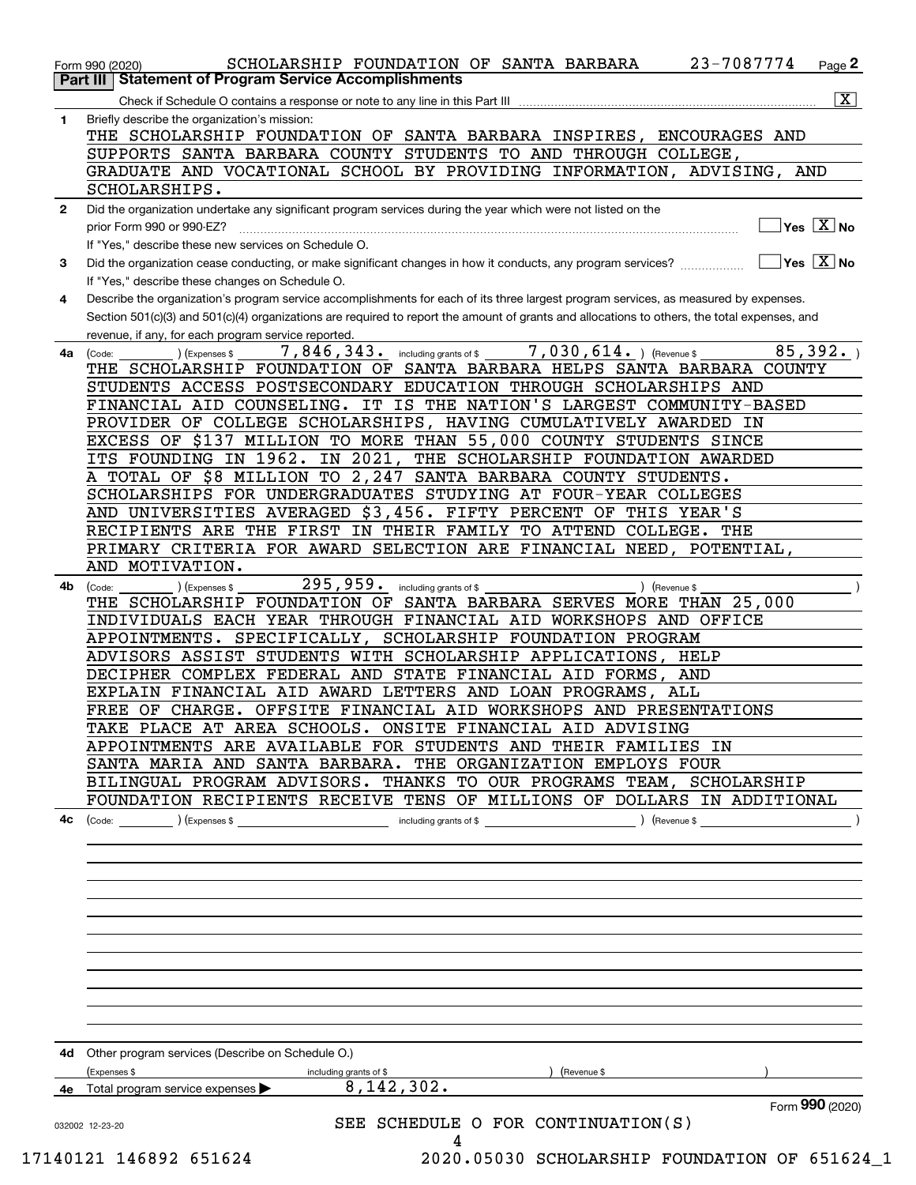Form 990 (2020) SCHOLARSHIP FOUNDATION OF SANTA BARBARA 23-7087774 Page 2

**Part III Statement of Program Service Accomplishments**

Check if Schedule O contains a response or note to any line in this Part III [X]

**1** Briefly describe the organization's mission:

THE SCHOLARSHIP FOUNDATION OF SANTA BARBARA INSPIRES, ENCOURAGES AND SUPPORTS SANTA BARBARA COUNTY STUDENTS TO AND THROUGH COLLEGE, GRADUATE AND VOCATIONAL SCHOOL BY PROVIDING INFORMATION, ADVISING, AND SCHOLARSHIPS.

**2** Did the organization undertake any significant program services during the year which were not listed on the prior Form 990 or 990-EZ? [ ] Yes [X] No

If "Yes," describe these new services on Schedule O.

**3** Did the organization cease conducting, or make significant changes in how it conducts, any program services? [ ] Yes [X] No

If "Yes," describe these changes on Schedule O.

**4** Describe the organization's program service accomplishments for each of its three largest program services, as measured by expenses. Section 501(c)(3) and 501(c)(4) organizations are required to report the amount of grants and allocations to others, the total expenses, and revenue, if any, for each program service reported.

**4a** (Code: ) (Expenses $ 7,846,343. including grants of $ 7,030,614. ) (Revenue $ 85,392. )

THE SCHOLARSHIP FOUNDATION OF SANTA BARBARA HELPS SANTA BARBARA COUNTY STUDENTS ACCESS POSTSECONDARY EDUCATION THROUGH SCHOLARSHIPS AND FINANCIAL AID COUNSELING. IT IS THE NATION'S LARGEST COMMUNITY-BASED PROVIDER OF COLLEGE SCHOLARSHIPS, HAVING CUMULATIVELY AWARDED IN EXCESS OF $137 MILLION TO MORE THAN 55,000 COUNTY STUDENTS SINCE ITS FOUNDING IN 1962. IN 2021, THE SCHOLARSHIP FOUNDATION AWARDED A TOTAL OF $8 MILLION TO 2,247 SANTA BARBARA COUNTY STUDENTS. SCHOLARSHIPS FOR UNDERGRADUATES STUDYING AT FOUR-YEAR COLLEGES AND UNIVERSITIES AVERAGED $3,456. FIFTY PERCENT OF THIS YEAR'S RECIPIENTS ARE THE FIRST IN THEIR FAMILY TO ATTEND COLLEGE. THE PRIMARY CRITERIA FOR AWARD SELECTION ARE FINANCIAL NEED, POTENTIAL, AND MOTIVATION.

**4b** (Code: ) (Expenses $ 295,959. including grants of $ ) (Revenue $ )

THE SCHOLARSHIP FOUNDATION OF SANTA BARBARA SERVES MORE THAN 25,000 INDIVIDUALS EACH YEAR THROUGH FINANCIAL AID WORKSHOPS AND OFFICE APPOINTMENTS. SPECIFICALLY, SCHOLARSHIP FOUNDATION PROGRAM ADVISORS ASSIST STUDENTS WITH SCHOLARSHIP APPLICATIONS, HELP DECIPHER COMPLEX FEDERAL AND STATE FINANCIAL AID FORMS, AND EXPLAIN FINANCIAL AID AWARD LETTERS AND LOAN PROGRAMS, ALL FREE OF CHARGE. OFFSITE FINANCIAL AID WORKSHOPS AND PRESENTATIONS TAKE PLACE AT AREA SCHOOLS. ONSITE FINANCIAL AID ADVISING APPOINTMENTS ARE AVAILABLE FOR STUDENTS AND THEIR FAMILIES IN SANTA MARIA AND SANTA BARBARA. THE ORGANIZATION EMPLOYS FOUR BILINGUAL PROGRAM ADVISORS. THANKS TO OUR PROGRAMS TEAM, SCHOLARSHIP FOUNDATION RECIPIENTS RECEIVE TENS OF MILLIONS OF DOLLARS IN ADDITIONAL

**4c** (Code: ) (Expenses $ including grants of $ ) (Revenue $ )

**4d** Other program services (Describe on Schedule O.)

(Expenses $ including grants of $ ) (Revenue $ )

**4e** Total program service expenses ▶ 8,142,302.

Form **990** (2020)

032002 12-23-20

SEE SCHEDULE O FOR CONTINUATION(S)

17140121 146892 651624 2020.05030 SCHOLARSHIP FOUNDATION OF 651624_1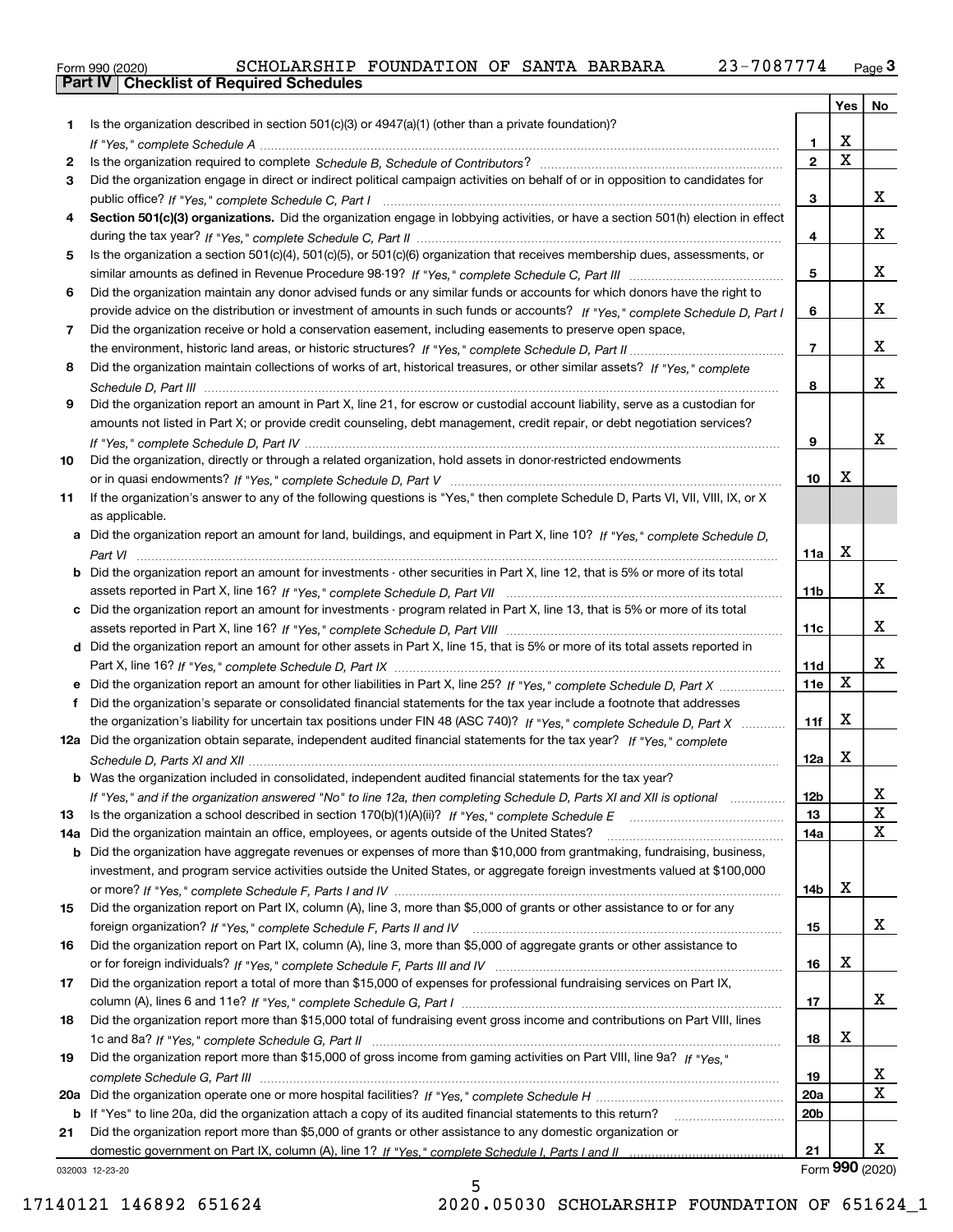Form 990 (2020) SCHOLARSHIP FOUNDATION OF SANTA BARBARA 23-7087774 Page 3

## Part IV Checklist of Required Schedules

| | | | Yes | No |
|---|---|---|---|---|
| 1 | Is the organization described in section 501(c)(3) or 4947(a)(1) (other than a private foundation)? *If "Yes," complete Schedule A* | 1 | X | |
| 2 | Is the organization required to complete *Schedule B, Schedule of Contributors*? | 2 | X | |
| 3 | Did the organization engage in direct or indirect political campaign activities on behalf of or in opposition to candidates for public office? *If "Yes," complete Schedule C, Part I* | 3 | | X |
| 4 | **Section 501(c)(3) organizations.** Did the organization engage in lobbying activities, or have a section 501(h) election in effect during the tax year? *If "Yes," complete Schedule C, Part II* | 4 | | X |
| 5 | Is the organization a section 501(c)(4), 501(c)(5), or 501(c)(6) organization that receives membership dues, assessments, or similar amounts as defined in Revenue Procedure 98-19? *If "Yes," complete Schedule C, Part III* | 5 | | X |
| 6 | Did the organization maintain any donor advised funds or any similar funds or accounts for which donors have the right to provide advice on the distribution or investment of amounts in such funds or accounts? *If "Yes," complete Schedule D, Part I* | 6 | | X |
| 7 | Did the organization receive or hold a conservation easement, including easements to preserve open space, the environment, historic land areas, or historic structures? *If "Yes," complete Schedule D, Part II* | 7 | | X |
| 8 | Did the organization maintain collections of works of art, historical treasures, or other similar assets? *If "Yes," complete Schedule D, Part III* | 8 | | X |
| 9 | Did the organization report an amount in Part X, line 21, for escrow or custodial account liability, serve as a custodian for amounts not listed in Part X; or provide credit counseling, debt management, credit repair, or debt negotiation services? *If "Yes," complete Schedule D, Part IV* | 9 | | X |
| 10 | Did the organization, directly or through a related organization, hold assets in donor-restricted endowments or in quasi endowments? *If "Yes," complete Schedule D, Part V* | 10 | X | |
| 11 | If the organization's answer to any of the following questions is "Yes," then complete Schedule D, Parts VI, VII, VIII, IX, or X as applicable. | | | |
| a | Did the organization report an amount for land, buildings, and equipment in Part X, line 10? *If "Yes," complete Schedule D, Part VI* | 11a | X | |
| b | Did the organization report an amount for investments - other securities in Part X, line 12, that is 5% or more of its total assets reported in Part X, line 16? *If "Yes," complete Schedule D, Part VII* | 11b | | X |
| c | Did the organization report an amount for investments - program related in Part X, line 13, that is 5% or more of its total assets reported in Part X, line 16? *If "Yes," complete Schedule D, Part VIII* | 11c | | X |
| d | Did the organization report an amount for other assets in Part X, line 15, that is 5% or more of its total assets reported in Part X, line 16? *If "Yes," complete Schedule D, Part IX* | 11d | | X |
| e | Did the organization report an amount for other liabilities in Part X, line 25? *If "Yes," complete Schedule D, Part X* | 11e | X | |
| f | Did the organization's separate or consolidated financial statements for the tax year include a footnote that addresses the organization's liability for uncertain tax positions under FIN 48 (ASC 740)? *If "Yes," complete Schedule D, Part X* | 11f | X | |
| 12a | Did the organization obtain separate, independent audited financial statements for the tax year? *If "Yes," complete Schedule D, Parts XI and XII* | 12a | X | |
| b | Was the organization included in consolidated, independent audited financial statements for the tax year? *If "Yes," and if the organization answered "No" to line 12a, then completing Schedule D, Parts XI and XII is optional* | 12b | | X |
| 13 | Is the organization a school described in section 170(b)(1)(A)(ii)? *If "Yes," complete Schedule E* | 13 | | X |
| 14a | Did the organization maintain an office, employees, or agents outside of the United States? | 14a | | X |
| b | Did the organization have aggregate revenues or expenses of more than $10,000 from grantmaking, fundraising, business, investment, and program service activities outside the United States, or aggregate foreign investments valued at $100,000 or more? *If "Yes," complete Schedule F, Parts I and IV* | 14b | X | |
| 15 | Did the organization report on Part IX, column (A), line 3, more than $5,000 of grants or other assistance to or for any foreign organization? *If "Yes," complete Schedule F, Parts II and IV* | 15 | | X |
| 16 | Did the organization report on Part IX, column (A), line 3, more than $5,000 of aggregate grants or other assistance to or for foreign individuals? *If "Yes," complete Schedule F, Parts III and IV* | 16 | X | |
| 17 | Did the organization report a total of more than $15,000 of expenses for professional fundraising services on Part IX, column (A), lines 6 and 11e? *If "Yes," complete Schedule G, Part I* | 17 | | X |
| 18 | Did the organization report more than $15,000 total of fundraising event gross income and contributions on Part VIII, lines 1c and 8a? *If "Yes," complete Schedule G, Part II* | 18 | X | |
| 19 | Did the organization report more than $15,000 of gross income from gaming activities on Part VIII, line 9a? *If "Yes," complete Schedule G, Part III* | 19 | | X |
| 20a | Did the organization operate one or more hospital facilities? *If "Yes," complete Schedule H* | 20a | | X |
| b | If "Yes" to line 20a, did the organization attach a copy of its audited financial statements to this return? | 20b | | |
| 21 | Did the organization report more than $5,000 of grants or other assistance to any domestic organization or domestic government on Part IX, column (A), line 1? *If "Yes," complete Schedule I, Parts I and II* | 21 | | X |

032003 12-23-20 Form 990 (2020)

17140121 146892 651624 2020.05030 SCHOLARSHIP FOUNDATION OF 651624_1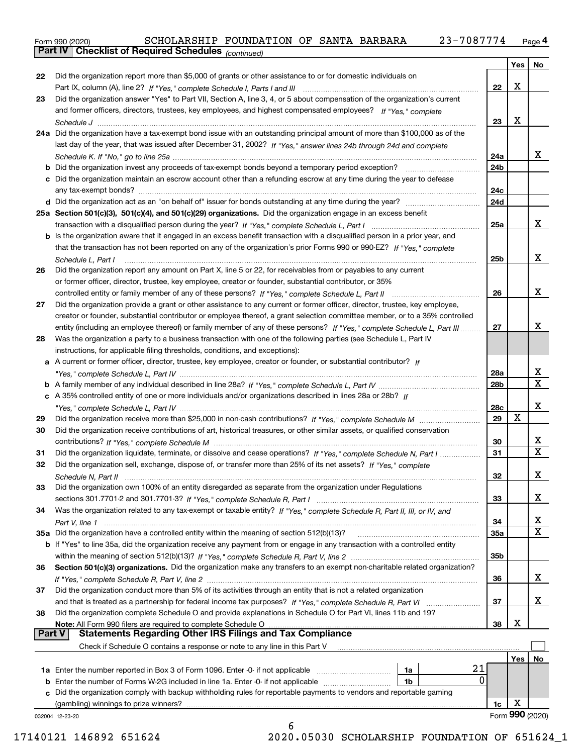Form 990 (2020) SCHOLARSHIP FOUNDATION OF SANTA BARBARA 23-7087774 Page 4

**Part IV Checklist of Required Schedules** *(continued)*

| | | | Yes | No |
|---|---|---|---|---|
| 22 | Did the organization report more than $5,000 of grants or other assistance to or for domestic individuals on Part IX, column (A), line 2? *If "Yes," complete Schedule I, Parts I and III* | 22 | X | |
| 23 | Did the organization answer "Yes" to Part VII, Section A, line 3, 4, or 5 about compensation of the organization's current and former officers, directors, trustees, key employees, and highest compensated employees? *If "Yes," complete Schedule J* | 23 | X | |
| 24a | Did the organization have a tax-exempt bond issue with an outstanding principal amount of more than $100,000 as of the last day of the year, that was issued after December 31, 2002? *If "Yes," answer lines 24b through 24d and complete Schedule K. If "No," go to line 25a* | 24a | | X |
| b | Did the organization invest any proceeds of tax-exempt bonds beyond a temporary period exception? | 24b | | |
| c | Did the organization maintain an escrow account other than a refunding escrow at any time during the year to defease any tax-exempt bonds? | 24c | | |
| d | Did the organization act as an "on behalf of" issuer for bonds outstanding at any time during the year? | 24d | | |
| 25a | **Section 501(c)(3), 501(c)(4), and 501(c)(29) organizations.** Did the organization engage in an excess benefit transaction with a disqualified person during the year? *If "Yes," complete Schedule L, Part I* | 25a | | X |
| b | Is the organization aware that it engaged in an excess benefit transaction with a disqualified person in a prior year, and that the transaction has not been reported on any of the organization's prior Forms 990 or 990-EZ? *If "Yes," complete Schedule L, Part I* | 25b | | X |
| 26 | Did the organization report any amount on Part X, line 5 or 22, for receivables from or payables to any current or former officer, director, trustee, key employee, creator or founder, substantial contributor, or 35% controlled entity or family member of any of these persons? *If "Yes," complete Schedule L, Part II* | 26 | | X |
| 27 | Did the organization provide a grant or other assistance to any current or former officer, director, trustee, key employee, creator or founder, substantial contributor or employee thereof, a grant selection committee member, or to a 35% controlled entity (including an employee thereof) or family member of any of these persons? *If "Yes," complete Schedule L, Part III* | 27 | | X |
| 28 | Was the organization a party to a business transaction with one of the following parties (see Schedule L, Part IV instructions, for applicable filing thresholds, conditions, and exceptions): | | | |
| a | A current or former officer, director, trustee, key employee, creator or founder, or substantial contributor? *If "Yes," complete Schedule L, Part IV* | 28a | | X |
| b | A family member of any individual described in line 28a? *If "Yes," complete Schedule L, Part IV* | 28b | | X |
| c | A 35% controlled entity of one or more individuals and/or organizations described in lines 28a or 28b? *If "Yes," complete Schedule L, Part IV* | 28c | | X |
| 29 | Did the organization receive more than $25,000 in non-cash contributions? *If "Yes," complete Schedule M* | 29 | X | |
| 30 | Did the organization receive contributions of art, historical treasures, or other similar assets, or qualified conservation contributions? *If "Yes," complete Schedule M* | 30 | | X |
| 31 | Did the organization liquidate, terminate, or dissolve and cease operations? *If "Yes," complete Schedule N, Part I* | 31 | | X |
| 32 | Did the organization sell, exchange, dispose of, or transfer more than 25% of its net assets? *If "Yes," complete Schedule N, Part II* | 32 | | X |
| 33 | Did the organization own 100% of an entity disregarded as separate from the organization under Regulations sections 301.7701-2 and 301.7701-3? *If "Yes," complete Schedule R, Part I* | 33 | | X |
| 34 | Was the organization related to any tax-exempt or taxable entity? *If "Yes," complete Schedule R, Part II, III, or IV, and Part V, line 1* | 34 | | X |
| 35a | Did the organization have a controlled entity within the meaning of section 512(b)(13)? | 35a | | X |
| b | If "Yes" to line 35a, did the organization receive any payment from or engage in any transaction with a controlled entity within the meaning of section 512(b)(13)? *If "Yes," complete Schedule R, Part V, line 2* | 35b | | |
| 36 | **Section 501(c)(3) organizations.** Did the organization make any transfers to an exempt non-charitable related organization? *If "Yes," complete Schedule R, Part V, line 2* | 36 | | X |
| 37 | Did the organization conduct more than 5% of its activities through an entity that is not a related organization and that is treated as a partnership for federal income tax purposes? *If "Yes," complete Schedule R, Part VI* | 37 | | X |
| 38 | Did the organization complete Schedule O and provide explanations in Schedule O for Part VI, lines 11b and 19? **Note:** All Form 990 filers are required to complete Schedule O | 38 | X | |

**Part V Statements Regarding Other IRS Filings and Tax Compliance**

Check if Schedule O contains a response or note to any line in this Part V ☐

| | | | | | Yes | No |
|---|---|---|---|---|---|---|
| 1a | Enter the number reported in Box 3 of Form 1096. Enter -0- if not applicable | 1a | 21 | | | |
| b | Enter the number of Forms W-2G included in line 1a. Enter -0- if not applicable | 1b | 0 | | | |
| c | Did the organization comply with backup withholding rules for reportable payments to vendors and reportable gaming (gambling) winnings to prize winners? | | | 1c | X | |

032004 12-23-20 Form **990** (2020)

17140121 146892 651624 2020.05030 SCHOLARSHIP FOUNDATION OF 651624_1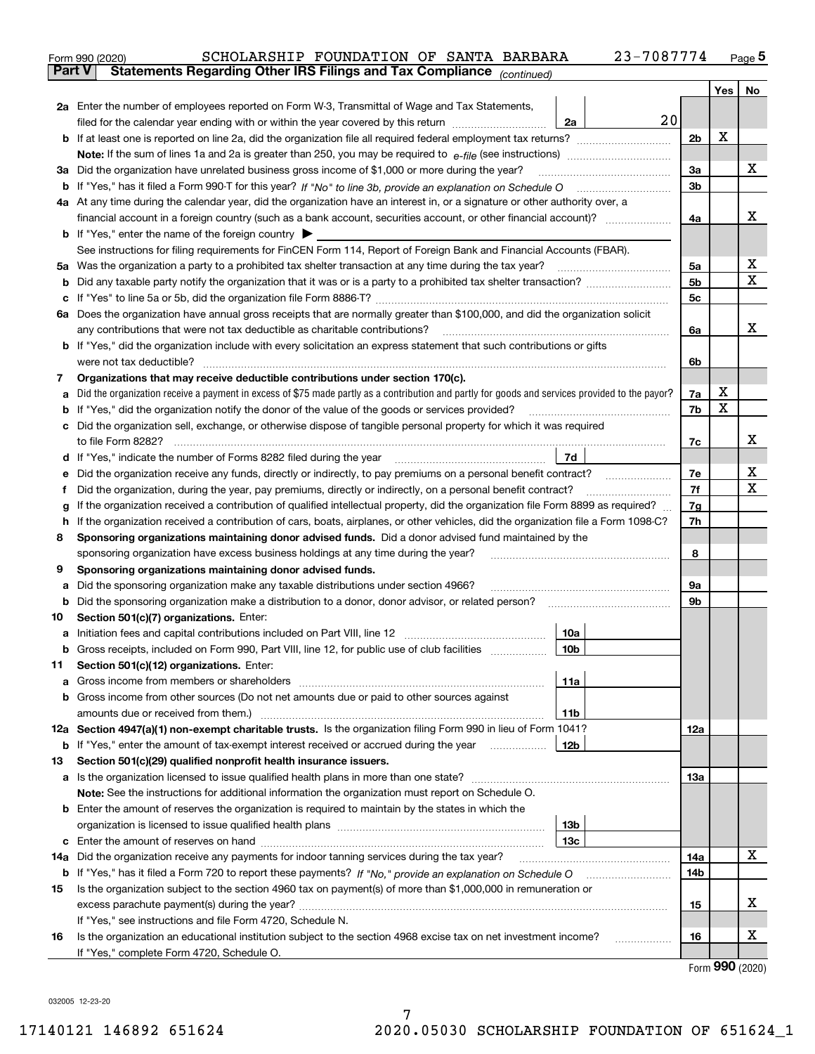Form 990 (2020) SCHOLARSHIP FOUNDATION OF SANTA BARBARA 23-7087774 Page 5

**Part V Statements Regarding Other IRS Filings and Tax Compliance** *(continued)*

| | | | | Yes | No |
|---|---|---|---|---|---|
| **2a** | Enter the number of employees reported on Form W-3, Transmittal of Wage and Tax Statements, filed for the calendar year ending with or within the year covered by this return | 2a | 20 | | |
| **b** | If at least one is reported on line 2a, did the organization file all required federal employment tax returns? | | 2b | X | |
| | **Note:** If the sum of lines 1a and 2a is greater than 250, you may be required to *e-file* (see instructions) | | | | |
| **3a** | Did the organization have unrelated business gross income of $1,000 or more during the year? | | 3a | | X |
| **b** | If "Yes," has it filed a Form 990-T for this year? *If "No" to line 3b, provide an explanation on Schedule O* | | 3b | | |
| **4a** | At any time during the calendar year, did the organization have an interest in, or a signature or other authority over, a financial account in a foreign country (such as a bank account, securities account, or other financial account)? | | 4a | | X |
| **b** | If "Yes," enter the name of the foreign country ▶ | | | | |
| | See instructions for filing requirements for FinCEN Form 114, Report of Foreign Bank and Financial Accounts (FBAR). | | | | |
| **5a** | Was the organization a party to a prohibited tax shelter transaction at any time during the tax year? | | 5a | | X |
| **b** | Did any taxable party notify the organization that it was or is a party to a prohibited tax shelter transaction? | | 5b | | X |
| **c** | If "Yes" to line 5a or 5b, did the organization file Form 8886-T? | | 5c | | |
| **6a** | Does the organization have annual gross receipts that are normally greater than $100,000, and did the organization solicit any contributions that were not tax deductible as charitable contributions? | | 6a | | X |
| **b** | If "Yes," did the organization include with every solicitation an express statement that such contributions or gifts were not tax deductible? | | 6b | | |
| **7** | **Organizations that may receive deductible contributions under section 170(c).** | | | | |
| **a** | Did the organization receive a payment in excess of $75 made partly as a contribution and partly for goods and services provided to the payor? | | 7a | X | |
| **b** | If "Yes," did the organization notify the donor of the value of the goods or services provided? | | 7b | X | |
| **c** | Did the organization sell, exchange, or otherwise dispose of tangible personal property for which it was required to file Form 8282? | | 7c | | X |
| **d** | If "Yes," indicate the number of Forms 8282 filed during the year | 7d | | | |
| **e** | Did the organization receive any funds, directly or indirectly, to pay premiums on a personal benefit contract? | | 7e | | X |
| **f** | Did the organization, during the year, pay premiums, directly or indirectly, on a personal benefit contract? | | 7f | | X |
| **g** | If the organization received a contribution of qualified intellectual property, did the organization file Form 8899 as required? | | 7g | | |
| **h** | If the organization received a contribution of cars, boats, airplanes, or other vehicles, did the organization file a Form 1098-C? | | 7h | | |
| **8** | **Sponsoring organizations maintaining donor advised funds.** Did a donor advised fund maintained by the sponsoring organization have excess business holdings at any time during the year? | | 8 | | |
| **9** | **Sponsoring organizations maintaining donor advised funds.** | | | | |
| **a** | Did the sponsoring organization make any taxable distributions under section 4966? | | 9a | | |
| **b** | Did the sponsoring organization make a distribution to a donor, donor advisor, or related person? | | 9b | | |
| **10** | **Section 501(c)(7) organizations.** Enter: | | | | |
| **a** | Initiation fees and capital contributions included on Part VIII, line 12 | 10a | | | |
| **b** | Gross receipts, included on Form 990, Part VIII, line 12, for public use of club facilities | 10b | | | |
| **11** | **Section 501(c)(12) organizations.** Enter: | | | | |
| **a** | Gross income from members or shareholders | 11a | | | |
| **b** | Gross income from other sources (Do not net amounts due or paid to other sources against amounts due or received from them.) | 11b | | | |
| **12a** | **Section 4947(a)(1) non-exempt charitable trusts.** Is the organization filing Form 990 in lieu of Form 1041? | | 12a | | |
| **b** | If "Yes," enter the amount of tax-exempt interest received or accrued during the year | 12b | | | |
| **13** | **Section 501(c)(29) qualified nonprofit health insurance issuers.** | | | | |
| **a** | Is the organization licensed to issue qualified health plans in more than one state? | | 13a | | |
| | **Note:** See the instructions for additional information the organization must report on Schedule O. | | | | |
| **b** | Enter the amount of reserves the organization is required to maintain by the states in which the organization is licensed to issue qualified health plans | 13b | | | |
| **c** | Enter the amount of reserves on hand | 13c | | | |
| **14a** | Did the organization receive any payments for indoor tanning services during the tax year? | | 14a | | X |
| **b** | If "Yes," has it filed a Form 720 to report these payments? *If "No," provide an explanation on Schedule O* | | 14b | | |
| **15** | Is the organization subject to the section 4960 tax on payment(s) of more than $1,000,000 in remuneration or excess parachute payment(s) during the year? | | 15 | | X |
| | If "Yes," see instructions and file Form 4720, Schedule N. | | | | |
| **16** | Is the organization an educational institution subject to the section 4968 excise tax on net investment income? | | 16 | | X |
| | If "Yes," complete Form 4720, Schedule O. | | | | |

Form **990** (2020)

032005 12-23-20

17140121 146892 651624 2020.05030 SCHOLARSHIP FOUNDATION OF 651624_1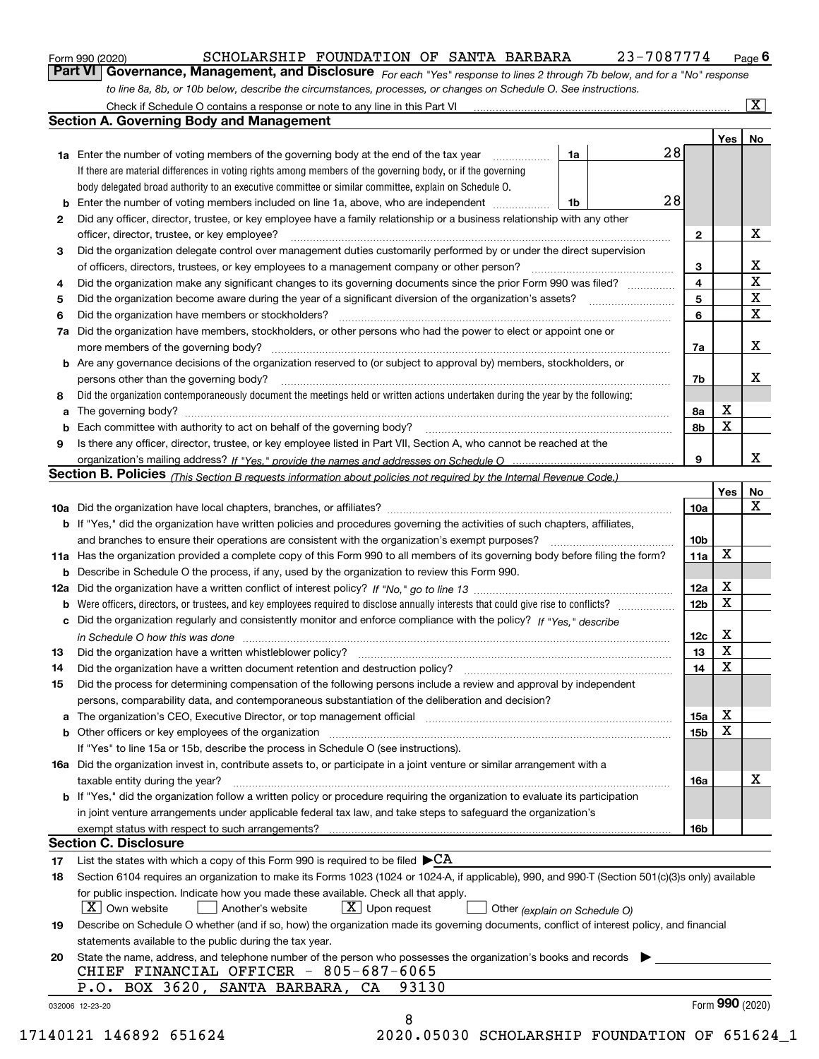Form 990 (2020) SCHOLARSHIP FOUNDATION OF SANTA BARBARA 23-7087774 Page 6

**Part VI Governance, Management, and Disclosure** *For each "Yes" response to lines 2 through 7b below, and for a "No" response to line 8a, 8b, or 10b below, describe the circumstances, processes, or changes on Schedule O. See instructions.*

Check if Schedule O contains a response or note to any line in this Part VI [X]

## Section A. Governing Body and Management

| | | | | Yes | No |
|---|---|---|---|---|---|
| 1a | Enter the number of voting members of the governing body at the end of the tax year. If there are material differences in voting rights among members of the governing body, or if the governing body delegated broad authority to an executive committee or similar committee, explain on Schedule O. | 1a | 28 | | |
| b | Enter the number of voting members included on line 1a, above, who are independent | 1b | 28 | | |
| 2 | Did any officer, director, trustee, or key employee have a family relationship or a business relationship with any other officer, director, trustee, or key employee? | 2 | | | X |
| 3 | Did the organization delegate control over management duties customarily performed by or under the direct supervision of officers, directors, trustees, or key employees to a management company or other person? | 3 | | | X |
| 4 | Did the organization make any significant changes to its governing documents since the prior Form 990 was filed? | 4 | | | X |
| 5 | Did the organization become aware during the year of a significant diversion of the organization's assets? | 5 | | | X |
| 6 | Did the organization have members or stockholders? | 6 | | | X |
| 7a | Did the organization have members, stockholders, or other persons who had the power to elect or appoint one or more members of the governing body? | 7a | | | X |
| b | Are any governance decisions of the organization reserved to (or subject to approval by) members, stockholders, or persons other than the governing body? | 7b | | | X |
| 8 | Did the organization contemporaneously document the meetings held or written actions undertaken during the year by the following: | | | | |
| a | The governing body? | 8a | | X | |
| b | Each committee with authority to act on behalf of the governing body? | 8b | | X | |
| 9 | Is there any officer, director, trustee, or key employee listed in Part VII, Section A, who cannot be reached at the organization's mailing address? *If "Yes," provide the names and addresses on Schedule O* | 9 | | | X |

## Section B. Policies *(This Section B requests information about policies not required by the Internal Revenue Code.)*

| | | | Yes | No |
|---|---|---|---|---|
| 10a | Did the organization have local chapters, branches, or affiliates? | 10a | | X |
| b | If "Yes," did the organization have written policies and procedures governing the activities of such chapters, affiliates, and branches to ensure their operations are consistent with the organization's exempt purposes? | 10b | | |
| 11a | Has the organization provided a complete copy of this Form 990 to all members of its governing body before filing the form? | 11a | X | |
| b | Describe in Schedule O the process, if any, used by the organization to review this Form 990. | | | |
| 12a | Did the organization have a written conflict of interest policy? *If "No," go to line 13* | 12a | X | |
| b | Were officers, directors, or trustees, and key employees required to disclose annually interests that could give rise to conflicts? | 12b | X | |
| c | Did the organization regularly and consistently monitor and enforce compliance with the policy? *If "Yes," describe in Schedule O how this was done* | 12c | X | |
| 13 | Did the organization have a written whistleblower policy? | 13 | X | |
| 14 | Did the organization have a written document retention and destruction policy? | 14 | X | |
| 15 | Did the process for determining compensation of the following persons include a review and approval by independent persons, comparability data, and contemporaneous substantiation of the deliberation and decision? | | | |
| a | The organization's CEO, Executive Director, or top management official | 15a | X | |
| b | Other officers or key employees of the organization | 15b | X | |
| | If "Yes" to line 15a or 15b, describe the process in Schedule O (see instructions). | | | |
| 16a | Did the organization invest in, contribute assets to, or participate in a joint venture or similar arrangement with a taxable entity during the year? | 16a | | X |
| b | If "Yes," did the organization follow a written policy or procedure requiring the organization to evaluate its participation in joint venture arrangements under applicable federal tax law, and take steps to safeguard the organization's exempt status with respect to such arrangements? | 16b | | |

## Section C. Disclosure

17 List the states with which a copy of this Form 990 is required to be filed ▶CA

18 Section 6104 requires an organization to make its Forms 1023 (1024 or 1024-A, if applicable), 990, and 990-T (Section 501(c)(3)s only) available for public inspection. Indicate how you made these available. Check all that apply.

[X] Own website [ ] Another's website [X] Upon request [ ] Other *(explain on Schedule O)*

19 Describe on Schedule O whether (and if so, how) the organization made its governing documents, conflict of interest policy, and financial statements available to the public during the tax year.

20 State the name, address, and telephone number of the person who possesses the organization's books and records ▶

CHIEF FINANCIAL OFFICER - 805-687-6065

P.O. BOX 3620, SANTA BARBARA, CA 93130

032006 12-23-20 Form **990** (2020)

17140121 146892 651624 2020.05030 SCHOLARSHIP FOUNDATION OF 651624_1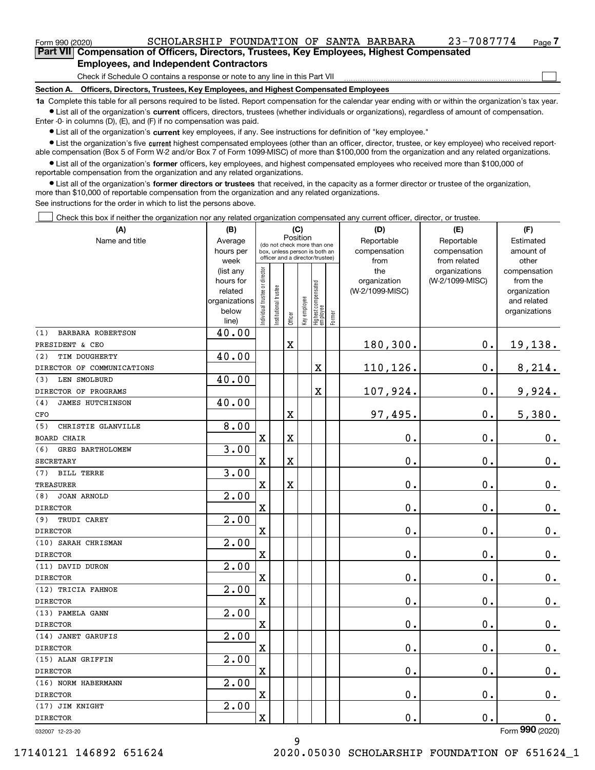Form 990 (2020) SCHOLARSHIP FOUNDATION OF SANTA BARBARA 23-7087774

## Part VII Compensation of Officers, Directors, Trustees, Key Employees, Highest Compensated Employees, and Independent Contractors

Check if Schedule O contains a response or note to any line in this Part VII

### Section A. Officers, Directors, Trustees, Key Employees, and Highest Compensated Employees

**1a** Complete this table for all persons required to be listed. Report compensation for the calendar year ending with or within the organization's tax year.

- List all of the organization's **current** officers, directors, trustees (whether individuals or organizations), regardless of amount of compensation. Enter -0- in columns (D), (E), and (F) if no compensation was paid.
- List all of the organization's **current** key employees, if any. See instructions for definition of "key employee."
- List the organization's five **current** highest compensated employees (other than an officer, director, trustee, or key employee) who received reportable compensation (Box 5 of Form W-2 and/or Box 7 of Form 1099-MISC) of more than $100,000 from the organization and any related organizations.
- List all of the organization's **former** officers, key employees, and highest compensated employees who received more than $100,000 of reportable compensation from the organization and any related organizations.
- List all of the organization's **former directors or trustees** that received, in the capacity as a former director or trustee of the organization, more than $10,000 of reportable compensation from the organization and any related organizations.

See instructions for the order in which to list the persons above.

Check this box if neither the organization nor any related organization compensated any current officer, director, or trustee.

| (A) Name and title | (B) Average hours per week (list any hours for related organizations below line) | (C) Position: Individual trustee or director | Institutional trustee | Officer | Key employee | Highest compensated employee | Former | (D) Reportable compensation from the organization (W-2/1099-MISC) | (E) Reportable compensation from related organizations (W-2/1099-MISC) | (F) Estimated amount of other compensation from the organization and related organizations |
|---|---|---|---|---|---|---|---|---|---|---|
| (1) BARBARA ROBERTSON<br>PRESIDENT & CEO | 40.00 | | | X | | | | 180,300. | 0. | 19,138. |
| (2) TIM DOUGHERTY<br>DIRECTOR OF COMMUNICATIONS | 40.00 | | | | | X | | 110,126. | 0. | 8,214. |
| (3) LEN SMOLBURD<br>DIRECTOR OF PROGRAMS | 40.00 | | | | | X | | 107,924. | 0. | 9,924. |
| (4) JAMES HUTCHINSON<br>CFO | 40.00 | | | X | | | | 97,495. | 0. | 5,380. |
| (5) CHRISTIE GLANVILLE<br>BOARD CHAIR | 8.00 | X | | X | | | | 0. | 0. | 0. |
| (6) GREG BARTHOLOMEW<br>SECRETARY | 3.00 | X | | X | | | | 0. | 0. | 0. |
| (7) BILL TERRE<br>TREASURER | 3.00 | X | | X | | | | 0. | 0. | 0. |
| (8) JOAN ARNOLD<br>DIRECTOR | 2.00 | X | | | | | | 0. | 0. | 0. |
| (9) TRUDI CAREY<br>DIRECTOR | 2.00 | X | | | | | | 0. | 0. | 0. |
| (10) SARAH CHRISMAN<br>DIRECTOR | 2.00 | X | | | | | | 0. | 0. | 0. |
| (11) DAVID DURON<br>DIRECTOR | 2.00 | X | | | | | | 0. | 0. | 0. |
| (12) TRICIA FAHNOE<br>DIRECTOR | 2.00 | X | | | | | | 0. | 0. | 0. |
| (13) PAMELA GANN<br>DIRECTOR | 2.00 | X | | | | | | 0. | 0. | 0. |
| (14) JANET GARUFIS<br>DIRECTOR | 2.00 | X | | | | | | 0. | 0. | 0. |
| (15) ALAN GRIFFIN<br>DIRECTOR | 2.00 | X | | | | | | 0. | 0. | 0. |
| (16) NORM HABERMANN<br>DIRECTOR | 2.00 | X | | | | | | 0. | 0. | 0. |
| (17) JIM KNIGHT<br>DIRECTOR | 2.00 | X | | | | | | 0. | 0. | 0. |

032007 12-23-20

Form 990 (2020)

17140121 146892 651624 2020.05030 SCHOLARSHIP FOUNDATION OF 651624_1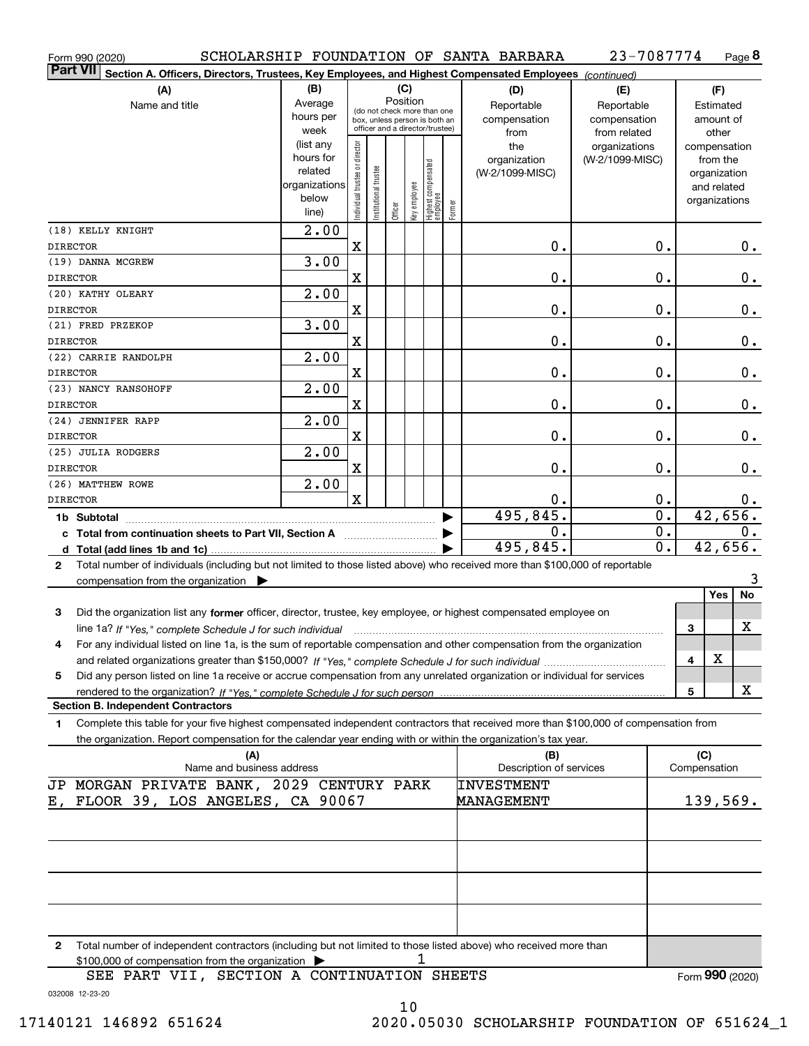Form 990 (2020) SCHOLARSHIP FOUNDATION OF SANTA BARBARA 23-7087774

**Part VII** **Section A. Officers, Directors, Trustees, Key Employees, and Highest Compensated Employees** *(continued)*

| (A) Name and title | (B) Average hours per week (list any hours for related organizations below line) | (C) Position: Individual trustee or director | Institutional trustee | Officer | Key employee | Highest compensated employee | Former | (D) Reportable compensation from the organization (W-2/1099-MISC) | (E) Reportable compensation from related organizations (W-2/1099-MISC) | (F) Estimated amount of other compensation from the organization and related organizations |
|---|---|---|---|---|---|---|---|---|---|---|
| (18) KELLY KNIGHT<br>DIRECTOR | 2.00 | X | | | | | | 0. | 0. | 0. |
| (19) DANNA MCGREW<br>DIRECTOR | 3.00 | X | | | | | | 0. | 0. | 0. |
| (20) KATHY OLEARY<br>DIRECTOR | 2.00 | X | | | | | | 0. | 0. | 0. |
| (21) FRED PRZEKOP<br>DIRECTOR | 3.00 | X | | | | | | 0. | 0. | 0. |
| (22) CARRIE RANDOLPH<br>DIRECTOR | 2.00 | X | | | | | | 0. | 0. | 0. |
| (23) NANCY RANSOHOFF<br>DIRECTOR | 2.00 | X | | | | | | 0. | 0. | 0. |
| (24) JENNIFER RAPP<br>DIRECTOR | 2.00 | X | | | | | | 0. | 0. | 0. |
| (25) JULIA RODGERS<br>DIRECTOR | 2.00 | X | | | | | | 0. | 0. | 0. |
| (26) MATTHEW ROWE<br>DIRECTOR | 2.00 | X | | | | | | 0. | 0. | 0. |
| **1b Subtotal** | | | | | | | | 495,845. | 0. | 42,656. |
| **c Total from continuation sheets to Part VII, Section A** | | | | | | | | 0. | 0. | 0. |
| **d Total (add lines 1b and 1c)** | | | | | | | | 495,845. | 0. | 42,656. |

**2** Total number of individuals (including but not limited to those listed above) who received more than $100,000 of reportable compensation from the organization ▶ 3

| | | Yes | No |
|---|---|---|---|
| **3** Did the organization list any **former** officer, director, trustee, key employee, or highest compensated employee on line 1a? *If "Yes," complete Schedule J for such individual* | 3 | | X |
| **4** For any individual listed on line 1a, is the sum of reportable compensation and other compensation from the organization and related organizations greater than $150,000? *If "Yes," complete Schedule J for such individual* | 4 | X | |
| **5** Did any person listed on line 1a receive or accrue compensation from any unrelated organization or individual for services rendered to the organization? *If "Yes," complete Schedule J for such person* | 5 | | X |

**Section B. Independent Contractors**

**1** Complete this table for your five highest compensated independent contractors that received more than $100,000 of compensation from the organization. Report compensation for the calendar year ending with or within the organization's tax year.

| (A) Name and business address | (B) Description of services | (C) Compensation |
|---|---|---|
| JP MORGAN PRIVATE BANK, 2029 CENTURY PARK E, FLOOR 39, LOS ANGELES, CA 90067 | INVESTMENT MANAGEMENT | 139,569. |
| | | |
| | | |
| | | |
| | | |

**2** Total number of independent contractors (including but not limited to those listed above) who received more than $100,000 of compensation from the organization ▶ 1

SEE PART VII, SECTION A CONTINUATION SHEETS

Form **990** (2020)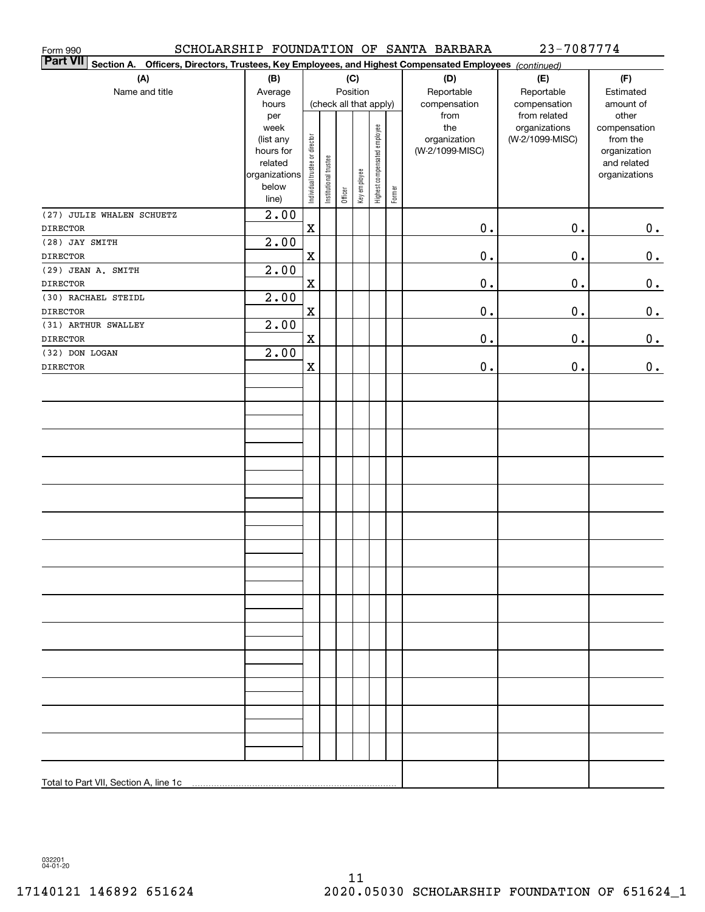Form 990 SCHOLARSHIP FOUNDATION OF SANTA BARBARA 23-7087774

**Part VII** Section A. Officers, Directors, Trustees, Key Employees, and Highest Compensated Employees *(continued)*

| (A) Name and title | (B) Average hours per week (list any hours for related organizations below line) | (C) Position (check all that apply) Individual trustee or director | Institutional trustee | Officer | Key employee | Highest compensated employee | Former | (D) Reportable compensation from the organization (W-2/1099-MISC) | (E) Reportable compensation from related organizations (W-2/1099-MISC) | (F) Estimated amount of other compensation from the organization and related organizations |
|---|---|---|---|---|---|---|---|---|---|---|
| (27) JULIE WHALEN SCHUETZ<br>DIRECTOR | 2.00 | X | | | | | | 0. | 0. | 0. |
| (28) JAY SMITH<br>DIRECTOR | 2.00 | X | | | | | | 0. | 0. | 0. |
| (29) JEAN A. SMITH<br>DIRECTOR | 2.00 | X | | | | | | 0. | 0. | 0. |
| (30) RACHAEL STEIDL<br>DIRECTOR | 2.00 | X | | | | | | 0. | 0. | 0. |
| (31) ARTHUR SWALLEY<br>DIRECTOR | 2.00 | X | | | | | | 0. | 0. | 0. |
| (32) DON LOGAN<br>DIRECTOR | 2.00 | X | | | | | | 0. | 0. | 0. |
| Total to Part VII, Section A, line 1c | | | | | | | | | | |

032201 04-01-20

17140121 146892 651624 2020.05030 SCHOLARSHIP FOUNDATION OF 651624_1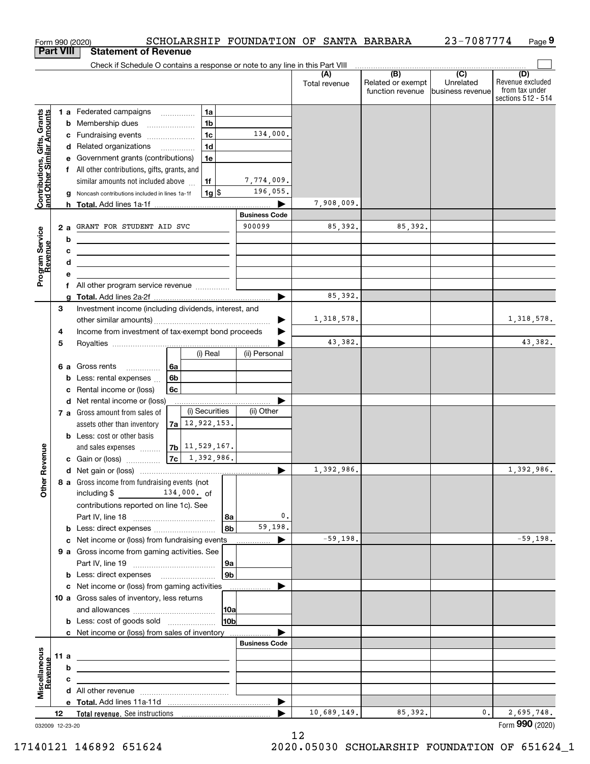Form 990 (2020) SCHOLARSHIP FOUNDATION OF SANTA BARBARA 23-7087774 Page 9

## Part VIII Statement of Revenue

Check if Schedule O contains a response or note to any line in this Part VIII

| | | | | (A) Total revenue | (B) Related or exempt function revenue | (C) Unrelated business revenue | (D) Revenue excluded from tax under sections 512 - 514 |
|---|---|---|---|---|---|---|---|
| **Contributions, Gifts, Grants and Other Similar Amounts** | 1 a Federated campaigns | 1a | | | | | |
| | b Membership dues | 1b | | | | | |
| | c Fundraising events | 1c | 134,000. | | | | |
| | d Related organizations | 1d | | | | | |
| | e Government grants (contributions) | 1e | | | | | |
| | f All other contributions, gifts, grants, and similar amounts not included above | 1f | 7,774,009. | | | | |
| | g Noncash contributions included in lines 1a-1f | 1g $ | 196,055. | | | | |
| | h **Total.** Add lines 1a-1f | | | 7,908,009. | | | |
| **Program Service Revenue** | | | Business Code | | | | |
| | 2 a GRANT FOR STUDENT AID SVC | | 900099 | 85,392. | 85,392. | | |
| | b | | | | | | |
| | c | | | | | | |
| | d | | | | | | |
| | e | | | | | | |
| | f All other program service revenue | | | | | | |
| | g **Total.** Add lines 2a-2f | | | 85,392. | | | |
| **Other Revenue** | 3 Investment income (including dividends, interest, and other similar amounts) | | | 1,318,578. | | | 1,318,578. |
| | 4 Income from investment of tax-exempt bond proceeds | | | | | | |
| | 5 Royalties | | | 43,382. | | | 43,382. |
| | | | (i) Real / (ii) Personal | | | | |
| | 6 a Gross rents | 6a | | | | | |
| | b Less: rental expenses | 6b | | | | | |
| | c Rental income or (loss) | 6c | | | | | |
| | d Net rental income or (loss) | | | | | | |
| | | | (i) Securities / (ii) Other | | | | |
| | 7 a Gross amount from sales of assets other than inventory | 7a | 12,922,153. | | | | |
| | b Less: cost or other basis and sales expenses | 7b | 11,529,167. | | | | |
| | c Gain or (loss) | 7c | 1,392,986. | | | | |
| | d Net gain or (loss) | | | 1,392,986. | | | 1,392,986. |
| | 8 a Gross income from fundraising events (not including $ 134,000. of contributions reported on line 1c). See Part IV, line 18 | 8a | 0. | | | | |
| | b Less: direct expenses | 8b | 59,198. | | | | |
| | c Net income or (loss) from fundraising events | | | -59,198. | | | -59,198. |
| | 9 a Gross income from gaming activities. See Part IV, line 19 | 9a | | | | | |
| | b Less: direct expenses | 9b | | | | | |
| | c Net income or (loss) from gaming activities | | | | | | |
| | 10 a Gross sales of inventory, less returns and allowances | 10a | | | | | |
| | b Less: cost of goods sold | 10b | | | | | |
| | c Net income or (loss) from sales of inventory | | | | | | |
| **Miscellaneous Revenue** | | | Business Code | | | | |
| | 11 a | | | | | | |
| | b | | | | | | |
| | c | | | | | | |
| | d All other revenue | | | | | | |
| | e **Total.** Add lines 11a-11d | | | | | | |
| | 12 **Total revenue.** See instructions | | | 10,689,149. | 85,392. | 0. | 2,695,748. |

032009 12-23-20

Form **990** (2020)

12

17140121 146892 651624 2020.05030 SCHOLARSHIP FOUNDATION OF 651624_1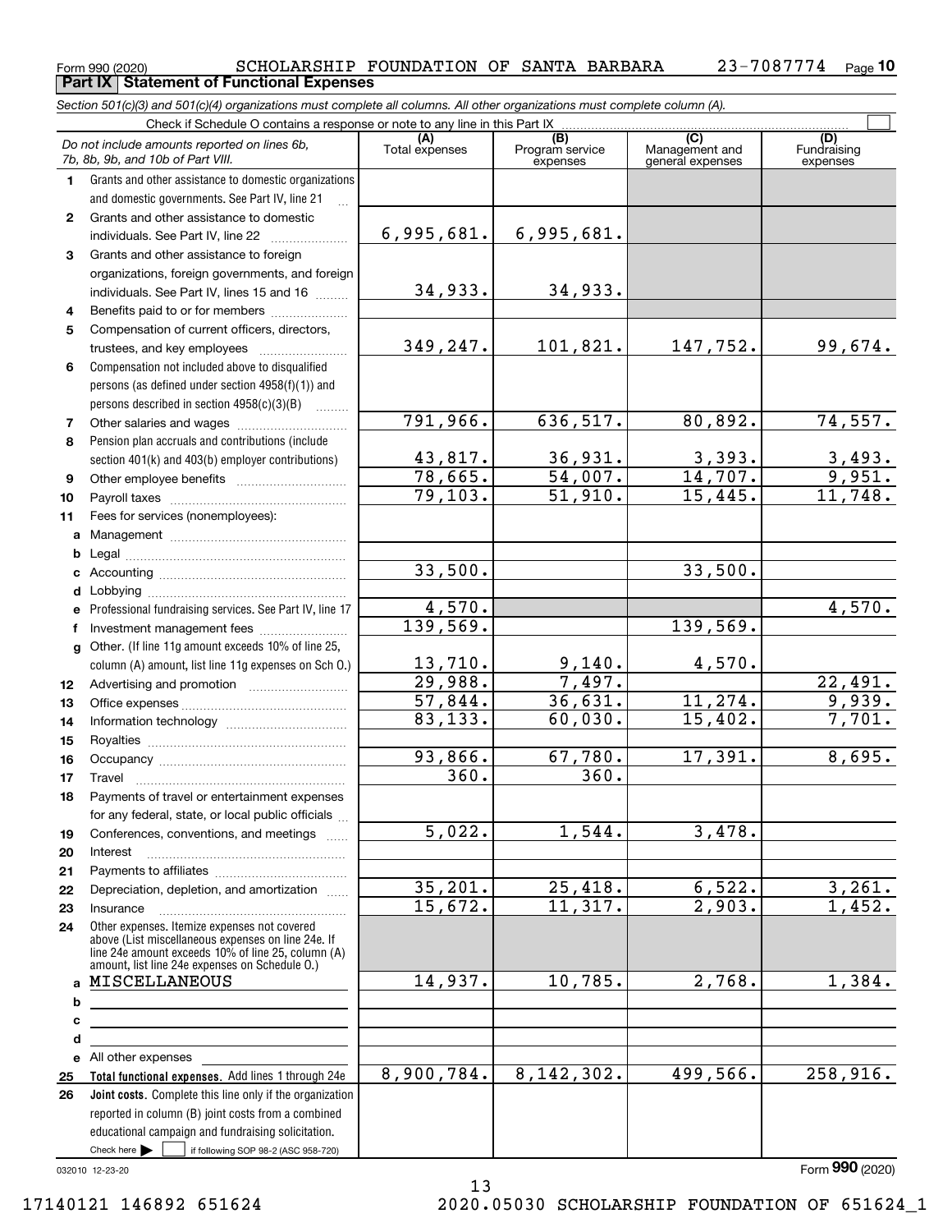Form 990 (2020) SCHOLARSHIP FOUNDATION OF SANTA BARBARA 23-7087774 Page **10**

**Part IX Statement of Functional Expenses**

*Section 501(c)(3) and 501(c)(4) organizations must complete all columns. All other organizations must complete column (A).*

Check if Schedule O contains a response or note to any line in this Part IX ☐

| *Do not include amounts reported on lines 6b, 7b, 8b, 9b, and 10b of Part VIII.* | (A) Total expenses | (B) Program service expenses | (C) Management and general expenses | (D) Fundraising expenses |
|---|---|---|---|---|
| **1** Grants and other assistance to domestic organizations and domestic governments. See Part IV, line 21 | | | | |
| **2** Grants and other assistance to domestic individuals. See Part IV, line 22 | 6,995,681. | 6,995,681. | | |
| **3** Grants and other assistance to foreign organizations, foreign governments, and foreign individuals. See Part IV, lines 15 and 16 | 34,933. | 34,933. | | |
| **4** Benefits paid to or for members | | | | |
| **5** Compensation of current officers, directors, trustees, and key employees | 349,247. | 101,821. | 147,752. | 99,674. |
| **6** Compensation not included above to disqualified persons (as defined under section 4958(f)(1)) and persons described in section 4958(c)(3)(B) | | | | |
| **7** Other salaries and wages | 791,966. | 636,517. | 80,892. | 74,557. |
| **8** Pension plan accruals and contributions (include section 401(k) and 403(b) employer contributions) | 43,817. | 36,931. | 3,393. | 3,493. |
| **9** Other employee benefits | 78,665. | 54,007. | 14,707. | 9,951. |
| **10** Payroll taxes | 79,103. | 51,910. | 15,445. | 11,748. |
| **11** Fees for services (nonemployees): | | | | |
| **a** Management | | | | |
| **b** Legal | | | | |
| **c** Accounting | 33,500. | | 33,500. | |
| **d** Lobbying | | | | |
| **e** Professional fundraising services. See Part IV, line 17 | 4,570. | | | 4,570. |
| **f** Investment management fees | 139,569. | | 139,569. | |
| **g** Other. (If line 11g amount exceeds 10% of line 25, column (A) amount, list line 11g expenses on Sch O.) | 13,710. | 9,140. | 4,570. | |
| **12** Advertising and promotion | 29,988. | 7,497. | | 22,491. |
| **13** Office expenses | 57,844. | 36,631. | 11,274. | 9,939. |
| **14** Information technology | 83,133. | 60,030. | 15,402. | 7,701. |
| **15** Royalties | | | | |
| **16** Occupancy | 93,866. | 67,780. | 17,391. | 8,695. |
| **17** Travel | 360. | 360. | | |
| **18** Payments of travel or entertainment expenses for any federal, state, or local public officials | | | | |
| **19** Conferences, conventions, and meetings | 5,022. | 1,544. | 3,478. | |
| **20** Interest | | | | |
| **21** Payments to affiliates | | | | |
| **22** Depreciation, depletion, and amortization | 35,201. | 25,418. | 6,522. | 3,261. |
| **23** Insurance | 15,672. | 11,317. | 2,903. | 1,452. |
| **24** Other expenses. Itemize expenses not covered above (List miscellaneous expenses on line 24e. If line 24e amount exceeds 10% of line 25, column (A) amount, list line 24e expenses on Schedule O.) | | | | |
| **a** MISCELLANEOUS | 14,937. | 10,785. | 2,768. | 1,384. |
| **b** | | | | |
| **c** | | | | |
| **d** | | | | |
| **e** All other expenses | | | | |
| **25 Total functional expenses.** Add lines 1 through 24e | 8,900,784. | 8,142,302. | 499,566. | 258,916. |
| **26 Joint costs.** Complete this line only if the organization reported in column (B) joint costs from a combined educational campaign and fundraising solicitation. Check here ☐ if following SOP 98-2 (ASC 958-720) | | | | |

032010 12-23-20

Form **990** (2020)

17140121 146892 651624 2020.05030 SCHOLARSHIP FOUNDATION OF 651624_1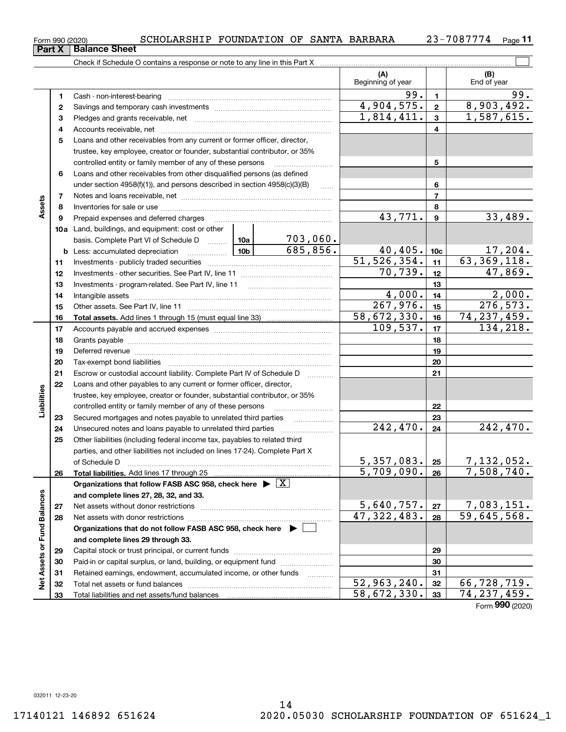Form 990 (2020) SCHOLARSHIP FOUNDATION OF SANTA BARBARA 23-7087774 Page 11

## Part X Balance Sheet

Check if Schedule O contains a response or note to any line in this Part X ☐

| | | | (A) Beginning of year | | (B) End of year |
|---|---|---|---|---|---|
| Assets | 1 | Cash - non-interest-bearing | 99. | 1 | 99. |
| | 2 | Savings and temporary cash investments | 4,904,575. | 2 | 8,903,492. |
| | 3 | Pledges and grants receivable, net | 1,814,411. | 3 | 1,587,615. |
| | 4 | Accounts receivable, net | | 4 | |
| | 5 | Loans and other receivables from any current or former officer, director, trustee, key employee, creator or founder, substantial contributor, or 35% controlled entity or family member of any of these persons | | 5 | |
| | 6 | Loans and other receivables from other disqualified persons (as defined under section 4958(f)(1)), and persons described in section 4958(c)(3)(B) | | 6 | |
| | 7 | Notes and loans receivable, net | | 7 | |
| | 8 | Inventories for sale or use | | 8 | |
| | 9 | Prepaid expenses and deferred charges | 43,771. | 9 | 33,489. |
| | 10a | Land, buildings, and equipment: cost or other basis. Complete Part VI of Schedule D — 10a: 703,060. | | | |
| | b | Less: accumulated depreciation — 10b: 685,856. | 40,405. | 10c | 17,204. |
| | 11 | Investments - publicly traded securities | 51,526,354. | 11 | 63,369,118. |
| | 12 | Investments - other securities. See Part IV, line 11 | 70,739. | 12 | 47,869. |
| | 13 | Investments - program-related. See Part IV, line 11 | | 13 | |
| | 14 | Intangible assets | 4,000. | 14 | 2,000. |
| | 15 | Other assets. See Part IV, line 11 | 267,976. | 15 | 276,573. |
| | 16 | **Total assets.** Add lines 1 through 15 (must equal line 33) | 58,672,330. | 16 | 74,237,459. |
| Liabilities | 17 | Accounts payable and accrued expenses | 109,537. | 17 | 134,218. |
| | 18 | Grants payable | | 18 | |
| | 19 | Deferred revenue | | 19 | |
| | 20 | Tax-exempt bond liabilities | | 20 | |
| | 21 | Escrow or custodial account liability. Complete Part IV of Schedule D | | 21 | |
| | 22 | Loans and other payables to any current or former officer, director, trustee, key employee, creator or founder, substantial contributor, or 35% controlled entity or family member of any of these persons | | 22 | |
| | 23 | Secured mortgages and notes payable to unrelated third parties | | 23 | |
| | 24 | Unsecured notes and loans payable to unrelated third parties | 242,470. | 24 | 242,470. |
| | 25 | Other liabilities (including federal income tax, payables to related third parties, and other liabilities not included on lines 17-24). Complete Part X of Schedule D | 5,357,083. | 25 | 7,132,052. |
| | 26 | **Total liabilities.** Add lines 17 through 25 | 5,709,090. | 26 | 7,508,740. |
| Net Assets or Fund Balances | | **Organizations that follow FASB ASC 958, check here ▶ ☒ and complete lines 27, 28, 32, and 33.** | | | |
| | 27 | Net assets without donor restrictions | 5,640,757. | 27 | 7,083,151. |
| | 28 | Net assets with donor restrictions | 47,322,483. | 28 | 59,645,568. |
| | | **Organizations that do not follow FASB ASC 958, check here ▶ ☐ and complete lines 29 through 33.** | | | |
| | 29 | Capital stock or trust principal, or current funds | | 29 | |
| | 30 | Paid-in or capital surplus, or land, building, or equipment fund | | 30 | |
| | 31 | Retained earnings, endowment, accumulated income, or other funds | | 31 | |
| | 32 | Total net assets or fund balances | 52,963,240. | 32 | 66,728,719. |
| | 33 | Total liabilities and net assets/fund balances | 58,672,330. | 33 | 74,237,459. |

Form **990** (2020)

032011 12-23-20

17140121 146892 651624 2020.05030 SCHOLARSHIP FOUNDATION OF 651624_1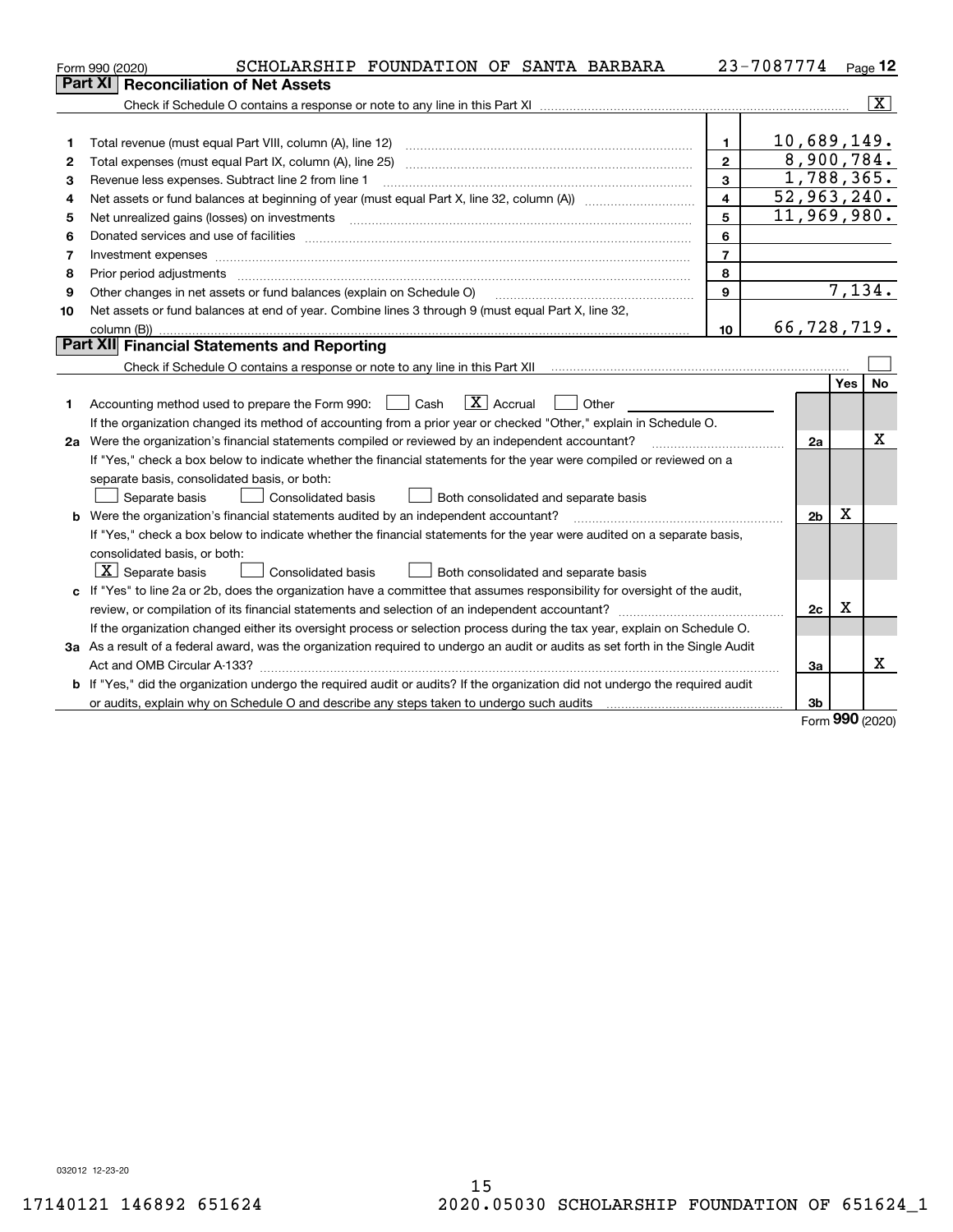Form 990 (2020) SCHOLARSHIP FOUNDATION OF SANTA BARBARA 23-7087774 Page **12**

## Part XI Reconciliation of Net Assets

Check if Schedule O contains a response or note to any line in this Part XI ..... [X]

| | | | |
|---|---|---|---|
| 1 | Total revenue (must equal Part VIII, column (A), line 12) | 1 | 10,689,149. |
| 2 | Total expenses (must equal Part IX, column (A), line 25) | 2 | 8,900,784. |
| 3 | Revenue less expenses. Subtract line 2 from line 1 | 3 | 1,788,365. |
| 4 | Net assets or fund balances at beginning of year (must equal Part X, line 32, column (A)) | 4 | 52,963,240. |
| 5 | Net unrealized gains (losses) on investments | 5 | 11,969,980. |
| 6 | Donated services and use of facilities | 6 | |
| 7 | Investment expenses | 7 | |
| 8 | Prior period adjustments | 8 | |
| 9 | Other changes in net assets or fund balances (explain on Schedule O) | 9 | 7,134. |
| 10 | Net assets or fund balances at end of year. Combine lines 3 through 9 (must equal Part X, line 32, column (B)) | 10 | 66,728,719. |

## Part XII Financial Statements and Reporting

Check if Schedule O contains a response or note to any line in this Part XII ..... [ ]

| | | | Yes | No |
|---|---|---|---|---|
| 1 | Accounting method used to prepare the Form 990: [ ] Cash [X] Accrual [ ] Other<br>If the organization changed its method of accounting from a prior year or checked "Other," explain in Schedule O. | | | |
| 2a | Were the organization's financial statements compiled or reviewed by an independent accountant?<br>If "Yes," check a box below to indicate whether the financial statements for the year were compiled or reviewed on a separate basis, consolidated basis, or both:<br>[ ] Separate basis [ ] Consolidated basis [ ] Both consolidated and separate basis | 2a | | X |
| b | Were the organization's financial statements audited by an independent accountant?<br>If "Yes," check a box below to indicate whether the financial statements for the year were audited on a separate basis, consolidated basis, or both:<br>[X] Separate basis [ ] Consolidated basis [ ] Both consolidated and separate basis | 2b | X | |
| c | If "Yes" to line 2a or 2b, does the organization have a committee that assumes responsibility for oversight of the audit, review, or compilation of its financial statements and selection of an independent accountant?<br>If the organization changed either its oversight process or selection process during the tax year, explain on Schedule O. | 2c | X | |
| 3a | As a result of a federal award, was the organization required to undergo an audit or audits as set forth in the Single Audit Act and OMB Circular A-133? | 3a | | X |
| b | If "Yes," did the organization undergo the required audit or audits? If the organization did not undergo the required audit or audits, explain why on Schedule O and describe any steps taken to undergo such audits | 3b | | |

Form **990** (2020)

032012 12-23-20

17140121 146892 651624 2020.05030 SCHOLARSHIP FOUNDATION OF 651624_1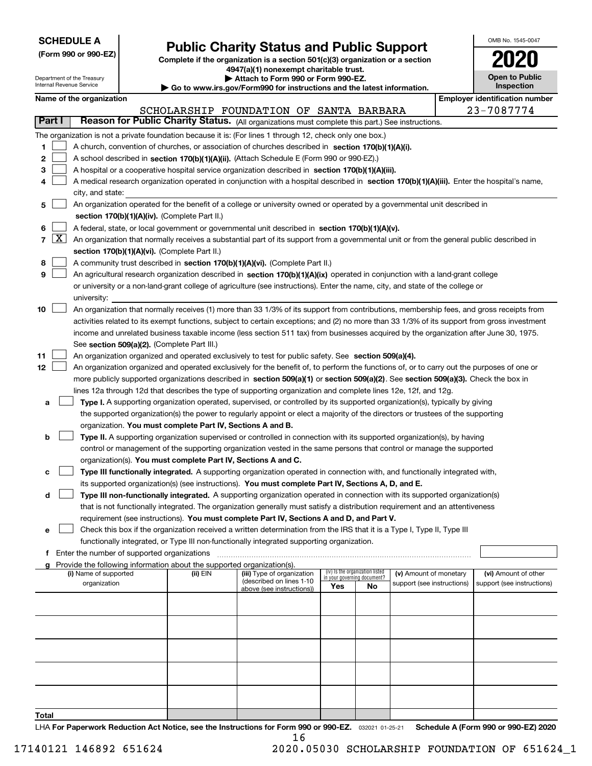**SCHEDULE A**
**(Form 990 or 990-EZ)**

Department of the Treasury
Internal Revenue Service

# Public Charity Status and Public Support

**Complete if the organization is a section 501(c)(3) organization or a section 4947(a)(1) nonexempt charitable trust.**
**▶ Attach to Form 990 or Form 990-EZ.**
**▶ Go to www.irs.gov/Form990 for instructions and the latest information.**

OMB No. 1545-0047

**2020**

**Open to Public Inspection**

**Name of the organization**
SCHOLARSHIP FOUNDATION OF SANTA BARBARA

**Employer identification number**
23-7087774

## Part I — Reason for Public Charity Status. (All organizations must complete this part.) See instructions.

The organization is not a private foundation because it is: (For lines 1 through 12, check only one box.)

1 ☐ A church, convention of churches, or association of churches described in **section 170(b)(1)(A)(i).**

2 ☐ A school described in **section 170(b)(1)(A)(ii).** (Attach Schedule E (Form 990 or 990-EZ).)

3 ☐ A hospital or a cooperative hospital service organization described in **section 170(b)(1)(A)(iii).**

4 ☐ A medical research organization operated in conjunction with a hospital described in **section 170(b)(1)(A)(iii).** Enter the hospital's name, city, and state:

5 ☐ An organization operated for the benefit of a college or university owned or operated by a governmental unit described in **section 170(b)(1)(A)(iv).** (Complete Part II.)

6 ☐ A federal, state, or local government or governmental unit described in **section 170(b)(1)(A)(v).**

7 ☒ An organization that normally receives a substantial part of its support from a governmental unit or from the general public described in **section 170(b)(1)(A)(vi).** (Complete Part II.)

8 ☐ A community trust described in **section 170(b)(1)(A)(vi).** (Complete Part II.)

9 ☐ An agricultural research organization described in **section 170(b)(1)(A)(ix)** operated in conjunction with a land-grant college or university or a non-land-grant college of agriculture (see instructions). Enter the name, city, and state of the college or university:

10 ☐ An organization that normally receives (1) more than 33 1/3% of its support from contributions, membership fees, and gross receipts from activities related to its exempt functions, subject to certain exceptions; and (2) no more than 33 1/3% of its support from gross investment income and unrelated business taxable income (less section 511 tax) from businesses acquired by the organization after June 30, 1975. See **section 509(a)(2).** (Complete Part III.)

11 ☐ An organization organized and operated exclusively to test for public safety. See **section 509(a)(4).**

12 ☐ An organization organized and operated exclusively for the benefit of, to perform the functions of, or to carry out the purposes of one or more publicly supported organizations described in **section 509(a)(1)** or **section 509(a)(2)**. See **section 509(a)(3).** Check the box in lines 12a through 12d that describes the type of supporting organization and complete lines 12e, 12f, and 12g.

a ☐ **Type I.** A supporting organization operated, supervised, or controlled by its supported organization(s), typically by giving the supported organization(s) the power to regularly appoint or elect a majority of the directors or trustees of the supporting organization. **You must complete Part IV, Sections A and B.**

b ☐ **Type II.** A supporting organization supervised or controlled in connection with its supported organization(s), by having control or management of the supporting organization vested in the same persons that control or manage the supported organization(s). **You must complete Part IV, Sections A and C.**

c ☐ **Type III functionally integrated.** A supporting organization operated in connection with, and functionally integrated with, its supported organization(s) (see instructions). **You must complete Part IV, Sections A, D, and E.**

d ☐ **Type III non-functionally integrated.** A supporting organization operated in connection with its supported organization(s) that is not functionally integrated. The organization generally must satisfy a distribution requirement and an attentiveness requirement (see instructions). **You must complete Part IV, Sections A and D, and Part V.**

e ☐ Check this box if the organization received a written determination from the IRS that it is a Type I, Type II, Type III functionally integrated, or Type III non-functionally integrated supporting organization.

f Enter the number of supported organizations

g Provide the following information about the supported organization(s).

| (i) Name of supported organization | (ii) EIN | (iii) Type of organization (described on lines 1-10 above (see instructions)) | (iv) Is the organization listed in your governing document? Yes | No | (v) Amount of monetary support (see instructions) | (vi) Amount of other support (see instructions) |
|---|---|---|---|---|---|---|
| | | | | | | |
| | | | | | | |
| | | | | | | |
| | | | | | | |
| | | | | | | |
| **Total** | | | | | | |

LHA **For Paperwork Reduction Act Notice, see the Instructions for Form 990 or 990-EZ.** 032021 01-25-21 **Schedule A (Form 990 or 990-EZ) 2020**

17140121 146892 651624 2020.05030 SCHOLARSHIP FOUNDATION OF 651624_1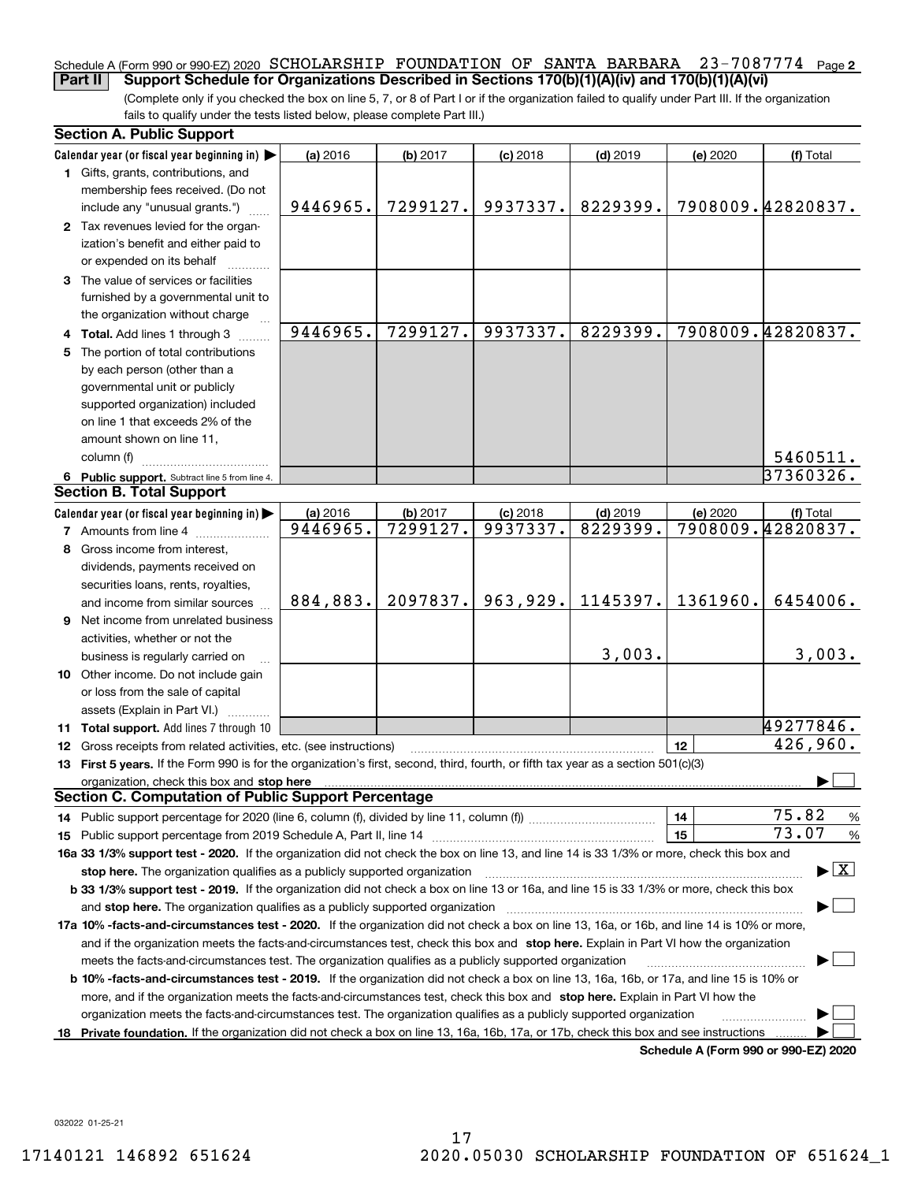Schedule A (Form 990 or 990-EZ) 2020 SCHOLARSHIP FOUNDATION OF SANTA BARBARA 23-7087774 Page 2

**Part II Support Schedule for Organizations Described in Sections 170(b)(1)(A)(iv) and 170(b)(1)(A)(vi)**

(Complete only if you checked the box on line 5, 7, or 8 of Part I or if the organization failed to qualify under Part III. If the organization fails to qualify under the tests listed below, please complete Part III.)

**Section A. Public Support**

| Calendar year (or fiscal year beginning in) ▶ | (a) 2016 | (b) 2017 | (c) 2018 | (d) 2019 | (e) 2020 | (f) Total |
|---|---|---|---|---|---|---|
| 1 Gifts, grants, contributions, and membership fees received. (Do not include any "unusual grants.") | 9446965. | 7299127. | 9937337. | 8229399. | 7908009. | 42820837. |
| 2 Tax revenues levied for the organization's benefit and either paid to or expended on its behalf | | | | | | |
| 3 The value of services or facilities furnished by a governmental unit to the organization without charge | | | | | | |
| 4 **Total.** Add lines 1 through 3 | 9446965. | 7299127. | 9937337. | 8229399. | 7908009. | 42820837. |
| 5 The portion of total contributions by each person (other than a governmental unit or publicly supported organization) included on line 1 that exceeds 2% of the amount shown on line 11, column (f) | | | | | | 5460511. |
| 6 **Public support.** Subtract line 5 from line 4. | | | | | | 37360326. |

**Section B. Total Support**

| Calendar year (or fiscal year beginning in) ▶ | (a) 2016 | (b) 2017 | (c) 2018 | (d) 2019 | (e) 2020 | (f) Total |
|---|---|---|---|---|---|---|
| 7 Amounts from line 4 | 9446965. | 7299127. | 9937337. | 8229399. | 7908009. | 42820837. |
| 8 Gross income from interest, dividends, payments received on securities loans, rents, royalties, and income from similar sources | 884,883. | 2097837. | 963,929. | 1145397. | 1361960. | 6454006. |
| 9 Net income from unrelated business activities, whether or not the business is regularly carried on | | | | 3,003. | | 3,003. |
| 10 Other income. Do not include gain or loss from the sale of capital assets (Explain in Part VI.) | | | | | | |
| 11 **Total support.** Add lines 7 through 10 | | | | | | 49277846. |

12 Gross receipts from related activities, etc. (see instructions) | 12 | 426,960.

13 **First 5 years.** If the Form 990 is for the organization's first, second, third, fourth, or fifth tax year as a section 501(c)(3) organization, check this box and **stop here** ▶ ☐

**Section C. Computation of Public Support Percentage**

14 Public support percentage for 2020 (line 6, column (f), divided by line 11, column (f)) | 14 | 75.82 %

15 Public support percentage from 2019 Schedule A, Part II, line 14 | 15 | 73.07 %

**16a 33 1/3% support test - 2020.** If the organization did not check the box on line 13, and line 14 is 33 1/3% or more, check this box and **stop here.** The organization qualifies as a publicly supported organization ▶ ☒

**b 33 1/3% support test - 2019.** If the organization did not check a box on line 13 or 16a, and line 15 is 33 1/3% or more, check this box and **stop here.** The organization qualifies as a publicly supported organization ▶ ☐

**17a 10% -facts-and-circumstances test - 2020.** If the organization did not check a box on line 13, 16a, or 16b, and line 14 is 10% or more, and if the organization meets the facts-and-circumstances test, check this box and **stop here.** Explain in Part VI how the organization meets the facts-and-circumstances test. The organization qualifies as a publicly supported organization ▶ ☐

**b 10% -facts-and-circumstances test - 2019.** If the organization did not check a box on line 13, 16a, 16b, or 17a, and line 15 is 10% or more, and if the organization meets the facts-and-circumstances test, check this box and **stop here.** Explain in Part VI how the organization meets the facts-and-circumstances test. The organization qualifies as a publicly supported organization ▶ ☐

**18 Private foundation.** If the organization did not check a box on line 13, 16a, 16b, 17a, or 17b, check this box and see instructions ▶ ☐

**Schedule A (Form 990 or 990-EZ) 2020**

032022 01-25-21

17140121 146892 651624 2020.05030 SCHOLARSHIP FOUNDATION OF 651624_1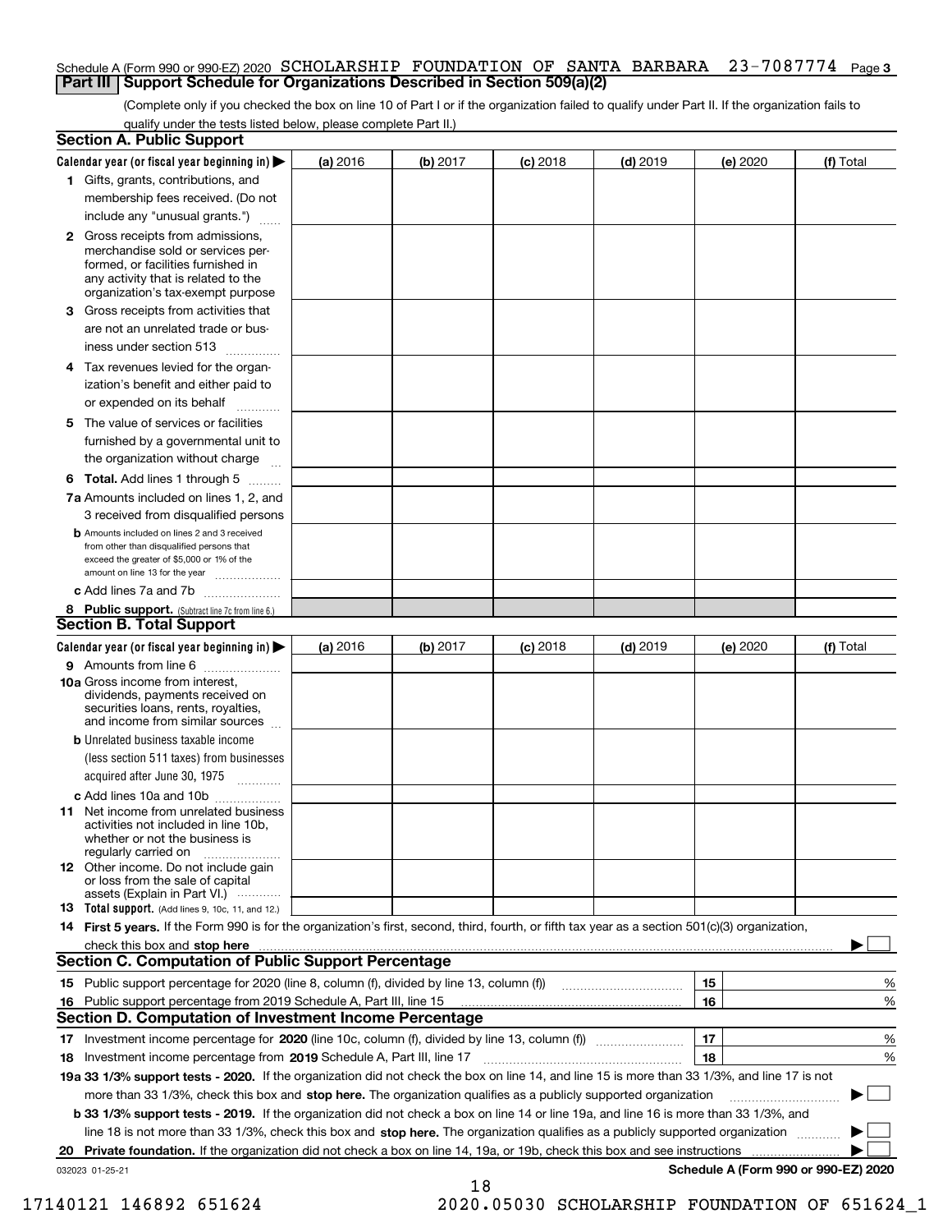Schedule A (Form 990 or 990-EZ) 2020 SCHOLARSHIP FOUNDATION OF SANTA BARBARA 23-7087774 Page 3

## Part III Support Schedule for Organizations Described in Section 509(a)(2)

(Complete only if you checked the box on line 10 of Part I or if the organization failed to qualify under Part II. If the organization fails to qualify under the tests listed below, please complete Part II.)

### Section A. Public Support

| Calendar year (or fiscal year beginning in) | (a) 2016 | (b) 2017 | (c) 2018 | (d) 2019 | (e) 2020 | (f) Total |
|---|---|---|---|---|---|---|
| 1 Gifts, grants, contributions, and membership fees received. (Do not include any "unusual grants.") | | | | | | |
| 2 Gross receipts from admissions, merchandise sold or services performed, or facilities furnished in any activity that is related to the organization's tax-exempt purpose | | | | | | |
| 3 Gross receipts from activities that are not an unrelated trade or business under section 513 | | | | | | |
| 4 Tax revenues levied for the organization's benefit and either paid to or expended on its behalf | | | | | | |
| 5 The value of services or facilities furnished by a governmental unit to the organization without charge | | | | | | |
| 6 Total. Add lines 1 through 5 | | | | | | |
| 7a Amounts included on lines 1, 2, and 3 received from disqualified persons | | | | | | |
| b Amounts included on lines 2 and 3 received from other than disqualified persons that exceed the greater of $5,000 or 1% of the amount on line 13 for the year | | | | | | |
| c Add lines 7a and 7b | | | | | | |
| 8 Public support. (Subtract line 7c from line 6.) | | | | | | |

### Section B. Total Support

| Calendar year (or fiscal year beginning in) | (a) 2016 | (b) 2017 | (c) 2018 | (d) 2019 | (e) 2020 | (f) Total |
|---|---|---|---|---|---|---|
| 9 Amounts from line 6 | | | | | | |
| 10a Gross income from interest, dividends, payments received on securities loans, rents, royalties, and income from similar sources | | | | | | |
| b Unrelated business taxable income (less section 511 taxes) from businesses acquired after June 30, 1975 | | | | | | |
| c Add lines 10a and 10b | | | | | | |
| 11 Net income from unrelated business activities not included in line 10b, whether or not the business is regularly carried on | | | | | | |
| 12 Other income. Do not include gain or loss from the sale of capital assets (Explain in Part VI.) | | | | | | |
| 13 Total support. (Add lines 9, 10c, 11, and 12.) | | | | | | |

14 **First 5 years.** If the Form 990 is for the organization's first, second, third, fourth, or fifth tax year as a section 501(c)(3) organization, check this box and **stop here** ▶ ☐

### Section C. Computation of Public Support Percentage

| | | |
|---|---|---|
| 15 Public support percentage for 2020 (line 8, column (f), divided by line 13, column (f)) | 15 | % |
| 16 Public support percentage from 2019 Schedule A, Part III, line 15 | 16 | % |

### Section D. Computation of Investment Income Percentage

| | | |
|---|---|---|
| 17 Investment income percentage for **2020** (line 10c, column (f), divided by line 13, column (f)) | 17 | % |
| 18 Investment income percentage from **2019** Schedule A, Part III, line 17 | 18 | % |

**19a 33 1/3% support tests - 2020.** If the organization did not check the box on line 14, and line 15 is more than 33 1/3%, and line 17 is not more than 33 1/3%, check this box and **stop here.** The organization qualifies as a publicly supported organization ▶ ☐

**b 33 1/3% support tests - 2019.** If the organization did not check a box on line 14 or line 19a, and line 16 is more than 33 1/3%, and line 18 is not more than 33 1/3%, check this box and **stop here.** The organization qualifies as a publicly supported organization ▶ ☐

**20 Private foundation.** If the organization did not check a box on line 14, 19a, or 19b, check this box and see instructions ▶ ☐

032023 01-25-21

**Schedule A (Form 990 or 990-EZ) 2020**

17140121 146892 651624 2020.05030 SCHOLARSHIP FOUNDATION OF 651624_1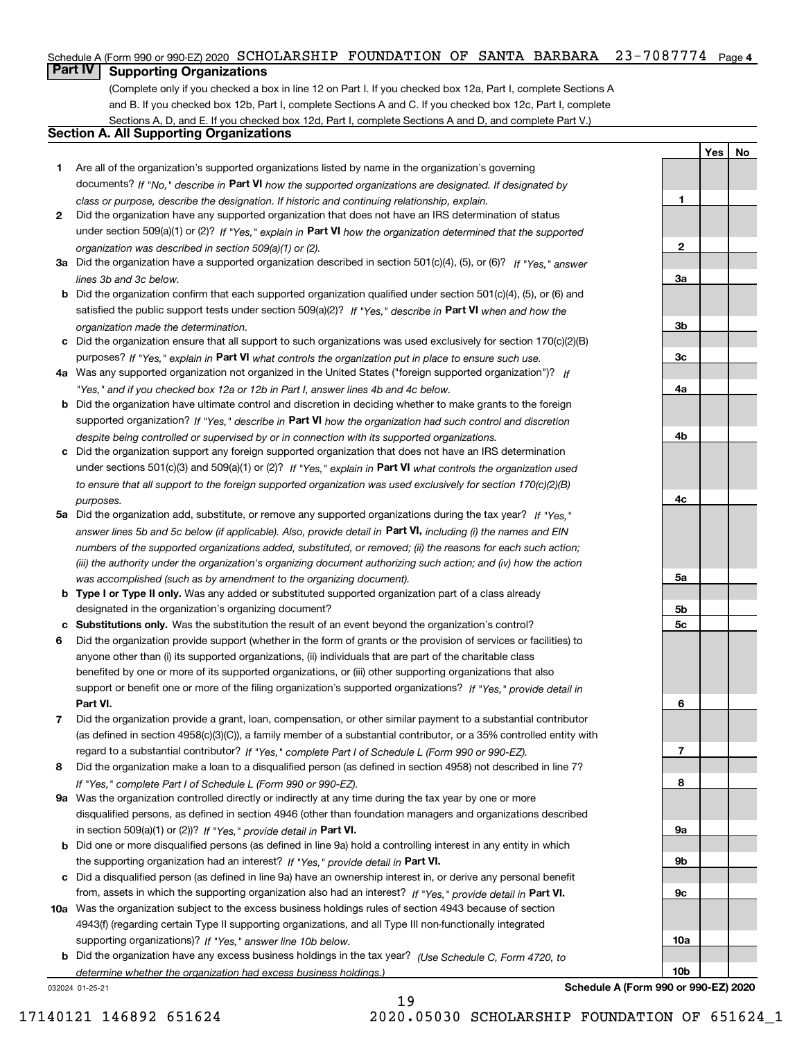Schedule A (Form 990 or 990-EZ) 2020 SCHOLARSHIP FOUNDATION OF SANTA BARBARA 23-7087774 Page 4

## Part IV Supporting Organizations

(Complete only if you checked a box in line 12 on Part I. If you checked box 12a, Part I, complete Sections A and B. If you checked box 12b, Part I, complete Sections A and C. If you checked box 12c, Part I, complete Sections A, D, and E. If you checked box 12d, Part I, complete Sections A and D, and complete Part V.)

### Section A. All Supporting Organizations

| | | | Yes | No |
|---|---|---|---|---|
| **1** | Are all of the organization's supported organizations listed by name in the organization's governing documents? *If "No," describe in* **Part VI** *how the supported organizations are designated. If designated by class or purpose, describe the designation. If historic and continuing relationship, explain.* | 1 | | |
| **2** | Did the organization have any supported organization that does not have an IRS determination of status under section 509(a)(1) or (2)? *If "Yes," explain in* **Part VI** *how the organization determined that the supported organization was described in section 509(a)(1) or (2).* | 2 | | |
| **3a** | Did the organization have a supported organization described in section 501(c)(4), (5), or (6)? *If "Yes," answer lines 3b and 3c below.* | 3a | | |
| **b** | Did the organization confirm that each supported organization qualified under section 501(c)(4), (5), or (6) and satisfied the public support tests under section 509(a)(2)? *If "Yes," describe in* **Part VI** *when and how the organization made the determination.* | 3b | | |
| **c** | Did the organization ensure that all support to such organizations was used exclusively for section 170(c)(2)(B) purposes? *If "Yes," explain in* **Part VI** *what controls the organization put in place to ensure such use.* | 3c | | |
| **4a** | Was any supported organization not organized in the United States ("foreign supported organization")? *If "Yes," and if you checked box 12a or 12b in Part I, answer lines 4b and 4c below.* | 4a | | |
| **b** | Did the organization have ultimate control and discretion in deciding whether to make grants to the foreign supported organization? *If "Yes," describe in* **Part VI** *how the organization had such control and discretion despite being controlled or supervised by or in connection with its supported organizations.* | 4b | | |
| **c** | Did the organization support any foreign supported organization that does not have an IRS determination under sections 501(c)(3) and 509(a)(1) or (2)? *If "Yes," explain in* **Part VI** *what controls the organization used to ensure that all support to the foreign supported organization was used exclusively for section 170(c)(2)(B) purposes.* | 4c | | |
| **5a** | Did the organization add, substitute, or remove any supported organizations during the tax year? *If "Yes," answer lines 5b and 5c below (if applicable). Also, provide detail in* **Part VI,** *including (i) the names and EIN numbers of the supported organizations added, substituted, or removed; (ii) the reasons for each such action; (iii) the authority under the organization's organizing document authorizing such action; and (iv) how the action was accomplished (such as by amendment to the organizing document).* | 5a | | |
| **b** | **Type I or Type II only.** Was any added or substituted supported organization part of a class already designated in the organization's organizing document? | 5b | | |
| **c** | **Substitutions only.** Was the substitution the result of an event beyond the organization's control? | 5c | | |
| **6** | Did the organization provide support (whether in the form of grants or the provision of services or facilities) to anyone other than (i) its supported organizations, (ii) individuals that are part of the charitable class benefited by one or more of its supported organizations, or (iii) other supporting organizations that also support or benefit one or more of the filing organization's supported organizations? *If "Yes," provide detail in* **Part VI.** | 6 | | |
| **7** | Did the organization provide a grant, loan, compensation, or other similar payment to a substantial contributor (as defined in section 4958(c)(3)(C)), a family member of a substantial contributor, or a 35% controlled entity with regard to a substantial contributor? *If "Yes," complete Part I of Schedule L (Form 990 or 990-EZ).* | 7 | | |
| **8** | Did the organization make a loan to a disqualified person (as defined in section 4958) not described in line 7? *If "Yes," complete Part I of Schedule L (Form 990 or 990-EZ).* | 8 | | |
| **9a** | Was the organization controlled directly or indirectly at any time during the tax year by one or more disqualified persons, as defined in section 4946 (other than foundation managers and organizations described in section 509(a)(1) or (2))? *If "Yes," provide detail in* **Part VI.** | 9a | | |
| **b** | Did one or more disqualified persons (as defined in line 9a) hold a controlling interest in any entity in which the supporting organization had an interest? *If "Yes," provide detail in* **Part VI.** | 9b | | |
| **c** | Did a disqualified person (as defined in line 9a) have an ownership interest in, or derive any personal benefit from, assets in which the supporting organization also had an interest? *If "Yes," provide detail in* **Part VI.** | 9c | | |
| **10a** | Was the organization subject to the excess business holdings rules of section 4943 because of section 4943(f) (regarding certain Type II supporting organizations, and all Type III non-functionally integrated supporting organizations)? *If "Yes," answer line 10b below.* | 10a | | |
| **b** | Did the organization have any excess business holdings in the tax year? *(Use Schedule C, Form 4720, to determine whether the organization had excess business holdings.)* | 10b | | |

032024 01-25-21 **Schedule A (Form 990 or 990-EZ) 2020**

17140121 146892 651624 2020.05030 SCHOLARSHIP FOUNDATION OF 651624_1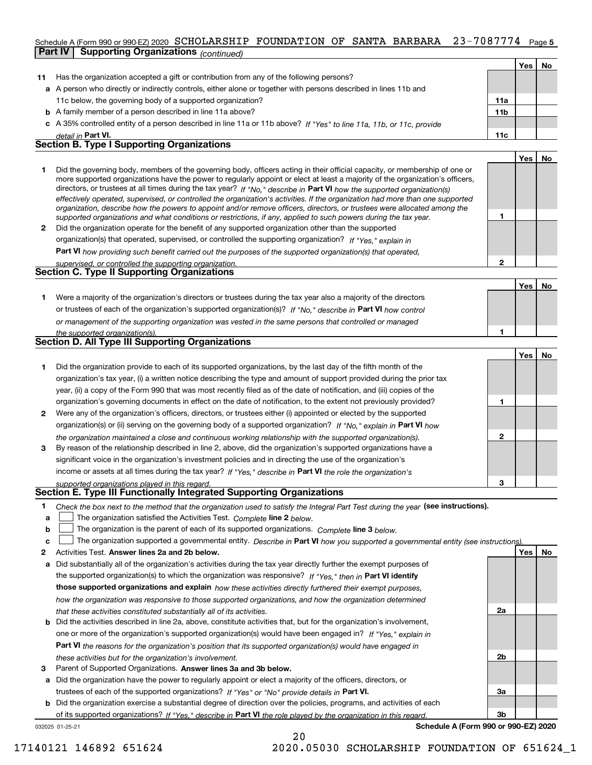Schedule A (Form 990 or 990-EZ) 2020 SCHOLARSHIP FOUNDATION OF SANTA BARBARA 23-7087774 Page 5

**Part IV | Supporting Organizations** *(continued)*

| | | | Yes | No |
|---|---|---|---|---|
| **11** | Has the organization accepted a gift or contribution from any of the following persons? | | | |
| **a** | A person who directly or indirectly controls, either alone or together with persons described in lines 11b and 11c below, the governing body of a supported organization? | **11a** | | |
| **b** | A family member of a person described in line 11a above? | **11b** | | |
| **c** | A 35% controlled entity of a person described in line 11a or 11b above? *If "Yes" to line 11a, 11b, or 11c, provide detail in* **Part VI.** | **11c** | | |

**Section B. Type I Supporting Organizations**

| | | | Yes | No |
|---|---|---|---|---|
| **1** | Did the governing body, members of the governing body, officers acting in their official capacity, or membership of one or more supported organizations have the power to regularly appoint or elect at least a majority of the organization's officers, directors, or trustees at all times during the tax year? *If "No," describe in* **Part VI** *how the supported organization(s) effectively operated, supervised, or controlled the organization's activities. If the organization had more than one supported organization, describe how the powers to appoint and/or remove officers, directors, or trustees were allocated among the supported organizations and what conditions or restrictions, if any, applied to such powers during the tax year.* | **1** | | |
| **2** | Did the organization operate for the benefit of any supported organization other than the supported organization(s) that operated, supervised, or controlled the supporting organization? *If "Yes," explain in* **Part VI** *how providing such benefit carried out the purposes of the supported organization(s) that operated, supervised, or controlled the supporting organization.* | **2** | | |

**Section C. Type II Supporting Organizations**

| | | | Yes | No |
|---|---|---|---|---|
| **1** | Were a majority of the organization's directors or trustees during the tax year also a majority of the directors or trustees of each of the organization's supported organization(s)? *If "No," describe in* **Part VI** *how control or management of the supporting organization was vested in the same persons that controlled or managed the supported organization(s).* | **1** | | |

**Section D. All Type III Supporting Organizations**

| | | | Yes | No |
|---|---|---|---|---|
| **1** | Did the organization provide to each of its supported organizations, by the last day of the fifth month of the organization's tax year, (i) a written notice describing the type and amount of support provided during the prior tax year, (ii) a copy of the Form 990 that was most recently filed as of the date of notification, and (iii) copies of the organization's governing documents in effect on the date of notification, to the extent not previously provided? | **1** | | |
| **2** | Were any of the organization's officers, directors, or trustees either (i) appointed or elected by the supported organization(s) or (ii) serving on the governing body of a supported organization? *If "No," explain in* **Part VI** *how the organization maintained a close and continuous working relationship with the supported organization(s).* | **2** | | |
| **3** | By reason of the relationship described in line 2, above, did the organization's supported organizations have a significant voice in the organization's investment policies and in directing the use of the organization's income or assets at all times during the tax year? *If "Yes," describe in* **Part VI** *the role the organization's supported organizations played in this regard.* | **3** | | |

**Section E. Type III Functionally Integrated Supporting Organizations**

**1** *Check the box next to the method that the organization used to satisfy the Integral Part Test during the year* **(see instructions).**

**a** ☐ The organization satisfied the Activities Test. *Complete* **line 2** *below.*

**b** ☐ The organization is the parent of each of its supported organizations. *Complete* **line 3** *below.*

**c** ☐ The organization supported a governmental entity. *Describe in* **Part VI** *how you supported a governmental entity (see instructions).*

| | | | Yes | No |
|---|---|---|---|---|
| **2** | Activities Test. **Answer lines 2a and 2b below.** | | | |
| **a** | Did substantially all of the organization's activities during the tax year directly further the exempt purposes of the supported organization(s) to which the organization was responsive? *If "Yes," then in* **Part VI identify those supported organizations and explain** *how these activities directly furthered their exempt purposes, how the organization was responsive to those supported organizations, and how the organization determined that these activities constituted substantially all of its activities.* | **2a** | | |
| **b** | Did the activities described in line 2a, above, constitute activities that, but for the organization's involvement, one or more of the organization's supported organization(s) would have been engaged in? *If "Yes," explain in* **Part VI** *the reasons for the organization's position that its supported organization(s) would have engaged in these activities but for the organization's involvement.* | **2b** | | |
| **3** | Parent of Supported Organizations. **Answer lines 3a and 3b below.** | | | |
| **a** | Did the organization have the power to regularly appoint or elect a majority of the officers, directors, or trustees of each of the supported organizations? *If "Yes" or "No" provide details in* **Part VI.** | **3a** | | |
| **b** | Did the organization exercise a substantial degree of direction over the policies, programs, and activities of each of its supported organizations? *If "Yes," describe in* **Part VI** *the role played by the organization in this regard.* | **3b** | | |

032025 01-25-21 **Schedule A (Form 990 or 990-EZ) 2020**

17140121 146892 651624 2020.05030 SCHOLARSHIP FOUNDATION OF 651624_1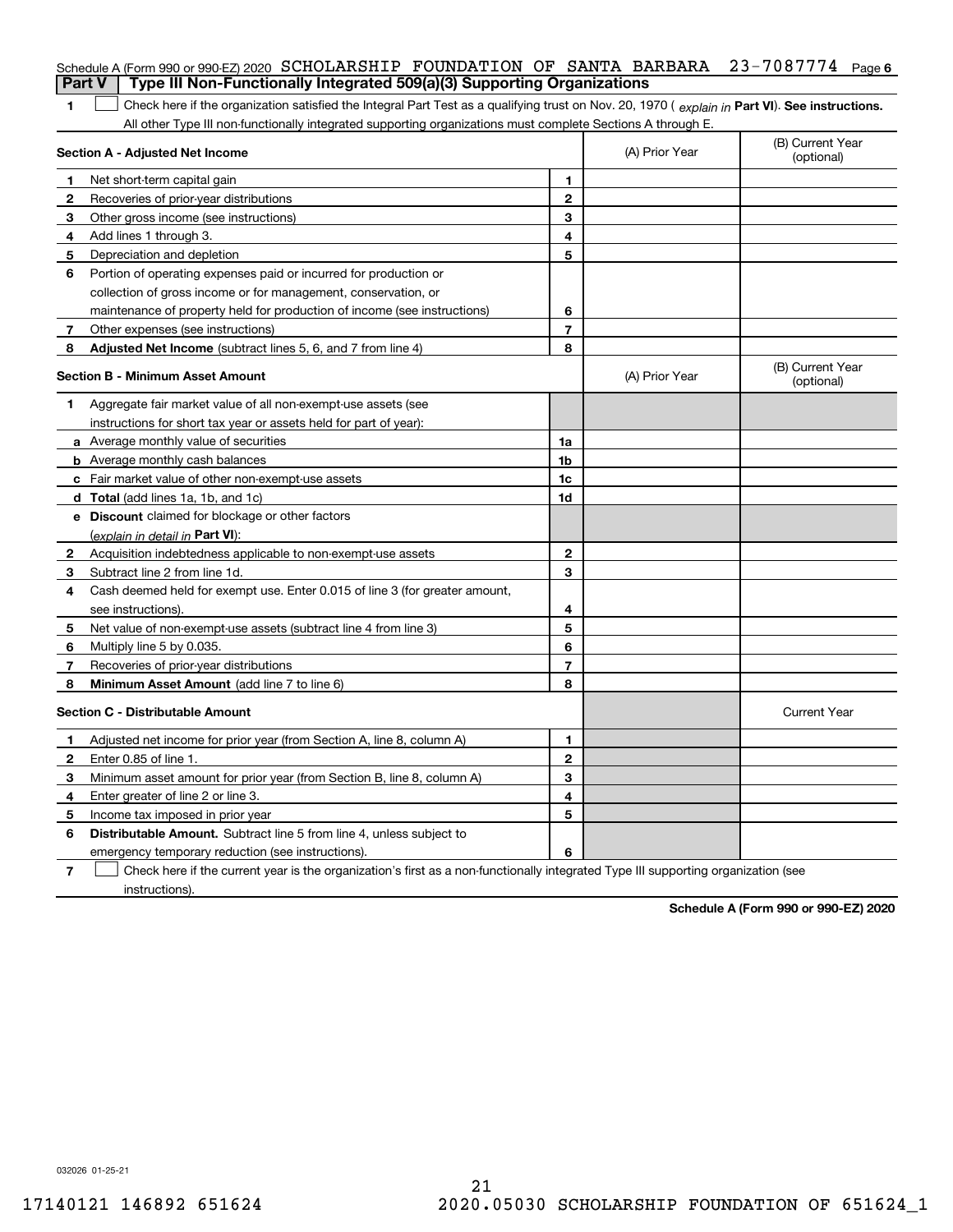Schedule A (Form 990 or 990-EZ) 2020 SCHOLARSHIP FOUNDATION OF SANTA BARBARA 23-7087774 Page 6

## Part V Type III Non-Functionally Integrated 509(a)(3) Supporting Organizations

**1** ☐ Check here if the organization satisfied the Integral Part Test as a qualifying trust on Nov. 20, 1970 ( *explain in* **Part VI**). **See instructions.** All other Type III non-functionally integrated supporting organizations must complete Sections A through E.

| **Section A - Adjusted Net Income** | | | (A) Prior Year | (B) Current Year (optional) |
|---|---|---|---|---|
| **1** | Net short-term capital gain | **1** | | |
| **2** | Recoveries of prior-year distributions | **2** | | |
| **3** | Other gross income (see instructions) | **3** | | |
| **4** | Add lines 1 through 3. | **4** | | |
| **5** | Depreciation and depletion | **5** | | |
| **6** | Portion of operating expenses paid or incurred for production or collection of gross income or for management, conservation, or maintenance of property held for production of income (see instructions) | **6** | | |
| **7** | Other expenses (see instructions) | **7** | | |
| **8** | **Adjusted Net Income** (subtract lines 5, 6, and 7 from line 4) | **8** | | |

| **Section B - Minimum Asset Amount** | | | (A) Prior Year | (B) Current Year (optional) |
|---|---|---|---|---|
| **1** | Aggregate fair market value of all non-exempt-use assets (see instructions for short tax year or assets held for part of year): | | | |
| **a** | Average monthly value of securities | **1a** | | |
| **b** | Average monthly cash balances | **1b** | | |
| **c** | Fair market value of other non-exempt-use assets | **1c** | | |
| **d** | **Total** (add lines 1a, 1b, and 1c) | **1d** | | |
| **e** | **Discount** claimed for blockage or other factors (*explain in detail in* **Part VI**): | | | |
| **2** | Acquisition indebtedness applicable to non-exempt-use assets | **2** | | |
| **3** | Subtract line 2 from line 1d. | **3** | | |
| **4** | Cash deemed held for exempt use. Enter 0.015 of line 3 (for greater amount, see instructions). | **4** | | |
| **5** | Net value of non-exempt-use assets (subtract line 4 from line 3) | **5** | | |
| **6** | Multiply line 5 by 0.035. | **6** | | |
| **7** | Recoveries of prior-year distributions | **7** | | |
| **8** | **Minimum Asset Amount** (add line 7 to line 6) | **8** | | |

| **Section C - Distributable Amount** | | | | Current Year |
|---|---|---|---|---|
| **1** | Adjusted net income for prior year (from Section A, line 8, column A) | **1** | | |
| **2** | Enter 0.85 of line 1. | **2** | | |
| **3** | Minimum asset amount for prior year (from Section B, line 8, column A) | **3** | | |
| **4** | Enter greater of line 2 or line 3. | **4** | | |
| **5** | Income tax imposed in prior year | **5** | | |
| **6** | **Distributable Amount.** Subtract line 5 from line 4, unless subject to emergency temporary reduction (see instructions). | **6** | | |

**7** ☐ Check here if the current year is the organization's first as a non-functionally integrated Type III supporting organization (see instructions).

**Schedule A (Form 990 or 990-EZ) 2020**

032026 01-25-21

17140121 146892 651624 2020.05030 SCHOLARSHIP FOUNDATION OF 651624_1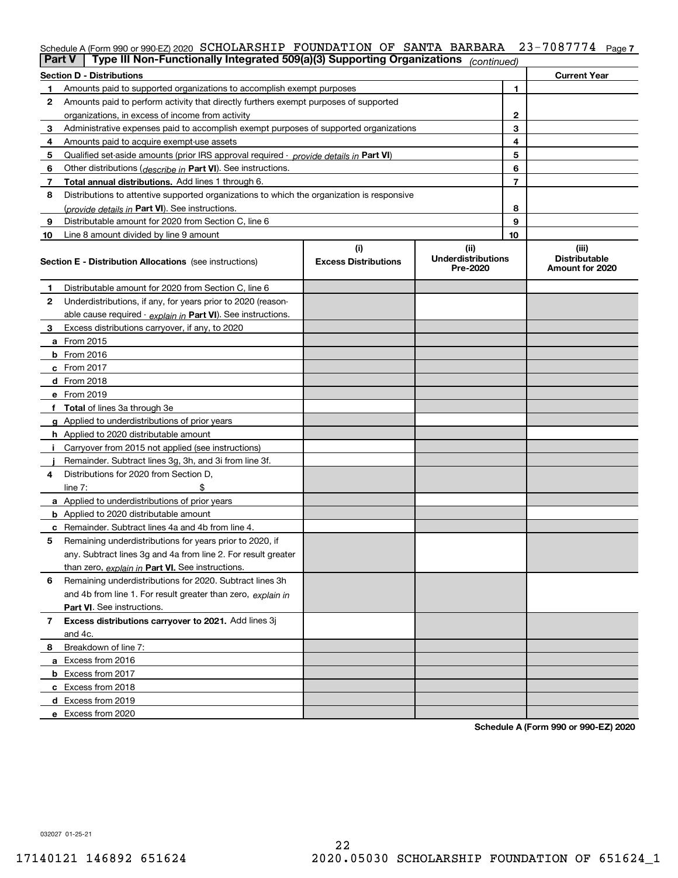Schedule A (Form 990 or 990-EZ) 2020 SCHOLARSHIP FOUNDATION OF SANTA BARBARA 23-7087774

## Part V | Type III Non-Functionally Integrated 509(a)(3) Supporting Organizations *(continued)*

| Section D - Distributions | | | Current Year |
|---|---|---|---|
| 1 | Amounts paid to supported organizations to accomplish exempt purposes | 1 | |
| 2 | Amounts paid to perform activity that directly furthers exempt purposes of supported organizations, in excess of income from activity | 2 | |
| 3 | Administrative expenses paid to accomplish exempt purposes of supported organizations | 3 | |
| 4 | Amounts paid to acquire exempt-use assets | 4 | |
| 5 | Qualified set-aside amounts (prior IRS approval required - *provide details in* **Part VI**) | 5 | |
| 6 | Other distributions (*describe in* **Part VI**). See instructions. | 6 | |
| 7 | **Total annual distributions.** Add lines 1 through 6. | 7 | |
| 8 | Distributions to attentive supported organizations to which the organization is responsive (*provide details in* **Part VI**). See instructions. | 8 | |
| 9 | Distributable amount for 2020 from Section C, line 6 | 9 | |
| 10 | Line 8 amount divided by line 9 amount | 10 | |

| **Section E - Distribution Allocations** (see instructions) | (i) Excess Distributions | (ii) Underdistributions Pre-2020 | (iii) Distributable Amount for 2020 |
|---|---|---|---|
| **1** Distributable amount for 2020 from Section C, line 6 | | | |
| **2** Underdistributions, if any, for years prior to 2020 (reasonable cause required - *explain in* **Part VI**). See instructions. | | | |
| **3** Excess distributions carryover, if any, to 2020 | | | |
| **a** From 2015 | | | |
| **b** From 2016 | | | |
| **c** From 2017 | | | |
| **d** From 2018 | | | |
| **e** From 2019 | | | |
| **f** **Total** of lines 3a through 3e | | | |
| **g** Applied to underdistributions of prior years | | | |
| **h** Applied to 2020 distributable amount | | | |
| **i** Carryover from 2015 not applied (see instructions) | | | |
| **j** Remainder. Subtract lines 3g, 3h, and 3i from line 3f. | | | |
| **4** Distributions for 2020 from Section D, line 7: $ | | | |
| **a** Applied to underdistributions of prior years | | | |
| **b** Applied to 2020 distributable amount | | | |
| **c** Remainder. Subtract lines 4a and 4b from line 4. | | | |
| **5** Remaining underdistributions for years prior to 2020, if any. Subtract lines 3g and 4a from line 2. For result greater than zero, *explain in* **Part VI.** See instructions. | | | |
| **6** Remaining underdistributions for 2020. Subtract lines 3h and 4b from line 1. For result greater than zero, *explain in* **Part VI**. See instructions. | | | |
| **7** **Excess distributions carryover to 2021.** Add lines 3j and 4c. | | | |
| **8** Breakdown of line 7: | | | |
| **a** Excess from 2016 | | | |
| **b** Excess from 2017 | | | |
| **c** Excess from 2018 | | | |
| **d** Excess from 2019 | | | |
| **e** Excess from 2020 | | | |

**Schedule A (Form 990 or 990-EZ) 2020**

032027 01-25-21

17140121 146892 651624 2020.05030 SCHOLARSHIP FOUNDATION OF 651624_1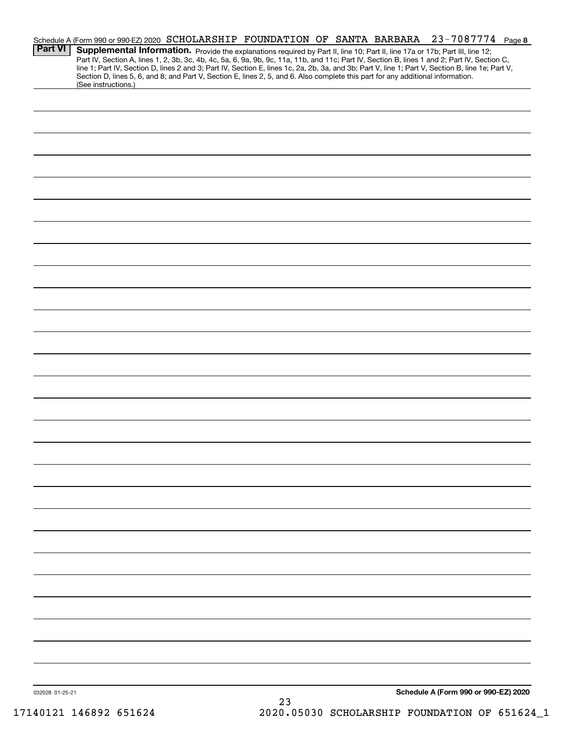Schedule A (Form 990 or 990-EZ) 2020 SCHOLARSHIP FOUNDATION OF SANTA BARBARA 23-7087774 Page **8**

**Part VI** **Supplemental Information.** Provide the explanations required by Part II, line 10; Part II, line 17a or 17b; Part III, line 12; Part IV, Section A, lines 1, 2, 3b, 3c, 4b, 4c, 5a, 6, 9a, 9b, 9c, 11a, 11b, and 11c; Part IV, Section B, lines 1 and 2; Part IV, Section C, line 1; Part IV, Section D, lines 2 and 3; Part IV, Section E, lines 1c, 2a, 2b, 3a, and 3b; Part V, line 1; Part V, Section B, line 1e; Part V, Section D, lines 5, 6, and 8; and Part V, Section E, lines 2, 5, and 6. Also complete this part for any additional information. (See instructions.)

032028 01-25-21

**Schedule A (Form 990 or 990-EZ) 2020**

17140121 146892 651624 2020.05030 SCHOLARSHIP FOUNDATION OF 651624_1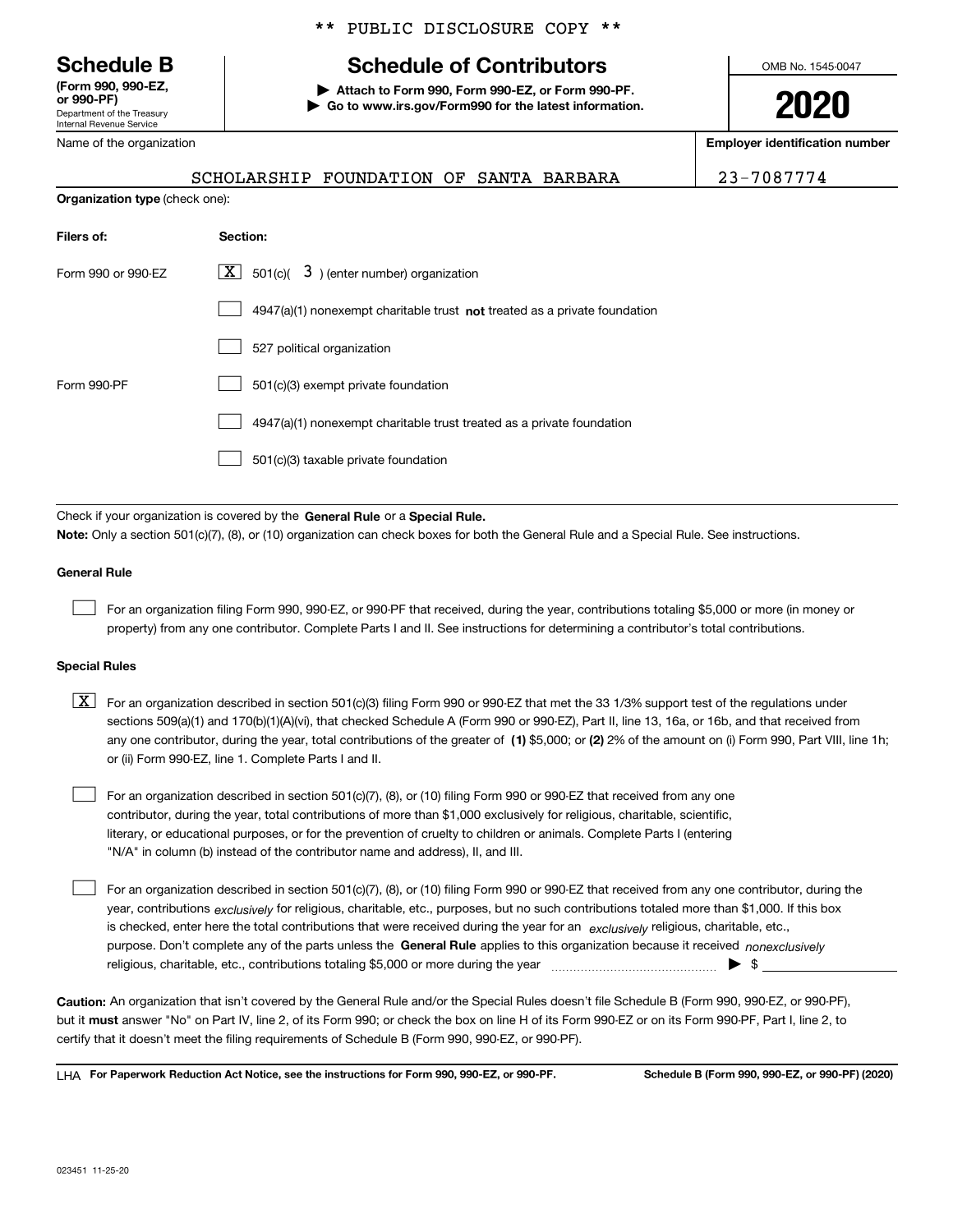** PUBLIC DISCLOSURE COPY **

# Schedule B

**(Form 990, 990-EZ, or 990-PF)**
Department of the Treasury
Internal Revenue Service

## Schedule of Contributors

**▶ Attach to Form 990, Form 990-EZ, or Form 990-PF.**
**▶ Go to www.irs.gov/Form990 for the latest information.**

OMB No. 1545-0047

**2020**

Name of the organization: SCHOLARSHIP FOUNDATION OF SANTA BARBARA

**Employer identification number:** 23-7087774

**Organization type** (check one):

| **Filers of:** | **Section:** |
|---|---|
| Form 990 or 990-EZ | [X] 501(c)( 3 ) (enter number) organization |
| | [ ] 4947(a)(1) nonexempt charitable trust **not** treated as a private foundation |
| | [ ] 527 political organization |
| Form 990-PF | [ ] 501(c)(3) exempt private foundation |
| | [ ] 4947(a)(1) nonexempt charitable trust treated as a private foundation |
| | [ ] 501(c)(3) taxable private foundation |

Check if your organization is covered by the **General Rule** or a **Special Rule.**

**Note:** Only a section 501(c)(7), (8), or (10) organization can check boxes for both the General Rule and a Special Rule. See instructions.

### General Rule

[ ] For an organization filing Form 990, 990-EZ, or 990-PF that received, during the year, contributions totaling $5,000 or more (in money or property) from any one contributor. Complete Parts I and II. See instructions for determining a contributor's total contributions.

### Special Rules

[X] For an organization described in section 501(c)(3) filing Form 990 or 990-EZ that met the 33 1/3% support test of the regulations under sections 509(a)(1) and 170(b)(1)(A)(vi), that checked Schedule A (Form 990 or 990-EZ), Part II, line 13, 16a, or 16b, and that received from any one contributor, during the year, total contributions of the greater of **(1)** $5,000; or **(2)** 2% of the amount on (i) Form 990, Part VIII, line 1h; or (ii) Form 990-EZ, line 1. Complete Parts I and II.

[ ] For an organization described in section 501(c)(7), (8), or (10) filing Form 990 or 990-EZ that received from any one contributor, during the year, total contributions of more than $1,000 exclusively for religious, charitable, scientific, literary, or educational purposes, or for the prevention of cruelty to children or animals. Complete Parts I (entering "N/A" in column (b) instead of the contributor name and address), II, and III.

[ ] For an organization described in section 501(c)(7), (8), or (10) filing Form 990 or 990-EZ that received from any one contributor, during the year, contributions *exclusively* for religious, charitable, etc., purposes, but no such contributions totaled more than $1,000. If this box is checked, enter here the total contributions that were received during the year for an *exclusively* religious, charitable, etc., purpose. Don't complete any of the parts unless the **General Rule** applies to this organization because it received *nonexclusively* religious, charitable, etc., contributions totaling $5,000 or more during the year ▶ $ ____________

**Caution:** An organization that isn't covered by the General Rule and/or the Special Rules doesn't file Schedule B (Form 990, 990-EZ, or 990-PF), but it **must** answer "No" on Part IV, line 2, of its Form 990; or check the box on line H of its Form 990-EZ or on its Form 990-PF, Part I, line 2, to certify that it doesn't meet the filing requirements of Schedule B (Form 990, 990-EZ, or 990-PF).

LHA **For Paperwork Reduction Act Notice, see the instructions for Form 990, 990-EZ, or 990-PF.** **Schedule B (Form 990, 990-EZ, or 990-PF) (2020)**

023451 11-25-20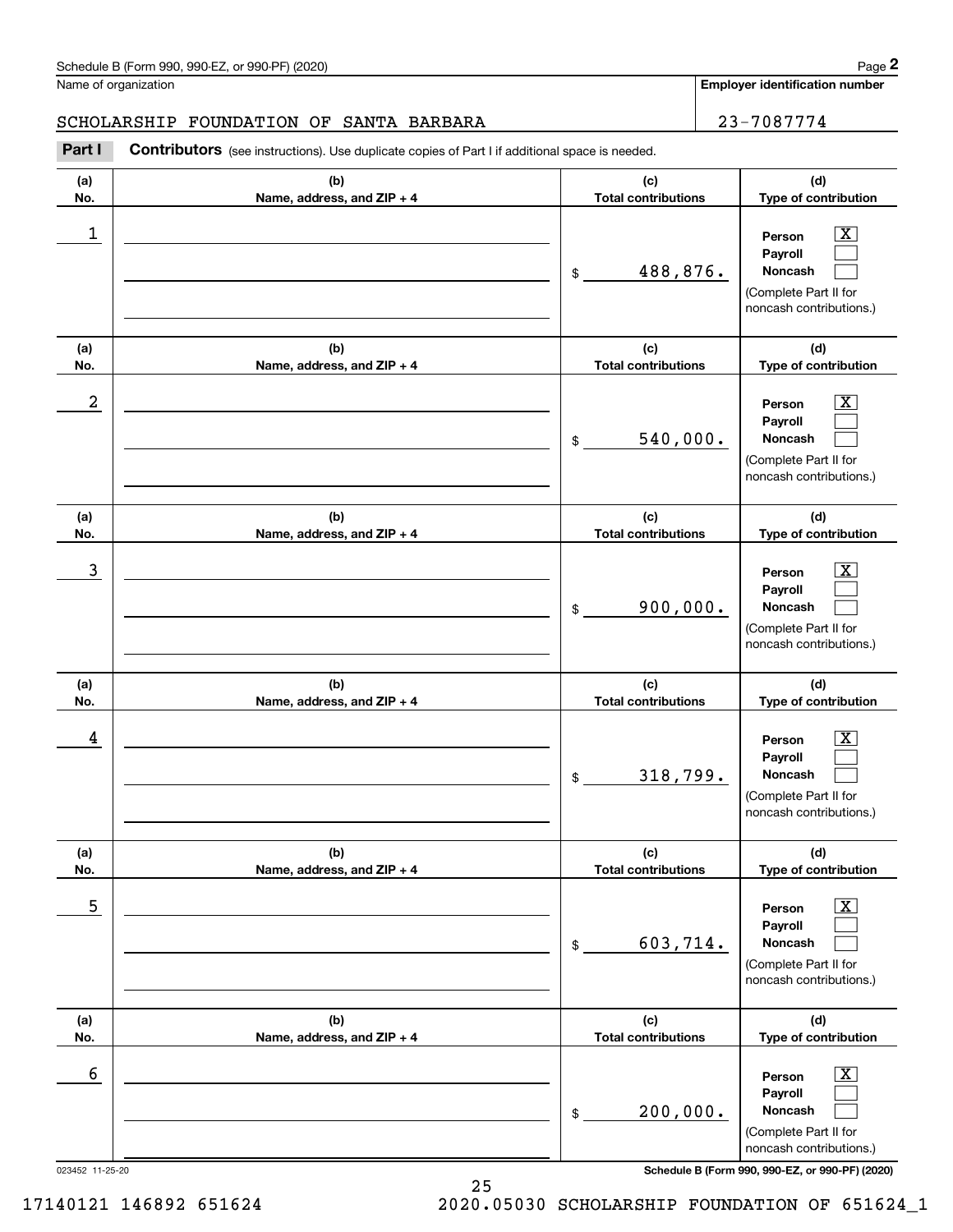Schedule B (Form 990, 990-EZ, or 990-PF) (2020)

Name of organization: SCHOLARSHIP FOUNDATION OF SANTA BARBARA

Employer identification number: 23-7087774

**Part I** **Contributors** (see instructions). Use duplicate copies of Part I if additional space is needed.

| (a) No. | (b) Name, address, and ZIP + 4 | (c) Total contributions | (d) Type of contribution |
|---|---|---|---|
| 1 | | $ 488,876. | Person [X] Payroll [ ] Noncash [ ] (Complete Part II for noncash contributions.) |
| 2 | | $ 540,000. | Person [X] Payroll [ ] Noncash [ ] (Complete Part II for noncash contributions.) |
| 3 | | $ 900,000. | Person [X] Payroll [ ] Noncash [ ] (Complete Part II for noncash contributions.) |
| 4 | | $ 318,799. | Person [X] Payroll [ ] Noncash [ ] (Complete Part II for noncash contributions.) |
| 5 | | $ 603,714. | Person [X] Payroll [ ] Noncash [ ] (Complete Part II for noncash contributions.) |
| 6 | | $ 200,000. | Person [X] Payroll [ ] Noncash [ ] (Complete Part II for noncash contributions.) |

023452 11-25-20

Schedule B (Form 990, 990-EZ, or 990-PF) (2020)

17140121 146892 651624 2020.05030 SCHOLARSHIP FOUNDATION OF 651624_1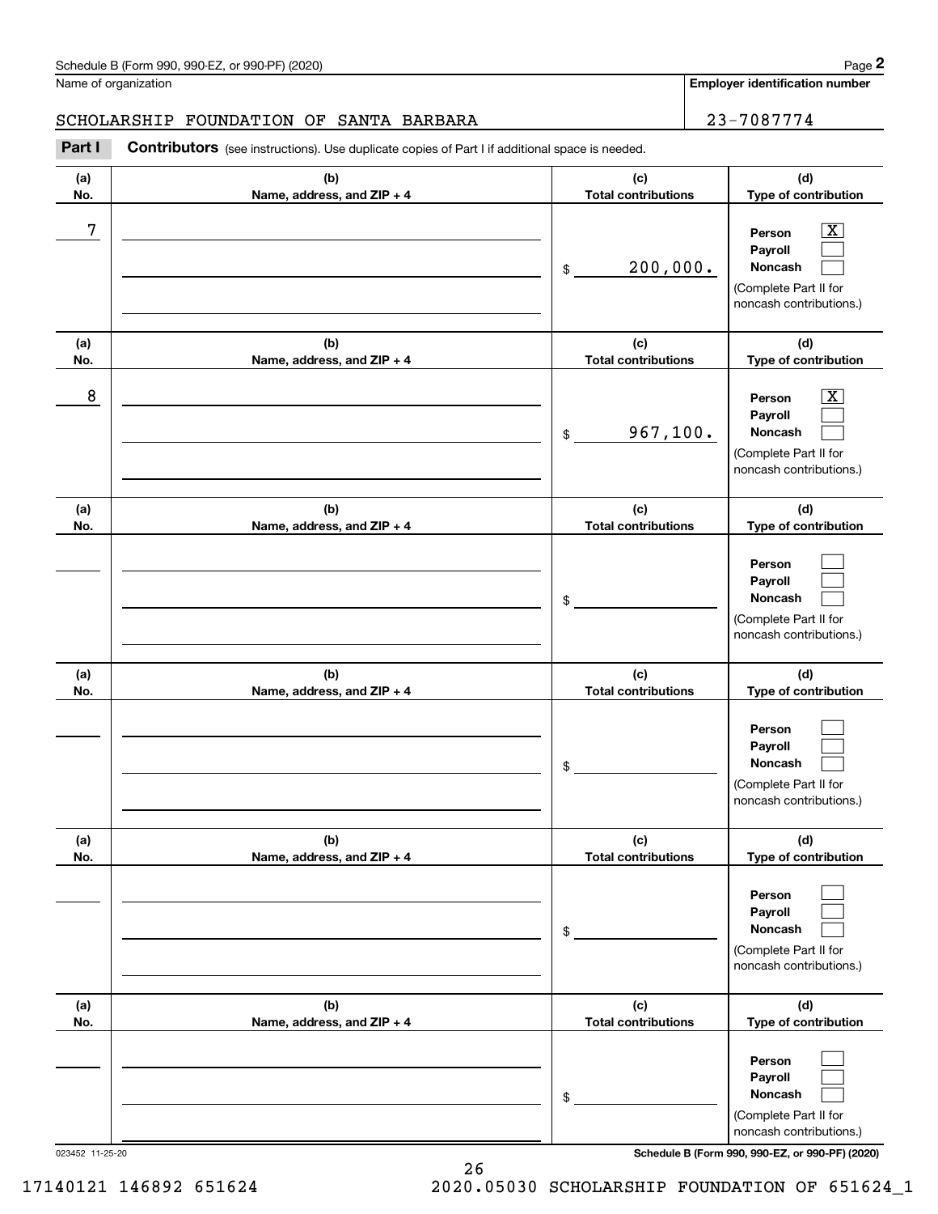Name of organization

**Employer identification number**

SCHOLARSHIP FOUNDATION OF SANTA BARBARA

23-7087774

**Part I** **Contributors** (see instructions). Use duplicate copies of Part I if additional space is needed.

| (a) No. | (b) Name, address, and ZIP + 4 | (c) Total contributions | (d) Type of contribution |
|---|---|---|---|
| 7 | | $ 200,000. | Person [X] Payroll [ ] Noncash [ ] (Complete Part II for noncash contributions.) |
| 8 | | $ 967,100. | Person [X] Payroll [ ] Noncash [ ] (Complete Part II for noncash contributions.) |
| | | $ | Person [ ] Payroll [ ] Noncash [ ] (Complete Part II for noncash contributions.) |
| | | $ | Person [ ] Payroll [ ] Noncash [ ] (Complete Part II for noncash contributions.) |
| | | $ | Person [ ] Payroll [ ] Noncash [ ] (Complete Part II for noncash contributions.) |
| | | $ | Person [ ] Payroll [ ] Noncash [ ] (Complete Part II for noncash contributions.) |

023452 11-25-20

17140121 146892 651624 2020.05030 SCHOLARSHIP FOUNDATION OF 651624_1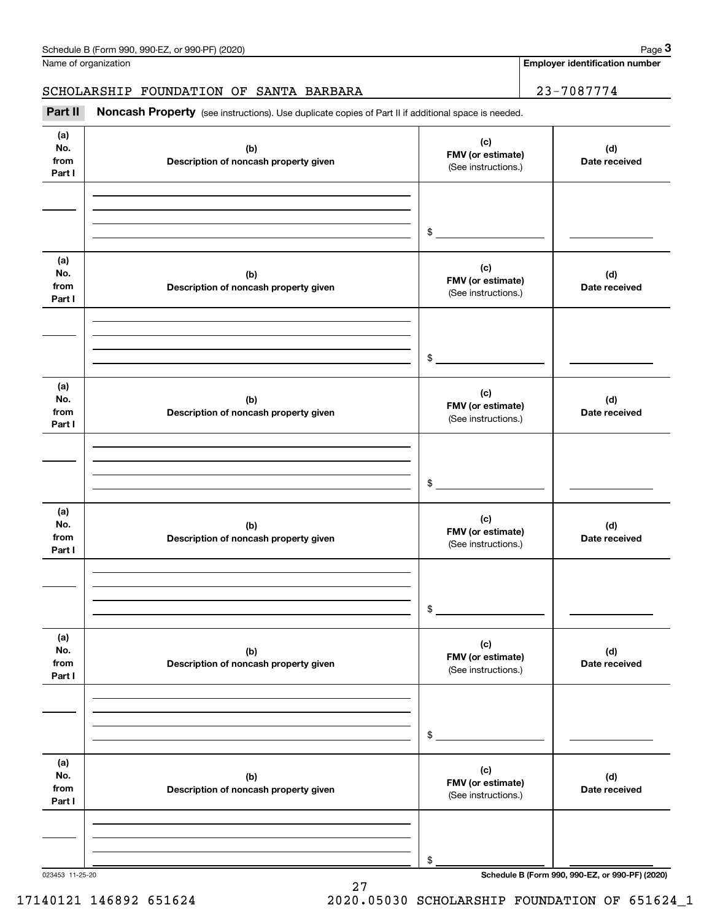Name of organization

**Employer identification number**

SCHOLARSHIP FOUNDATION OF SANTA BARBARA

23-7087774

## Part II Noncash Property (see instructions). Use duplicate copies of Part II if additional space is needed.

| (a) No. from Part I | (b) Description of noncash property given | (c) FMV (or estimate) (See instructions.) | (d) Date received |
|---|---|---|---|
| | | $ | |

| (a) No. from Part I | (b) Description of noncash property given | (c) FMV (or estimate) (See instructions.) | (d) Date received |
|---|---|---|---|
| | | $ | |

| (a) No. from Part I | (b) Description of noncash property given | (c) FMV (or estimate) (See instructions.) | (d) Date received |
|---|---|---|---|
| | | $ | |

| (a) No. from Part I | (b) Description of noncash property given | (c) FMV (or estimate) (See instructions.) | (d) Date received |
|---|---|---|---|
| | | $ | |

| (a) No. from Part I | (b) Description of noncash property given | (c) FMV (or estimate) (See instructions.) | (d) Date received |
|---|---|---|---|
| | | $ | |

| (a) No. from Part I | (b) Description of noncash property given | (c) FMV (or estimate) (See instructions.) | (d) Date received |
|---|---|---|---|
| | | $ | |

023453 11-25-20

**Schedule B (Form 990, 990-EZ, or 990-PF) (2020)**

17140121 146892 651624 2020.05030 SCHOLARSHIP FOUNDATION OF 651624_1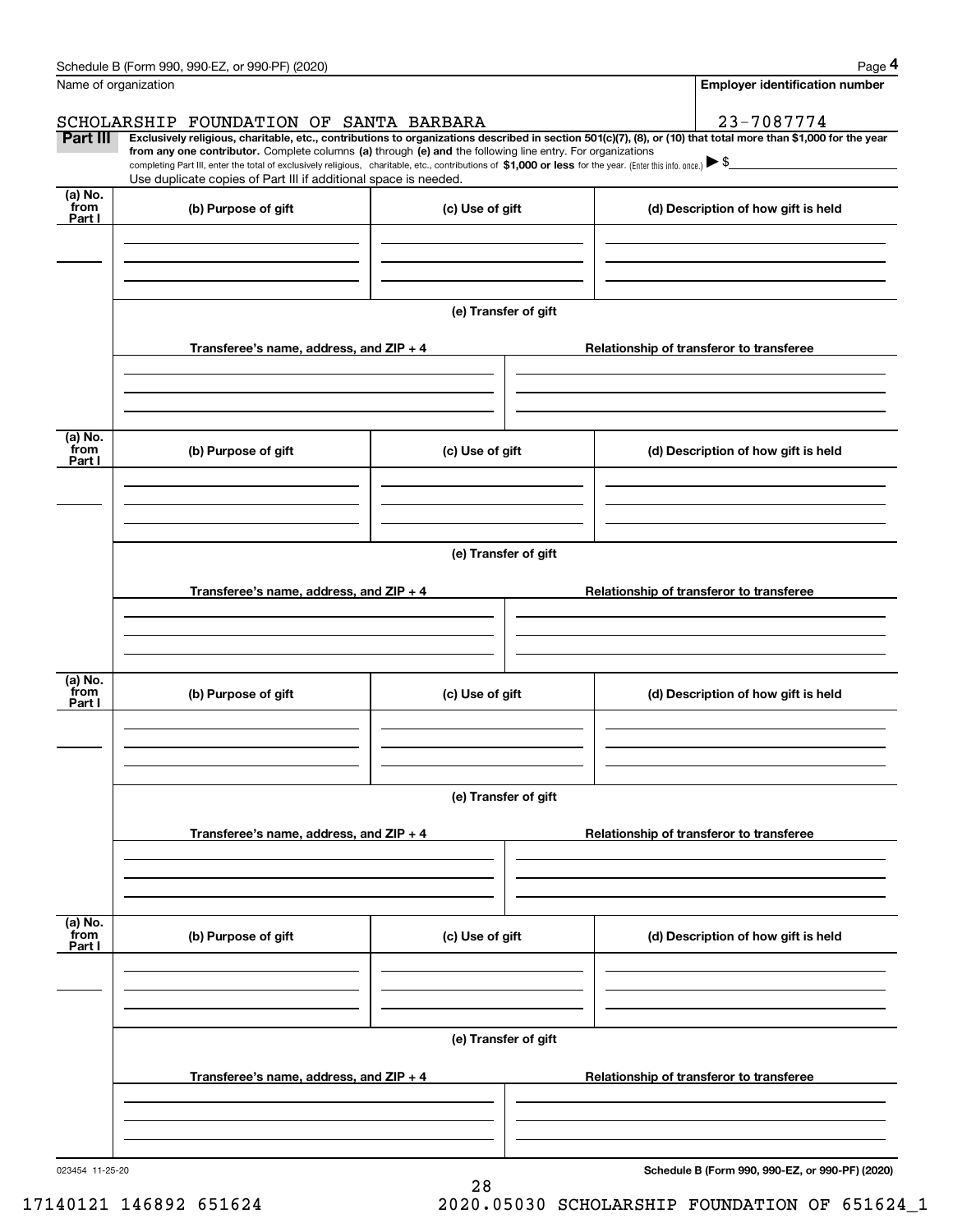Name of organization

SCHOLARSHIP FOUNDATION OF SANTA BARBARA

Employer identification number

23-7087774

**Part III** **Exclusively religious, charitable, etc., contributions to organizations described in section 501(c)(7), (8), or (10) that total more than $1,000 for the year from any one contributor.** Complete columns **(a)** through **(e) and** the following line entry. For organizations completing Part III, enter the total of exclusively religious, charitable, etc., contributions of **$1,000 or less** for the year. (Enter this info. once.) ▶ $

Use duplicate copies of Part III if additional space is needed.

| (a) No. from Part I | (b) Purpose of gift | (c) Use of gift | (d) Description of how gift is held |
|---|---|---|---|
| | | | |

**(e) Transfer of gift**

| Transferee's name, address, and ZIP + 4 | Relationship of transferor to transferee |
|---|---|
| | |

| (a) No. from Part I | (b) Purpose of gift | (c) Use of gift | (d) Description of how gift is held |
|---|---|---|---|
| | | | |

**(e) Transfer of gift**

| Transferee's name, address, and ZIP + 4 | Relationship of transferor to transferee |
|---|---|
| | |

| (a) No. from Part I | (b) Purpose of gift | (c) Use of gift | (d) Description of how gift is held |
|---|---|---|---|
| | | | |

**(e) Transfer of gift**

| Transferee's name, address, and ZIP + 4 | Relationship of transferor to transferee |
|---|---|
| | |

| (a) No. from Part I | (b) Purpose of gift | (c) Use of gift | (d) Description of how gift is held |
|---|---|---|---|
| | | | |

**(e) Transfer of gift**

| Transferee's name, address, and ZIP + 4 | Relationship of transferor to transferee |
|---|---|
| | |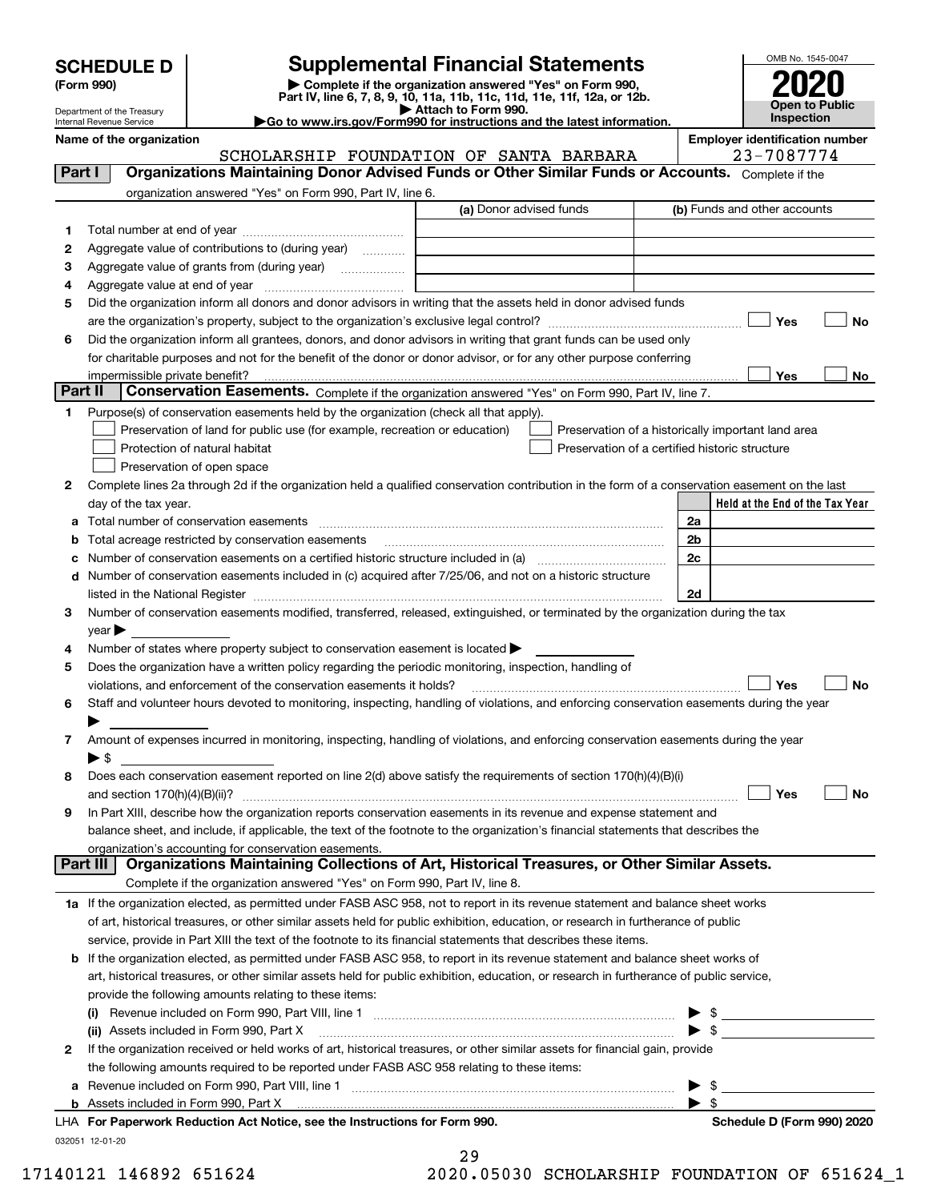**SCHEDULE D**
**(Form 990)**

Department of the Treasury
Internal Revenue Service

# Supplemental Financial Statements

▶ Complete if the organization answered "Yes" on Form 990, Part IV, line 6, 7, 8, 9, 10, 11a, 11b, 11c, 11d, 11e, 11f, 12a, or 12b.
▶ Attach to Form 990.
▶Go to www.irs.gov/Form990 for instructions and the latest information.

OMB No. 1545-0047

**2020**

**Open to Public Inspection**

**Name of the organization**
SCHOLARSHIP FOUNDATION OF SANTA BARBARA

**Employer identification number**
23-7087774

## Part I Organizations Maintaining Donor Advised Funds or Other Similar Funds or Accounts.
Complete if the organization answered "Yes" on Form 990, Part IV, line 6.

| | | (a) Donor advised funds | (b) Funds and other accounts |
|---|---|---|---|
| 1 | Total number at end of year | | |
| 2 | Aggregate value of contributions to (during year) | | |
| 3 | Aggregate value of grants from (during year) | | |
| 4 | Aggregate value at end of year | | |

5 Did the organization inform all donors and donor advisors in writing that the assets held in donor advised funds are the organization's property, subject to the organization's exclusive legal control? ☐ Yes ☐ No

6 Did the organization inform all grantees, donors, and donor advisors in writing that grant funds can be used only for charitable purposes and not for the benefit of the donor or donor advisor, or for any other purpose conferring impermissible private benefit? ☐ Yes ☐ No

## Part II Conservation Easements.
Complete if the organization answered "Yes" on Form 990, Part IV, line 7.

1 Purpose(s) of conservation easements held by the organization (check all that apply).
- ☐ Preservation of land for public use (for example, recreation or education)
- ☐ Protection of natural habitat
- ☐ Preservation of open space
- ☐ Preservation of a historically important land area
- ☐ Preservation of a certified historic structure

2 Complete lines 2a through 2d if the organization held a qualified conservation contribution in the form of a conservation easement on the last day of the tax year.

| | | | Held at the End of the Tax Year |
|---|---|---|---|
| a | Total number of conservation easements | 2a | |
| b | Total acreage restricted by conservation easements | 2b | |
| c | Number of conservation easements on a certified historic structure included in (a) | 2c | |
| d | Number of conservation easements included in (c) acquired after 7/25/06, and not on a historic structure listed in the National Register | 2d | |

3 Number of conservation easements modified, transferred, released, extinguished, or terminated by the organization during the tax year ▶

4 Number of states where property subject to conservation easement is located ▶

5 Does the organization have a written policy regarding the periodic monitoring, inspection, handling of violations, and enforcement of the conservation easements it holds? ☐ Yes ☐ No

6 Staff and volunteer hours devoted to monitoring, inspecting, handling of violations, and enforcing conservation easements during the year ▶

7 Amount of expenses incurred in monitoring, inspecting, handling of violations, and enforcing conservation easements during the year ▶ $

8 Does each conservation easement reported on line 2(d) above satisfy the requirements of section 170(h)(4)(B)(i) and section 170(h)(4)(B)(ii)? ☐ Yes ☐ No

9 In Part XIII, describe how the organization reports conservation easements in its revenue and expense statement and balance sheet, and include, if applicable, the text of the footnote to the organization's financial statements that describes the organization's accounting for conservation easements.

## Part III Organizations Maintaining Collections of Art, Historical Treasures, or Other Similar Assets.
Complete if the organization answered "Yes" on Form 990, Part IV, line 8.

1a If the organization elected, as permitted under FASB ASC 958, not to report in its revenue statement and balance sheet works of art, historical treasures, or other similar assets held for public exhibition, education, or research in furtherance of public service, provide in Part XIII the text of the footnote to its financial statements that describes these items.

b If the organization elected, as permitted under FASB ASC 958, to report in its revenue statement and balance sheet works of art, historical treasures, or other similar assets held for public exhibition, education, or research in furtherance of public service, provide the following amounts relating to these items:

(i) Revenue included on Form 990, Part VIII, line 1 ▶ $

(ii) Assets included in Form 990, Part X ▶ $

2 If the organization received or held works of art, historical treasures, or other similar assets for financial gain, provide the following amounts required to be reported under FASB ASC 958 relating to these items:

a Revenue included on Form 990, Part VIII, line 1 ▶ $

b Assets included in Form 990, Part X ▶ $

**LHA For Paperwork Reduction Act Notice, see the Instructions for Form 990.** **Schedule D (Form 990) 2020**

032051 12-01-20

17140121 146892 651624 2020.05030 SCHOLARSHIP FOUNDATION OF 651624_1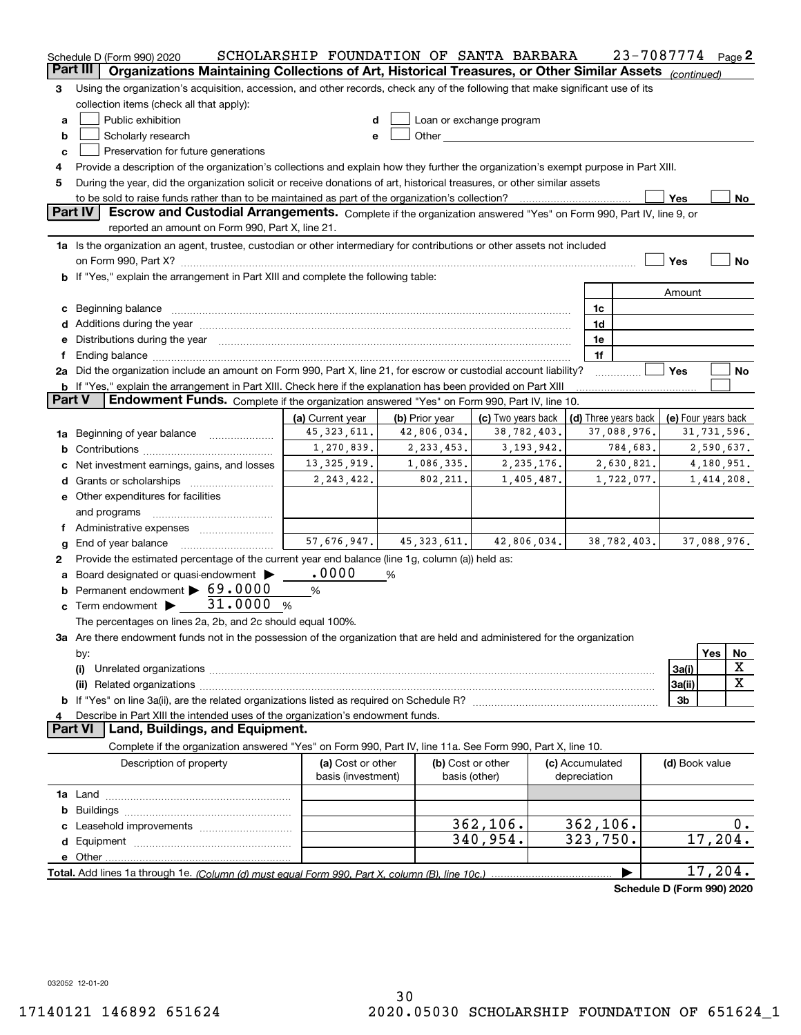Schedule D (Form 990) 2020 SCHOLARSHIP FOUNDATION OF SANTA BARBARA 23-7087774 Page **2**

## Part III Organizations Maintaining Collections of Art, Historical Treasures, or Other Similar Assets *(continued)*

**3** Using the organization's acquisition, accession, and other records, check any of the following that make significant use of its collection items (check all that apply):

- **a** ☐ Public exhibition
- **b** ☐ Scholarly research
- **c** ☐ Preservation for future generations
- **d** ☐ Loan or exchange program
- **e** ☐ Other

**4** Provide a description of the organization's collections and explain how they further the organization's exempt purpose in Part XIII.

**5** During the year, did the organization solicit or receive donations of art, historical treasures, or other similar assets to be sold to raise funds rather than to be maintained as part of the organization's collection? ☐ Yes ☐ No

## Part IV Escrow and Custodial Arrangements.

Complete if the organization answered "Yes" on Form 990, Part IV, line 9, or reported an amount on Form 990, Part X, line 21.

**1a** Is the organization an agent, trustee, custodian or other intermediary for contributions or other assets not included on Form 990, Part X? ☐ Yes ☐ No

**b** If "Yes," explain the arrangement in Part XIII and complete the following table:

| | | Amount |
|---|---|---|
| **c** Beginning balance | 1c | |
| **d** Additions during the year | 1d | |
| **e** Distributions during the year | 1e | |
| **f** Ending balance | 1f | |

**2a** Did the organization include an amount on Form 990, Part X, line 21, for escrow or custodial account liability? ☐ Yes ☐ No

**b** If "Yes," explain the arrangement in Part XIII. Check here if the explanation has been provided on Part XIII ☐

## Part V Endowment Funds.

Complete if the organization answered "Yes" on Form 990, Part IV, line 10.

| | (a) Current year | (b) Prior year | (c) Two years back | (d) Three years back | (e) Four years back |
|---|---|---|---|---|---|
| **1a** Beginning of year balance | 45,323,611. | 42,806,034. | 38,782,403. | 37,088,976. | 31,731,596. |
| **b** Contributions | 1,270,839. | 2,233,453. | 3,193,942. | 784,683. | 2,590,637. |
| **c** Net investment earnings, gains, and losses | 13,325,919. | 1,086,335. | 2,235,176. | 2,630,821. | 4,180,951. |
| **d** Grants or scholarships | 2,243,422. | 802,211. | 1,405,487. | 1,722,077. | 1,414,208. |
| **e** Other expenditures for facilities and programs | | | | | |
| **f** Administrative expenses | | | | | |
| **g** End of year balance | 57,676,947. | 45,323,611. | 42,806,034. | 38,782,403. | 37,088,976. |

**2** Provide the estimated percentage of the current year end balance (line 1g, column (a)) held as:

- **a** Board designated or quasi-endowment ▶ .0000 %
- **b** Permanent endowment ▶ 69.0000 %
- **c** Term endowment ▶ 31.0000 %

The percentages on lines 2a, 2b, and 2c should equal 100%.

**3a** Are there endowment funds not in the possession of the organization that are held and administered for the organization by:

| | | Yes | No |
|---|---|---|---|
| **(i)** Unrelated organizations | 3a(i) | | X |
| **(ii)** Related organizations | 3a(ii) | | X |
| **b** If "Yes" on line 3a(ii), are the related organizations listed as required on Schedule R? | 3b | | |

**4** Describe in Part XIII the intended uses of the organization's endowment funds.

## Part VI Land, Buildings, and Equipment.

Complete if the organization answered "Yes" on Form 990, Part IV, line 11a. See Form 990, Part X, line 10.

| Description of property | (a) Cost or other basis (investment) | (b) Cost or other basis (other) | (c) Accumulated depreciation | (d) Book value |
|---|---|---|---|---|
| **1a** Land | | | | |
| **b** Buildings | | | | |
| **c** Leasehold improvements | | 362,106. | 362,106. | 0. |
| **d** Equipment | | 340,954. | 323,750. | 17,204. |
| **e** Other | | | | |
| **Total.** Add lines 1a through 1e. *(Column (d) must equal Form 990, Part X, column (B), line 10c.)* ▶ | | | | 17,204. |

**Schedule D (Form 990) 2020**

032052 12-01-20

17140121 146892 651624 2020.05030 SCHOLARSHIP FOUNDATION OF 651624_1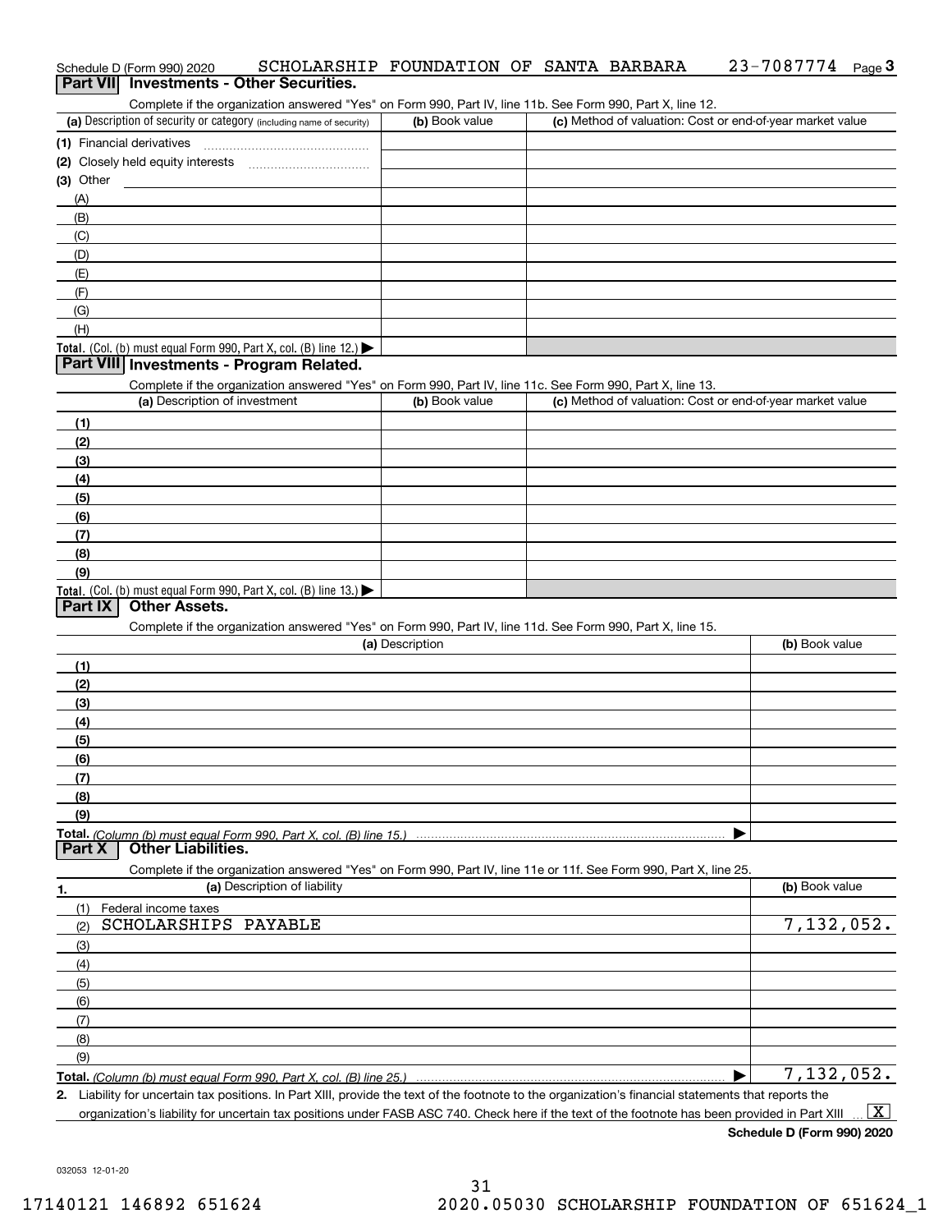Schedule D (Form 990) 2020 SCHOLARSHIP FOUNDATION OF SANTA BARBARA 23-7087774 Page 3

## Part VII Investments - Other Securities.

Complete if the organization answered "Yes" on Form 990, Part IV, line 11b. See Form 990, Part X, line 12.

| (a) Description of security or category (including name of security) | (b) Book value | (c) Method of valuation: Cost or end-of-year market value |
|---|---|---|
| (1) Financial derivatives | | |
| (2) Closely held equity interests | | |
| (3) Other | | |
| (A) | | |
| (B) | | |
| (C) | | |
| (D) | | |
| (E) | | |
| (F) | | |
| (G) | | |
| (H) | | |
| **Total.** (Col. (b) must equal Form 990, Part X, col. (B) line 12.) | | |

## Part VIII Investments - Program Related.

Complete if the organization answered "Yes" on Form 990, Part IV, line 11c. See Form 990, Part X, line 13.

| (a) Description of investment | (b) Book value | (c) Method of valuation: Cost or end-of-year market value |
|---|---|---|
| (1) | | |
| (2) | | |
| (3) | | |
| (4) | | |
| (5) | | |
| (6) | | |
| (7) | | |
| (8) | | |
| (9) | | |
| **Total.** (Col. (b) must equal Form 990, Part X, col. (B) line 13.) | | |

## Part IX Other Assets.

Complete if the organization answered "Yes" on Form 990, Part IV, line 11d. See Form 990, Part X, line 15.

| (a) Description | (b) Book value |
|---|---|
| (1) | |
| (2) | |
| (3) | |
| (4) | |
| (5) | |
| (6) | |
| (7) | |
| (8) | |
| (9) | |
| **Total.** *(Column (b) must equal Form 990, Part X, col. (B) line 15.)* | |

## Part X Other Liabilities.

Complete if the organization answered "Yes" on Form 990, Part IV, line 11e or 11f. See Form 990, Part X, line 25.

| 1. (a) Description of liability | (b) Book value |
|---|---|
| (1) Federal income taxes | |
| (2) SCHOLARSHIPS PAYABLE | 7,132,052. |
| (3) | |
| (4) | |
| (5) | |
| (6) | |
| (7) | |
| (8) | |
| (9) | |
| **Total.** *(Column (b) must equal Form 990, Part X, col. (B) line 25.)* | 7,132,052. |

**2.** Liability for uncertain tax positions. In Part XIII, provide the text of the footnote to the organization's financial statements that reports the organization's liability for uncertain tax positions under FASB ASC 740. Check here if the text of the footnote has been provided in Part XIII ... [X]

**Schedule D (Form 990) 2020**

032053 12-01-20

17140121 146892 651624 2020.05030 SCHOLARSHIP FOUNDATION OF 651624_1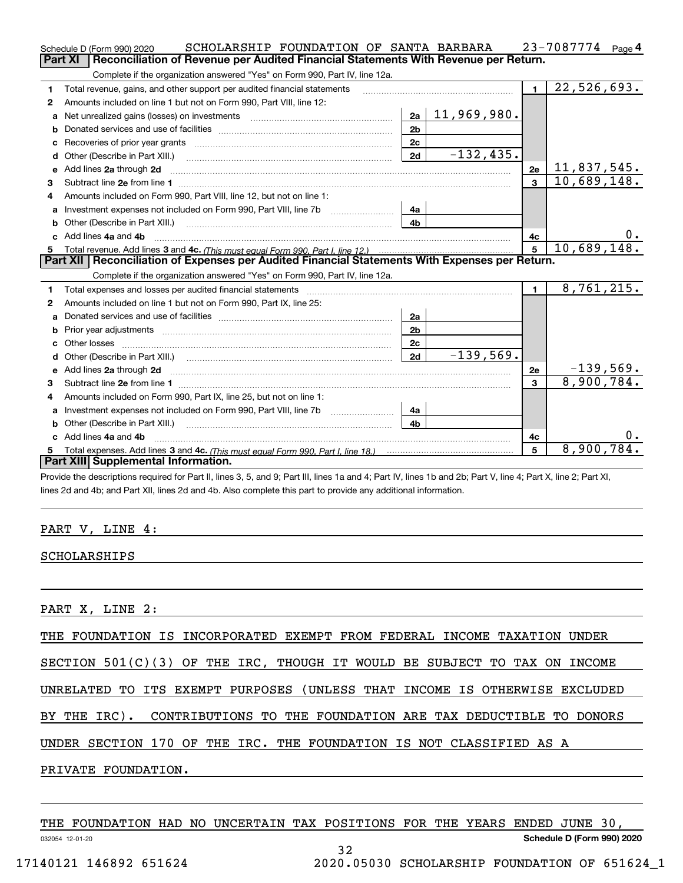Schedule D (Form 990) 2020 SCHOLARSHIP FOUNDATION OF SANTA BARBARA 23-7087774 Page 4

## Part XI Reconciliation of Revenue per Audited Financial Statements With Revenue per Return.

Complete if the organization answered "Yes" on Form 990, Part IV, line 12a.

| | | | | | |
|---|---|---|---|---|---|
| 1 | Total revenue, gains, and other support per audited financial statements | | | 1 | 22,526,693. |
| 2 | Amounts included on line 1 but not on Form 990, Part VIII, line 12: | | | | |
| a | Net unrealized gains (losses) on investments | 2a | 11,969,980. | | |
| b | Donated services and use of facilities | 2b | | | |
| c | Recoveries of prior year grants | 2c | | | |
| d | Other (Describe in Part XIII.) | 2d | -132,435. | | |
| e | Add lines 2a through 2d | | | 2e | 11,837,545. |
| 3 | Subtract line 2e from line 1 | | | 3 | 10,689,148. |
| 4 | Amounts included on Form 990, Part VIII, line 12, but not on line 1: | | | | |
| a | Investment expenses not included on Form 990, Part VIII, line 7b | 4a | | | |
| b | Other (Describe in Part XIII.) | 4b | | | |
| c | Add lines 4a and 4b | | | 4c | 0. |
| 5 | Total revenue. Add lines 3 and 4c. *(This must equal Form 990, Part I, line 12.)* | | | 5 | 10,689,148. |

## Part XII Reconciliation of Expenses per Audited Financial Statements With Expenses per Return.

Complete if the organization answered "Yes" on Form 990, Part IV, line 12a.

| | | | | | |
|---|---|---|---|---|---|
| 1 | Total expenses and losses per audited financial statements | | | 1 | 8,761,215. |
| 2 | Amounts included on line 1 but not on Form 990, Part IX, line 25: | | | | |
| a | Donated services and use of facilities | 2a | | | |
| b | Prior year adjustments | 2b | | | |
| c | Other losses | 2c | | | |
| d | Other (Describe in Part XIII.) | 2d | -139,569. | | |
| e | Add lines 2a through 2d | | | 2e | -139,569. |
| 3 | Subtract line 2e from line 1 | | | 3 | 8,900,784. |
| 4 | Amounts included on Form 990, Part IX, line 25, but not on line 1: | | | | |
| a | Investment expenses not included on Form 990, Part VIII, line 7b | 4a | | | |
| b | Other (Describe in Part XIII.) | 4b | | | |
| c | Add lines 4a and 4b | | | 4c | 0. |
| 5 | Total expenses. Add lines 3 and 4c. *(This must equal Form 990, Part I, line 18.)* | | | 5 | 8,900,784. |

## Part XIII Supplemental Information.

Provide the descriptions required for Part II, lines 3, 5, and 9; Part III, lines 1a and 4; Part IV, lines 1b and 2b; Part V, line 4; Part X, line 2; Part XI, lines 2d and 4b; and Part XII, lines 2d and 4b. Also complete this part to provide any additional information.

PART V, LINE 4:

SCHOLARSHIPS

PART X, LINE 2:

THE FOUNDATION IS INCORPORATED EXEMPT FROM FEDERAL INCOME TAXATION UNDER SECTION 501(C)(3) OF THE IRC, THOUGH IT WOULD BE SUBJECT TO TAX ON INCOME UNRELATED TO ITS EXEMPT PURPOSES (UNLESS THAT INCOME IS OTHERWISE EXCLUDED BY THE IRC). CONTRIBUTIONS TO THE FOUNDATION ARE TAX DEDUCTIBLE TO DONORS UNDER SECTION 170 OF THE IRC. THE FOUNDATION IS NOT CLASSIFIED AS A PRIVATE FOUNDATION.

THE FOUNDATION HAD NO UNCERTAIN TAX POSITIONS FOR THE YEARS ENDED JUNE 30,

032054 12-01-20 Schedule D (Form 990) 2020

17140121 146892 651624 2020.05030 SCHOLARSHIP FOUNDATION OF 651624_1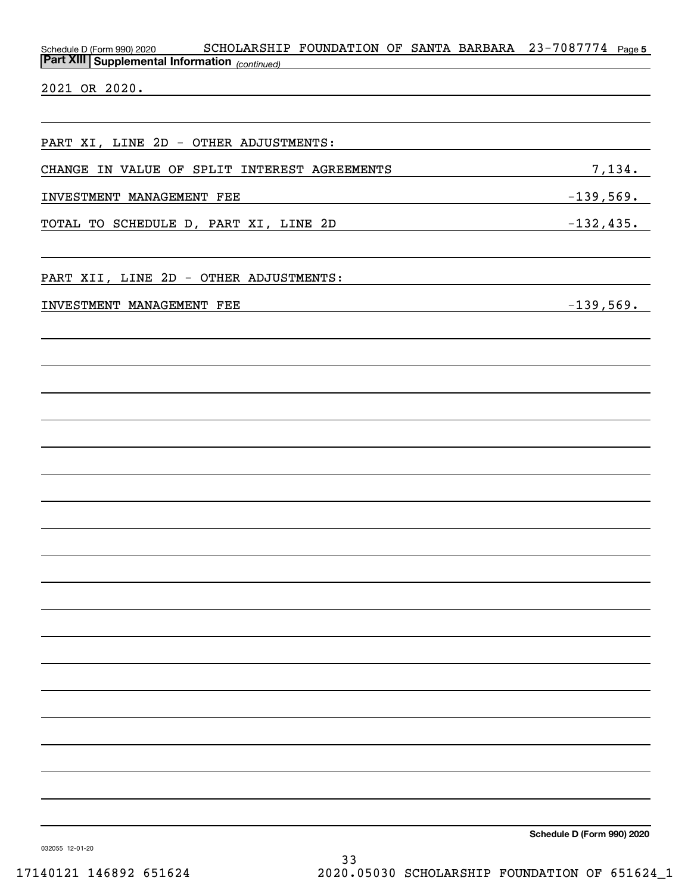**Part XIII | Supplemental Information** *(continued)*

2021 OR 2020.

PART XI, LINE 2D - OTHER ADJUSTMENTS:

| | |
|---|---|
| CHANGE IN VALUE OF SPLIT INTEREST AGREEMENTS | 7,134. |
| INVESTMENT MANAGEMENT FEE | -139,569. |
| TOTAL TO SCHEDULE D, PART XI, LINE 2D | -132,435. |

PART XII, LINE 2D - OTHER ADJUSTMENTS:

| | |
|---|---|
| INVESTMENT MANAGEMENT FEE | -139,569. |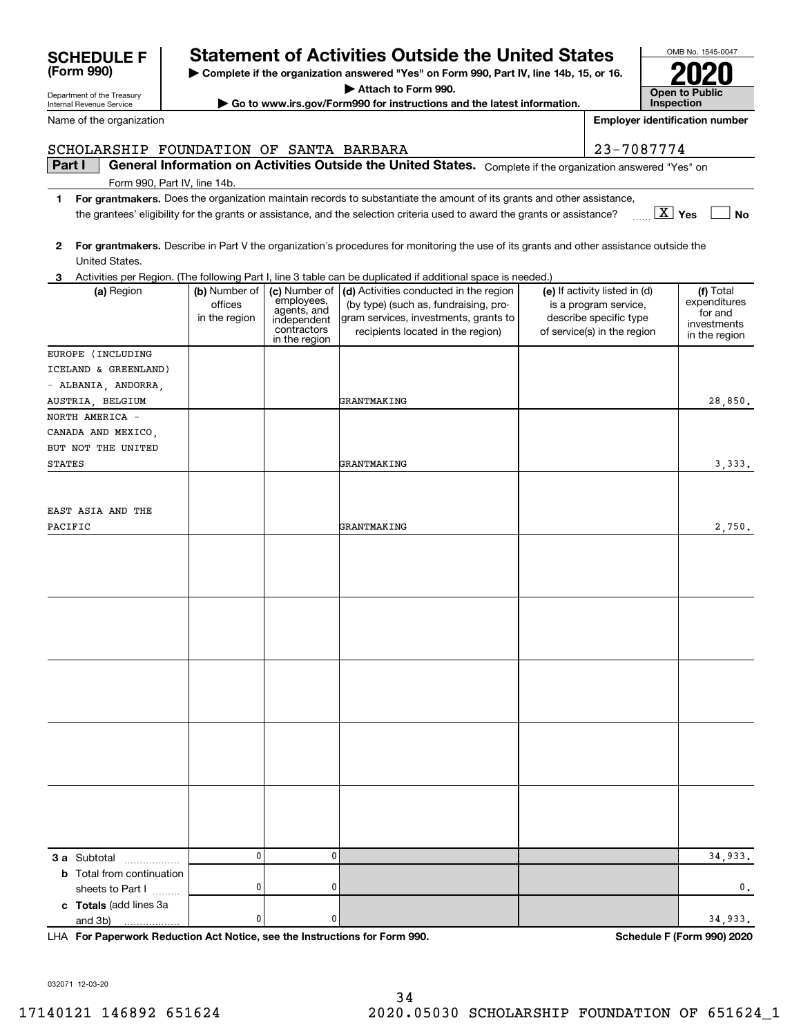**SCHEDULE F (Form 990)**

Department of the Treasury
Internal Revenue Service

# Statement of Activities Outside the United States

▶ Complete if the organization answered "Yes" on Form 990, Part IV, line 14b, 15, or 16.
▶ Attach to Form 990.
▶ Go to www.irs.gov/Form990 for instructions and the latest information.

OMB No. 1545-0047
**2020**
**Open to Public Inspection**

Name of the organization: SCHOLARSHIP FOUNDATION OF SANTA BARBARA

Employer identification number: 23-7087774

**Part I** **General Information on Activities Outside the United States.** Complete if the organization answered "Yes" on Form 990, Part IV, line 14b.

**1** **For grantmakers.** Does the organization maintain records to substantiate the amount of its grants and other assistance, the grantees' eligibility for the grants or assistance, and the selection criteria used to award the grants or assistance? [X] Yes [ ] No

**2** **For grantmakers.** Describe in Part V the organization's procedures for monitoring the use of its grants and other assistance outside the United States.

**3** Activities per Region. (The following Part I, line 3 table can be duplicated if additional space is needed.)

| (a) Region | (b) Number of offices in the region | (c) Number of employees, agents, and independent contractors in the region | (d) Activities conducted in the region (by type) (such as, fundraising, program services, investments, grants to recipients located in the region) | (e) If activity listed in (d) is a program service, describe specific type of service(s) in the region | (f) Total expenditures for and investments in the region |
|---|---|---|---|---|---|
| EUROPE (INCLUDING ICELAND & GREENLAND) - ALBANIA, ANDORRA, AUSTRIA, BELGIUM | | | GRANTMAKING | | 28,850. |
| NORTH AMERICA - CANADA AND MEXICO, BUT NOT THE UNITED STATES | | | GRANTMAKING | | 3,333. |
| EAST ASIA AND THE PACIFIC | | | GRANTMAKING | | 2,750. |
| | | | | | |
| | | | | | |
| | | | | | |
| | | | | | |
| | | | | | |
| **3 a** Subtotal | 0 | 0 | | | 34,933. |
| **b** Total from continuation sheets to Part I | 0 | 0 | | | 0. |
| **c** **Totals** (add lines 3a and 3b) | 0 | 0 | | | 34,933. |

LHA **For Paperwork Reduction Act Notice, see the Instructions for Form 990.** **Schedule F (Form 990) 2020**

032071 12-03-20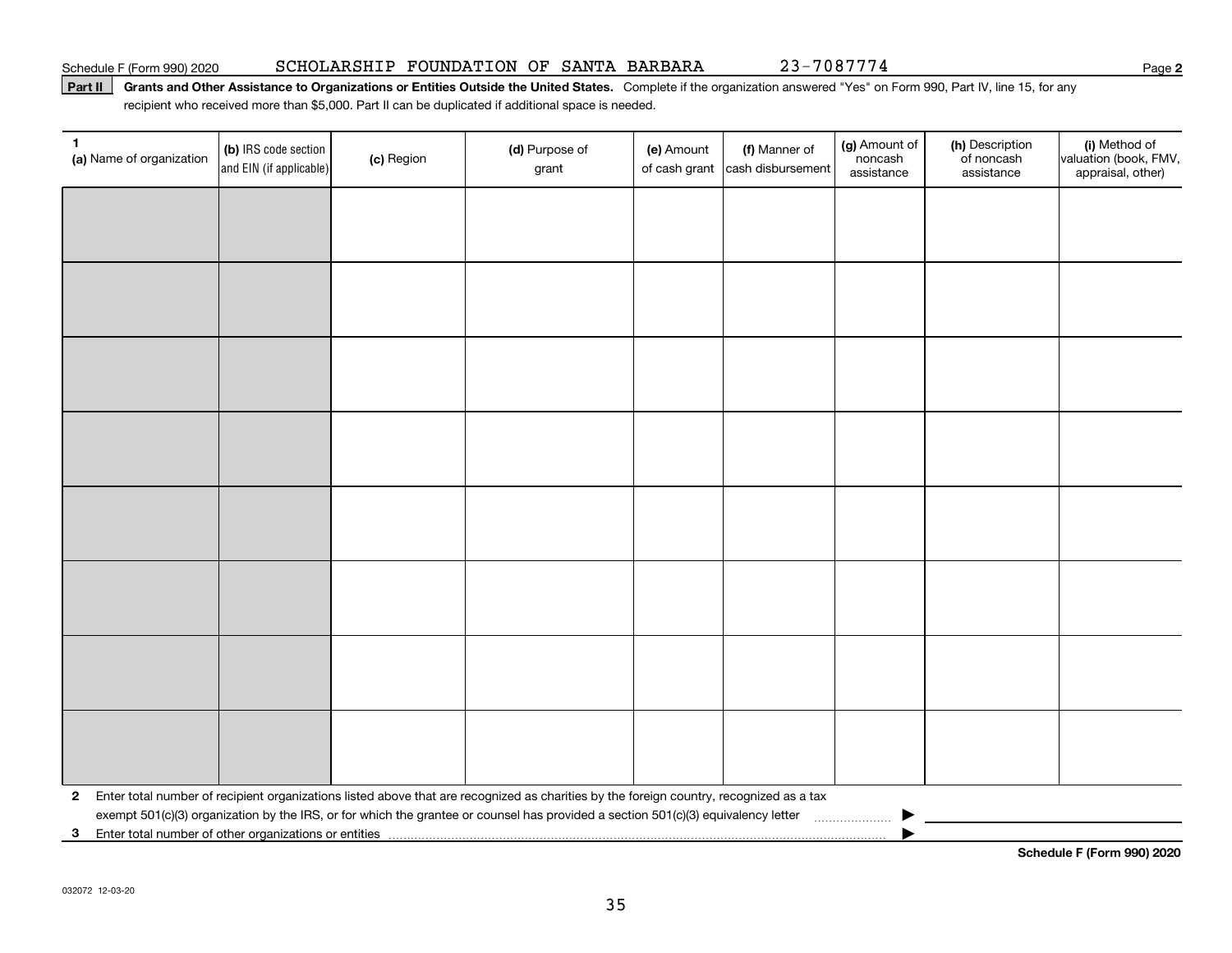Schedule F (Form 990) 2020 SCHOLARSHIP FOUNDATION OF SANTA BARBARA 23-7087774 Page **2**

**Part II** **Grants and Other Assistance to Organizations or Entities Outside the United States.** Complete if the organization answered "Yes" on Form 990, Part IV, line 15, for any recipient who received more than $5,000. Part II can be duplicated if additional space is needed.

| **1** **(a)** Name of organization | **(b)** IRS code section and EIN (if applicable) | **(c)** Region | **(d)** Purpose of grant | **(e)** Amount of cash grant | **(f)** Manner of cash disbursement | **(g)** Amount of noncash assistance | **(h)** Description of noncash assistance | **(i)** Method of valuation (book, FMV, appraisal, other) |
|---|---|---|---|---|---|---|---|---|
| | | | | | | | | |
| | | | | | | | | |
| | | | | | | | | |
| | | | | | | | | |
| | | | | | | | | |
| | | | | | | | | |
| | | | | | | | | |
| | | | | | | | | |

**2** Enter total number of recipient organizations listed above that are recognized as charities by the foreign country, recognized as a tax exempt 501(c)(3) organization by the IRS, or for which the grantee or counsel has provided a section 501(c)(3) equivalency letter ▶

**3** Enter total number of other organizations or entities ▶

**Schedule F (Form 990) 2020**

032072 12-03-20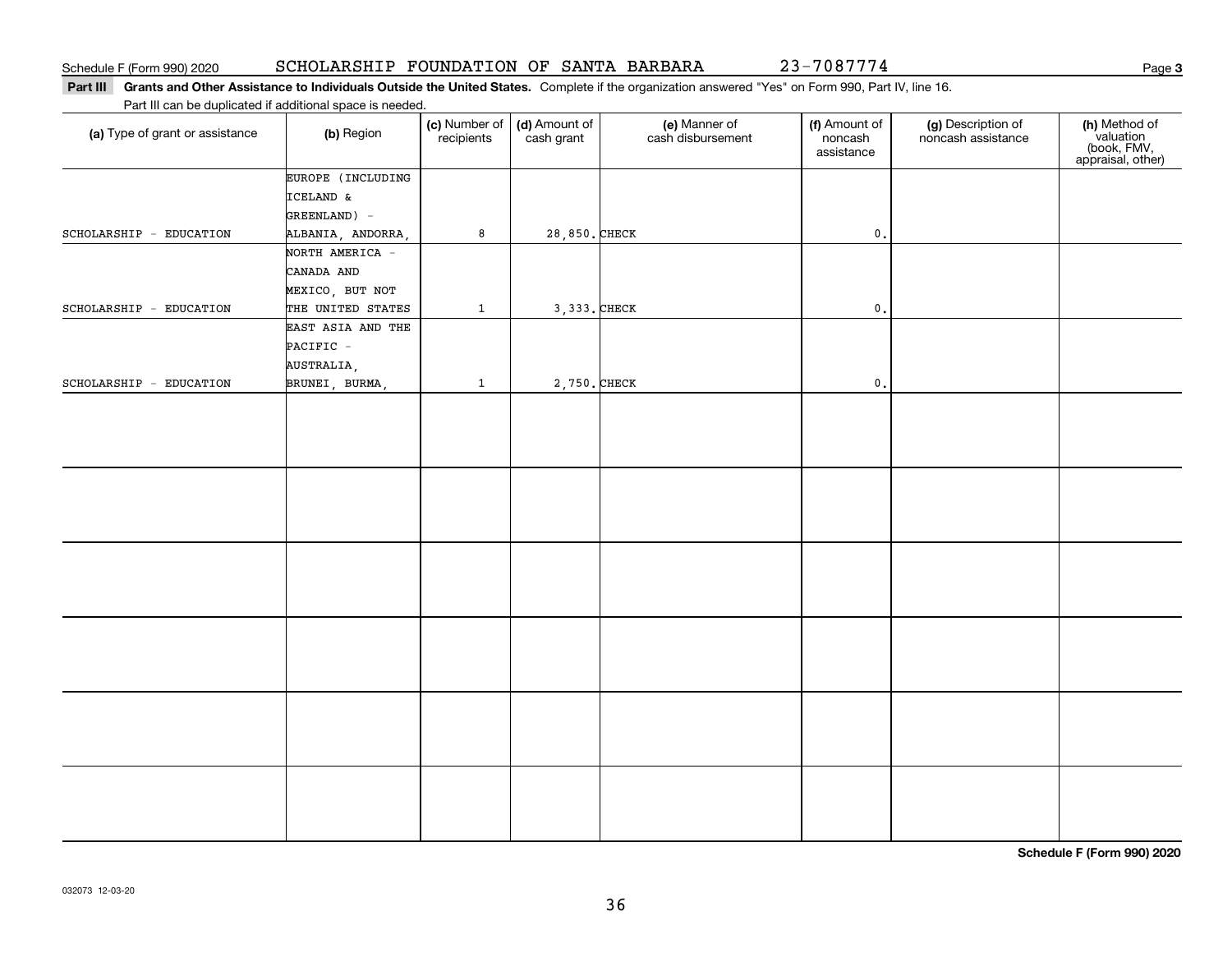Schedule F (Form 990) 2020 SCHOLARSHIP FOUNDATION OF SANTA BARBARA 23-7087774

**Part III Grants and Other Assistance to Individuals Outside the United States.** Complete if the organization answered "Yes" on Form 990, Part IV, line 16.
Part III can be duplicated if additional space is needed.

| (a) Type of grant or assistance | (b) Region | (c) Number of recipients | (d) Amount of cash grant | (e) Manner of cash disbursement | (f) Amount of noncash assistance | (g) Description of noncash assistance | (h) Method of valuation (book, FMV, appraisal, other) |
|---|---|---|---|---|---|---|---|
| SCHOLARSHIP - EDUCATION | EUROPE (INCLUDING ICELAND & GREENLAND) - ALBANIA, ANDORRA, | 8 | 28,850. | CHECK | 0. | | |
| SCHOLARSHIP - EDUCATION | NORTH AMERICA - CANADA AND MEXICO, BUT NOT THE UNITED STATES | 1 | 3,333. | CHECK | 0. | | |
| SCHOLARSHIP - EDUCATION | EAST ASIA AND THE PACIFIC - AUSTRALIA, BRUNEI, BURMA, | 1 | 2,750. | CHECK | 0. | | |
| | | | | | | | |
| | | | | | | | |
| | | | | | | | |
| | | | | | | | |
| | | | | | | | |
| | | | | | | | |

**Schedule F (Form 990) 2020**

032073 12-03-20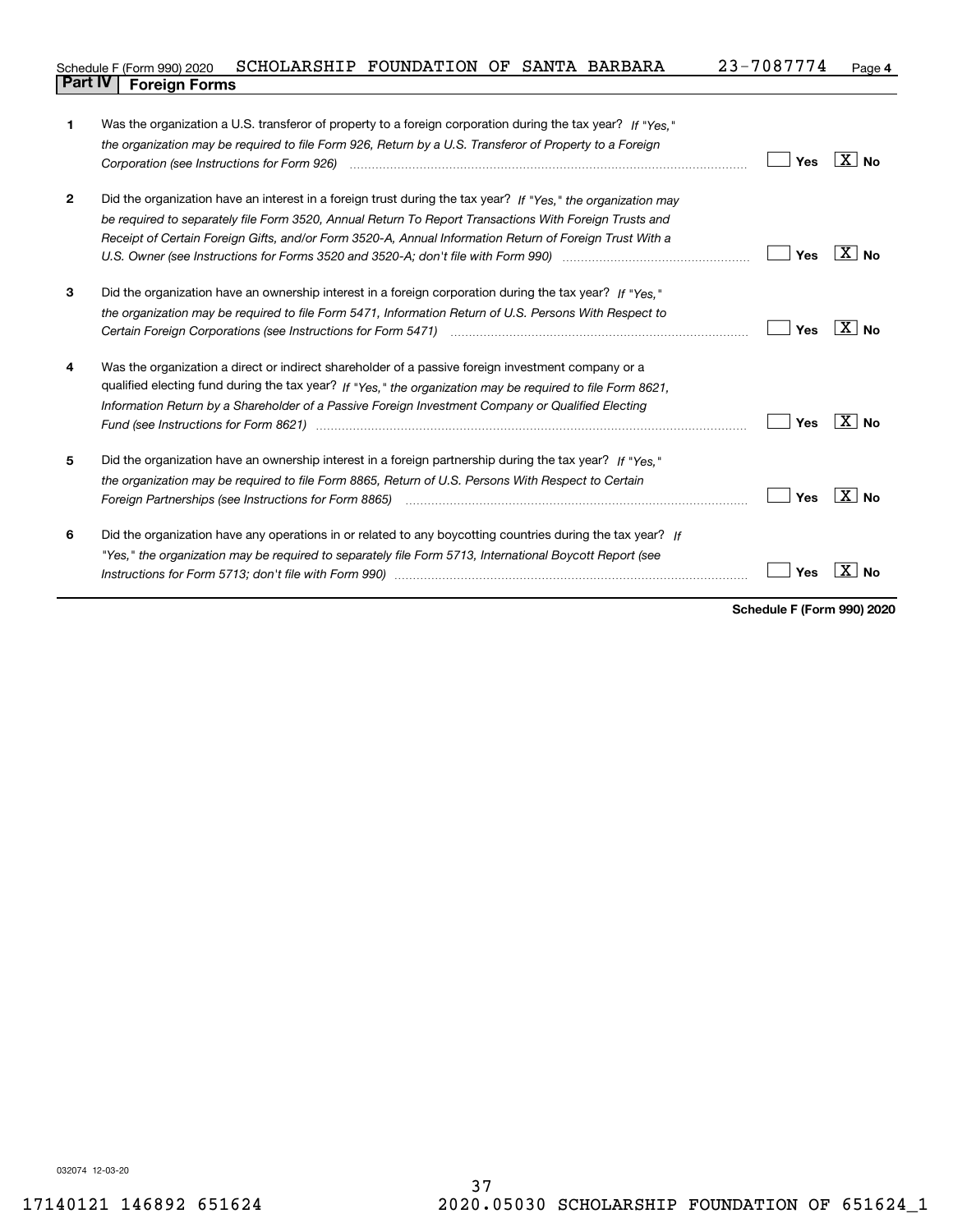Schedule F (Form 990) 2020 SCHOLARSHIP FOUNDATION OF SANTA BARBARA 23-7087774 Page **4**

## Part IV Foreign Forms

| | | | |
|---|---|---|---|
| **1** | Was the organization a U.S. transferor of property to a foreign corporation during the tax year? *If "Yes," the organization may be required to file Form 926, Return by a U.S. Transferor of Property to a Foreign Corporation (see Instructions for Form 926)* | Yes | [X] No |
| **2** | Did the organization have an interest in a foreign trust during the tax year? *If "Yes," the organization may be required to separately file Form 3520, Annual Return To Report Transactions With Foreign Trusts and Receipt of Certain Foreign Gifts, and/or Form 3520-A, Annual Information Return of Foreign Trust With a U.S. Owner (see Instructions for Forms 3520 and 3520-A; don't file with Form 990)* | Yes | [X] No |
| **3** | Did the organization have an ownership interest in a foreign corporation during the tax year? *If "Yes," the organization may be required to file Form 5471, Information Return of U.S. Persons With Respect to Certain Foreign Corporations (see Instructions for Form 5471)* | Yes | [X] No |
| **4** | Was the organization a direct or indirect shareholder of a passive foreign investment company or a qualified electing fund during the tax year? *If "Yes," the organization may be required to file Form 8621, Information Return by a Shareholder of a Passive Foreign Investment Company or Qualified Electing Fund (see Instructions for Form 8621)* | Yes | [X] No |
| **5** | Did the organization have an ownership interest in a foreign partnership during the tax year? *If "Yes," the organization may be required to file Form 8865, Return of U.S. Persons With Respect to Certain Foreign Partnerships (see Instructions for Form 8865)* | Yes | [X] No |
| **6** | Did the organization have any operations in or related to any boycotting countries during the tax year? *If "Yes," the organization may be required to separately file Form 5713, International Boycott Report (see Instructions for Form 5713; don't file with Form 990)* | Yes | [X] No |

**Schedule F (Form 990) 2020**

032074 12-03-20

17140121 146892 651624 2020.05030 SCHOLARSHIP FOUNDATION OF 651624_1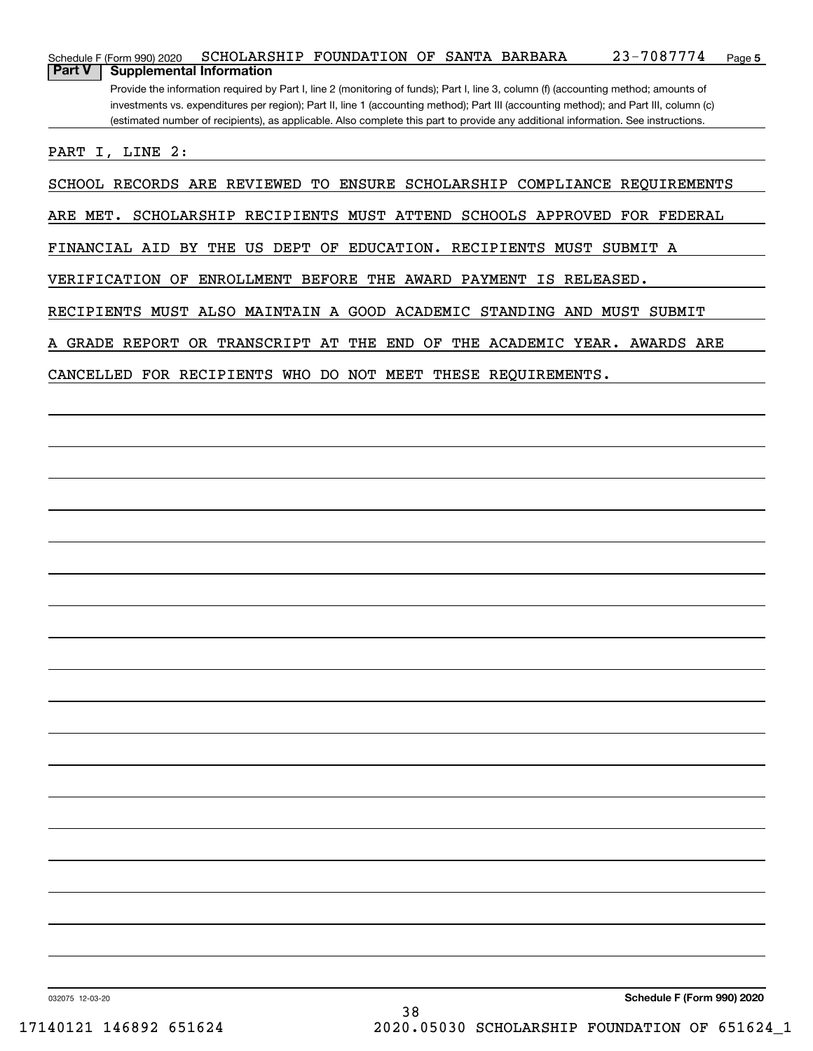Schedule F (Form 990) 2020 SCHOLARSHIP FOUNDATION OF SANTA BARBARA 23-7087774 Page 5

## Part V Supplemental Information

Provide the information required by Part I, line 2 (monitoring of funds); Part I, line 3, column (f) (accounting method; amounts of investments vs. expenditures per region); Part II, line 1 (accounting method); Part III (accounting method); and Part III, column (c) (estimated number of recipients), as applicable. Also complete this part to provide any additional information. See instructions.

PART I, LINE 2:

SCHOOL RECORDS ARE REVIEWED TO ENSURE SCHOLARSHIP COMPLIANCE REQUIREMENTS ARE MET. SCHOLARSHIP RECIPIENTS MUST ATTEND SCHOOLS APPROVED FOR FEDERAL FINANCIAL AID BY THE US DEPT OF EDUCATION. RECIPIENTS MUST SUBMIT A VERIFICATION OF ENROLLMENT BEFORE THE AWARD PAYMENT IS RELEASED. RECIPIENTS MUST ALSO MAINTAIN A GOOD ACADEMIC STANDING AND MUST SUBMIT A GRADE REPORT OR TRANSCRIPT AT THE END OF THE ACADEMIC YEAR. AWARDS ARE CANCELLED FOR RECIPIENTS WHO DO NOT MEET THESE REQUIREMENTS.

032075 12-03-20 Schedule F (Form 990) 2020

17140121 146892 651624 2020.05030 SCHOLARSHIP FOUNDATION OF 651624_1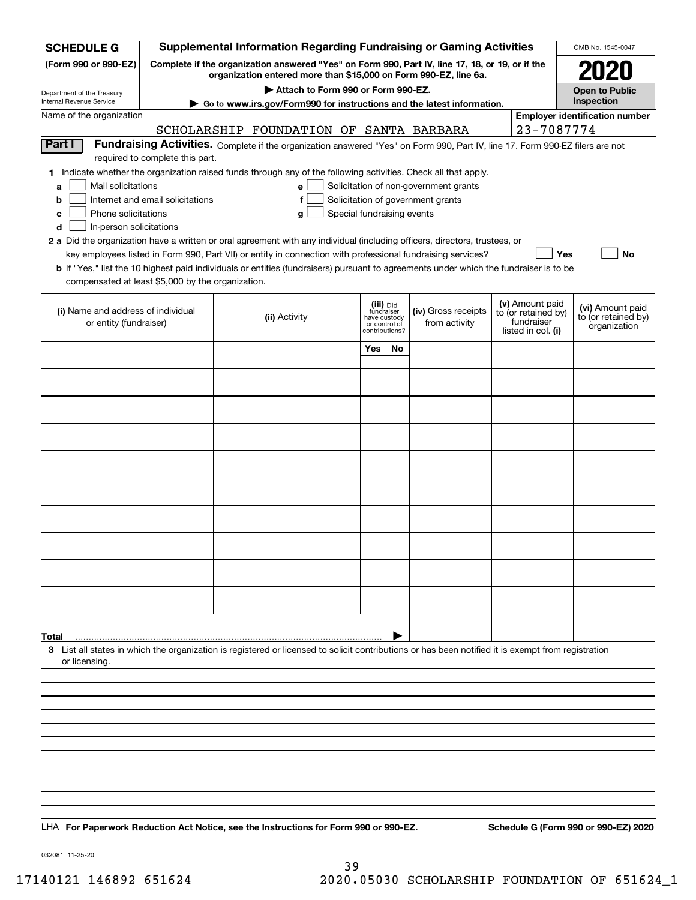**SCHEDULE G**
**(Form 990 or 990-EZ)**

Department of the Treasury
Internal Revenue Service

# Supplemental Information Regarding Fundraising or Gaming Activities

**Complete if the organization answered "Yes" on Form 990, Part IV, line 17, 18, or 19, or if the organization entered more than $15,000 on Form 990-EZ, line 6a.**

**▶ Attach to Form 990 or Form 990-EZ.**

**▶ Go to www.irs.gov/Form990 for instructions and the latest information.**

OMB No. 1545-0047

**2020**

**Open to Public Inspection**

Name of the organization: SCHOLARSHIP FOUNDATION OF SANTA BARBARA

**Employer identification number:** 23-7087774

**Part I** **Fundraising Activities.** Complete if the organization answered "Yes" on Form 990, Part IV, line 17. Form 990-EZ filers are not required to complete this part.

**1** Indicate whether the organization raised funds through any of the following activities. Check all that apply.

- **a** ☐ Mail solicitations
- **b** ☐ Internet and email solicitations
- **c** ☐ Phone solicitations
- **d** ☐ In-person solicitations
- **e** ☐ Solicitation of non-government grants
- **f** ☐ Solicitation of government grants
- **g** ☐ Special fundraising events

**2 a** Did the organization have a written or oral agreement with any individual (including officers, directors, trustees, or key employees listed in Form 990, Part VII) or entity in connection with professional fundraising services? ☐ **Yes** ☐ **No**

**b** If "Yes," list the 10 highest paid individuals or entities (fundraisers) pursuant to agreements under which the fundraiser is to be compensated at least $5,000 by the organization.

| **(i)** Name and address of individual or entity (fundraiser) | **(ii)** Activity | **(iii)** Did fundraiser have custody or control of contributions? Yes | No | **(iv)** Gross receipts from activity | **(v)** Amount paid to (or retained by) fundraiser listed in col. **(i)** | **(vi)** Amount paid to (or retained by) organization |
|---|---|---|---|---|---|---|
| | | | | | | |
| | | | | | | |
| | | | | | | |
| | | | | | | |
| | | | | | | |
| | | | | | | |
| | | | | | | |
| | | | | | | |
| | | | | | | |
| | | | | | | |
| **Total** ▶ | | | | | | |

**3** List all states in which the organization is registered or licensed to solicit contributions or has been notified it is exempt from registration or licensing.

LHA **For Paperwork Reduction Act Notice, see the Instructions for Form 990 or 990-EZ.** **Schedule G (Form 990 or 990-EZ) 2020**

032081 11-25-20

17140121 146892 651624 2020.05030 SCHOLARSHIP FOUNDATION OF 651624_1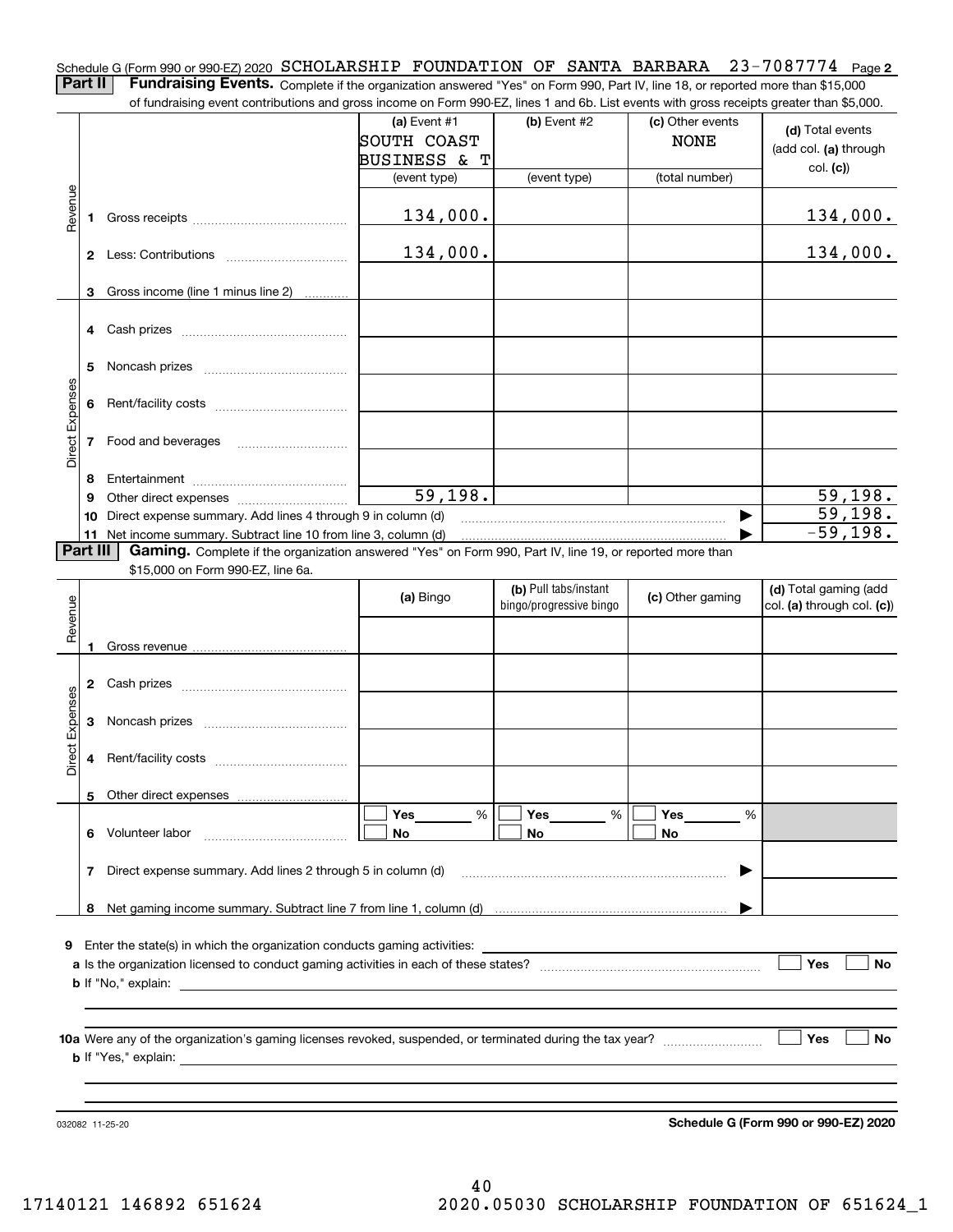Schedule G (Form 990 or 990-EZ) 2020 SCHOLARSHIP FOUNDATION OF SANTA BARBARA 23-7087774 Page **2**

**Part II** **Fundraising Events.** Complete if the organization answered "Yes" on Form 990, Part IV, line 18, or reported more than $15,000 of fundraising event contributions and gross income on Form 990-EZ, lines 1 and 6b. List events with gross receipts greater than $5,000.

| | | | (a) Event #1 SOUTH COAST BUSINESS & T (event type) | (b) Event #2 (event type) | (c) Other events NONE (total number) | (d) Total events (add col. (a) through col. (c)) |
|---|---|---|---|---|---|---|
| Revenue | 1 | Gross receipts | 134,000. | | | 134,000. |
| | 2 | Less: Contributions | 134,000. | | | 134,000. |
| | 3 | Gross income (line 1 minus line 2) | | | | |
| Direct Expenses | 4 | Cash prizes | | | | |
| | 5 | Noncash prizes | | | | |
| | 6 | Rent/facility costs | | | | |
| | 7 | Food and beverages | | | | |
| | 8 | Entertainment | | | | |
| | 9 | Other direct expenses | 59,198. | | | 59,198. |
| | 10 | Direct expense summary. Add lines 4 through 9 in column (d) | | | | 59,198. |
| | 11 | Net income summary. Subtract line 10 from line 3, column (d) | | | | -59,198. |

**Part III** **Gaming.** Complete if the organization answered "Yes" on Form 990, Part IV, line 19, or reported more than $15,000 on Form 990-EZ, line 6a.

| | | | (a) Bingo | (b) Pull tabs/instant bingo/progressive bingo | (c) Other gaming | (d) Total gaming (add col. (a) through col. (c)) |
|---|---|---|---|---|---|---|
| Revenue | 1 | Gross revenue | | | | |
| Direct Expenses | 2 | Cash prizes | | | | |
| | 3 | Noncash prizes | | | | |
| | 4 | Rent/facility costs | | | | |
| | 5 | Other direct expenses | | | | |
| | 6 | Volunteer labor | Yes ___ % No | Yes ___ % No | Yes ___ % No | |
| | 7 | Direct expense summary. Add lines 2 through 5 in column (d) | | | | |
| | 8 | Net gaming income summary. Subtract line 7 from line 1, column (d) | | | | |

**9** Enter the state(s) in which the organization conducts gaming activities:

**a** Is the organization licensed to conduct gaming activities in each of these states? Yes No

**b** If "No," explain:

**10a** Were any of the organization's gaming licenses revoked, suspended, or terminated during the tax year? Yes No

**b** If "Yes," explain:

032082 11-25-20

**Schedule G (Form 990 or 990-EZ) 2020**

17140121 146892 651624 2020.05030 SCHOLARSHIP FOUNDATION OF 651624_1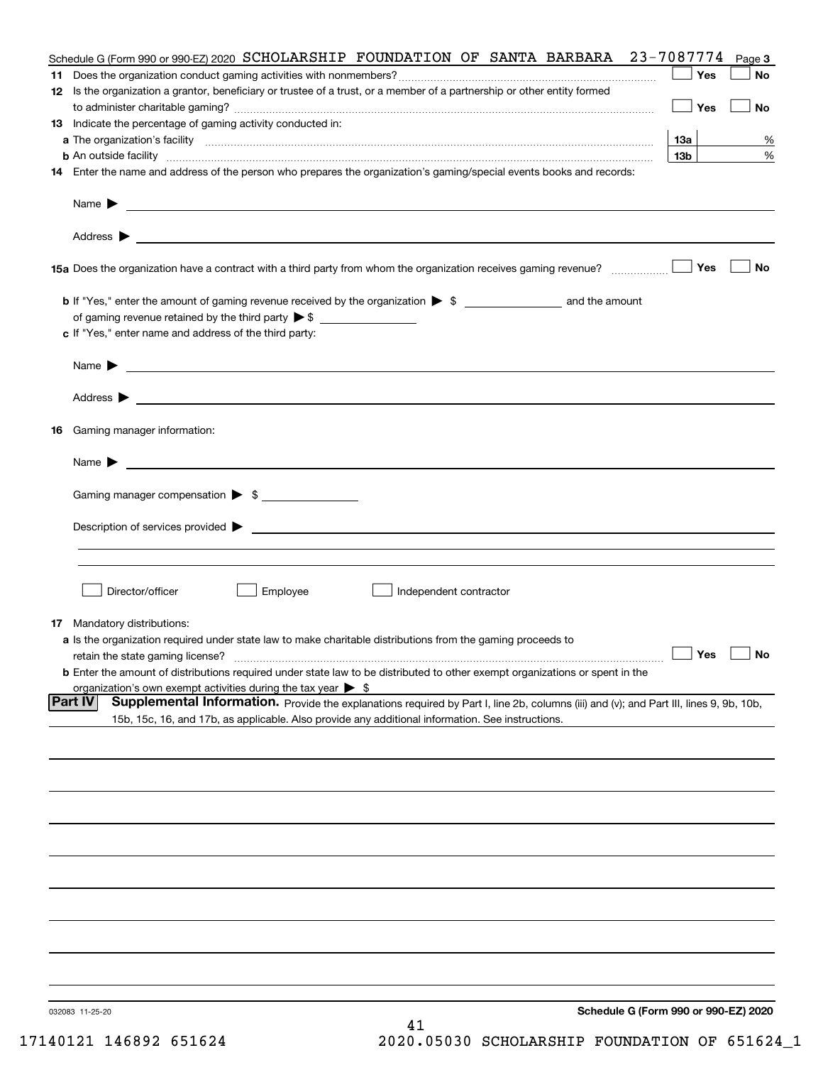Schedule G (Form 990 or 990-EZ) 2020 SCHOLARSHIP FOUNDATION OF SANTA BARBARA 23-7087774 Page 3

**11** Does the organization conduct gaming activities with nonmembers? ☐ Yes ☐ No

**12** Is the organization a grantor, beneficiary or trustee of a trust, or a member of a partnership or other entity formed to administer charitable gaming? ☐ Yes ☐ No

**13** Indicate the percentage of gaming activity conducted in:

**a** The organization's facility **13a** %

**b** An outside facility **13b** %

**14** Enter the name and address of the person who prepares the organization's gaming/special events books and records:

Name ▶

Address ▶

**15a** Does the organization have a contract with a third party from whom the organization receives gaming revenue? ☐ Yes ☐ No

**b** If "Yes," enter the amount of gaming revenue received by the organization ▶ $ ________ and the amount of gaming revenue retained by the third party ▶ $ ________

**c** If "Yes," enter name and address of the third party:

Name ▶

Address ▶

**16** Gaming manager information:

Name ▶

Gaming manager compensation ▶ $

Description of services provided ▶

☐ Director/officer ☐ Employee ☐ Independent contractor

**17** Mandatory distributions:

**a** Is the organization required under state law to make charitable distributions from the gaming proceeds to retain the state gaming license? ☐ Yes ☐ No

**b** Enter the amount of distributions required under state law to be distributed to other exempt organizations or spent in the organization's own exempt activities during the tax year ▶ $

**Part IV** **Supplemental Information.** Provide the explanations required by Part I, line 2b, columns (iii) and (v); and Part III, lines 9, 9b, 10b, 15b, 15c, 16, and 17b, as applicable. Also provide any additional information. See instructions.

032083 11-25-20

**Schedule G (Form 990 or 990-EZ) 2020**

17140121 146892 651624 2020.05030 SCHOLARSHIP FOUNDATION OF 651624_1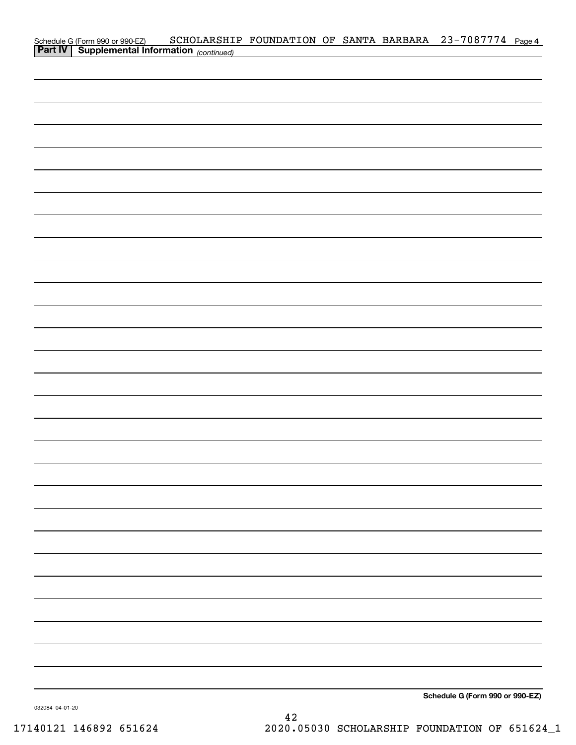Schedule G (Form 990 or 990-EZ) SCHOLARSHIP FOUNDATION OF SANTA BARBARA 23-7087774 Page 4

**Part IV | Supplemental Information** *(continued)*

**Schedule G (Form 990 or 990-EZ)**

032084 04-01-20

17140121 146892 651624 2020.05030 SCHOLARSHIP FOUNDATION OF 651624_1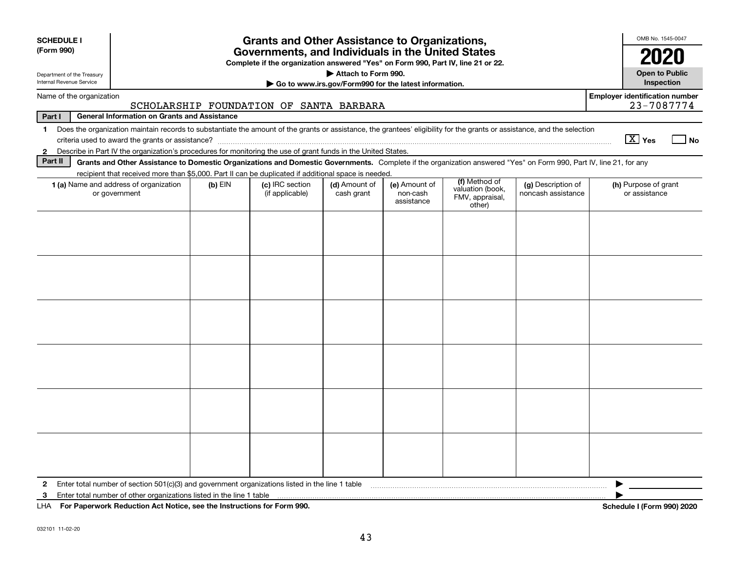**SCHEDULE I**
**(Form 990)**

Department of the Treasury
Internal Revenue Service

# Grants and Other Assistance to Organizations, Governments, and Individuals in the United States

**Complete if the organization answered "Yes" on Form 990, Part IV, line 21 or 22.**
**▶ Attach to Form 990.**
**▶ Go to www.irs.gov/Form990 for the latest information.**

OMB No. 1545-0047
**2020**
**Open to Public Inspection**

Name of the organization: SCHOLARSHIP FOUNDATION OF SANTA BARBARA

Employer identification number: 23-7087774

**Part I — General Information on Grants and Assistance**

1 Does the organization maintain records to substantiate the amount of the grants or assistance, the grantees' eligibility for the grants or assistance, and the selection criteria used to award the grants or assistance? [X] Yes [ ] No

2 Describe in Part IV the organization's procedures for monitoring the use of grant funds in the United States.

**Part II — Grants and Other Assistance to Domestic Organizations and Domestic Governments.** Complete if the organization answered "Yes" on Form 990, Part IV, line 21, for any recipient that received more than $5,000. Part II can be duplicated if additional space is needed.

| 1 (a) Name and address of organization or government | (b) EIN | (c) IRC section (if applicable) | (d) Amount of cash grant | (e) Amount of non-cash assistance | (f) Method of valuation (book, FMV, appraisal, other) | (g) Description of noncash assistance | (h) Purpose of grant or assistance |
|---|---|---|---|---|---|---|---|
| | | | | | | | |
| | | | | | | | |
| | | | | | | | |
| | | | | | | | |
| | | | | | | | |
| | | | | | | | |

2 Enter total number of section 501(c)(3) and government organizations listed in the line 1 table ▶

3 Enter total number of other organizations listed in the line 1 table ▶

LHA **For Paperwork Reduction Act Notice, see the Instructions for Form 990.** **Schedule I (Form 990) 2020**

032101 11-02-20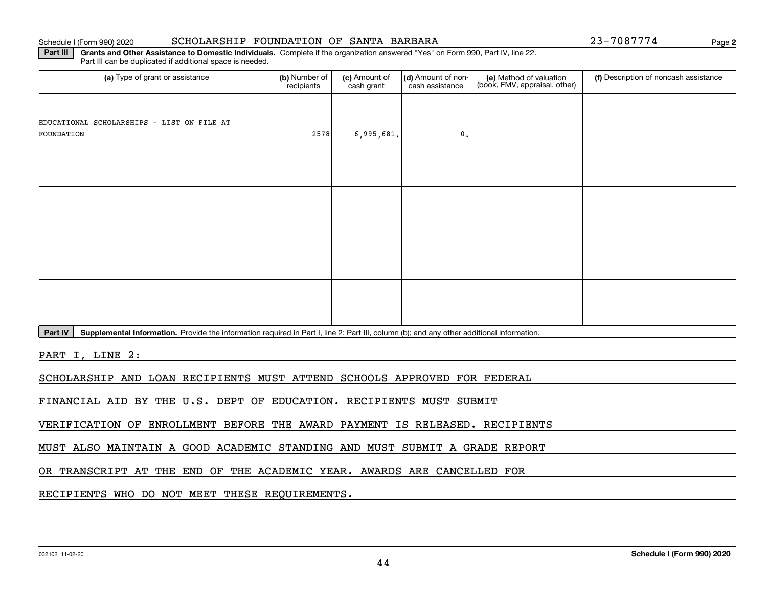Schedule I (Form 990) 2020 SCHOLARSHIP FOUNDATION OF SANTA BARBARA 23-7087774 Page 2

**Part III** **Grants and Other Assistance to Domestic Individuals.** Complete if the organization answered "Yes" on Form 990, Part IV, line 22. Part III can be duplicated if additional space is needed.

| (a) Type of grant or assistance | (b) Number of recipients | (c) Amount of cash grant | (d) Amount of non-cash assistance | (e) Method of valuation (book, FMV, appraisal, other) | (f) Description of noncash assistance |
|---|---|---|---|---|---|
| EDUCATIONAL SCHOLARSHIPS - LIST ON FILE AT FOUNDATION | 2578 | 6,995,681. | 0. | | |
| | | | | | |
| | | | | | |
| | | | | | |
| | | | | | |

**Part IV** **Supplemental Information.** Provide the information required in Part I, line 2; Part III, column (b); and any other additional information.

PART I, LINE 2:

SCHOLARSHIP AND LOAN RECIPIENTS MUST ATTEND SCHOOLS APPROVED FOR FEDERAL FINANCIAL AID BY THE U.S. DEPT OF EDUCATION. RECIPIENTS MUST SUBMIT VERIFICATION OF ENROLLMENT BEFORE THE AWARD PAYMENT IS RELEASED. RECIPIENTS MUST ALSO MAINTAIN A GOOD ACADEMIC STANDING AND MUST SUBMIT A GRADE REPORT OR TRANSCRIPT AT THE END OF THE ACADEMIC YEAR. AWARDS ARE CANCELLED FOR RECIPIENTS WHO DO NOT MEET THESE REQUIREMENTS.

032102 11-02-20 **Schedule I (Form 990) 2020**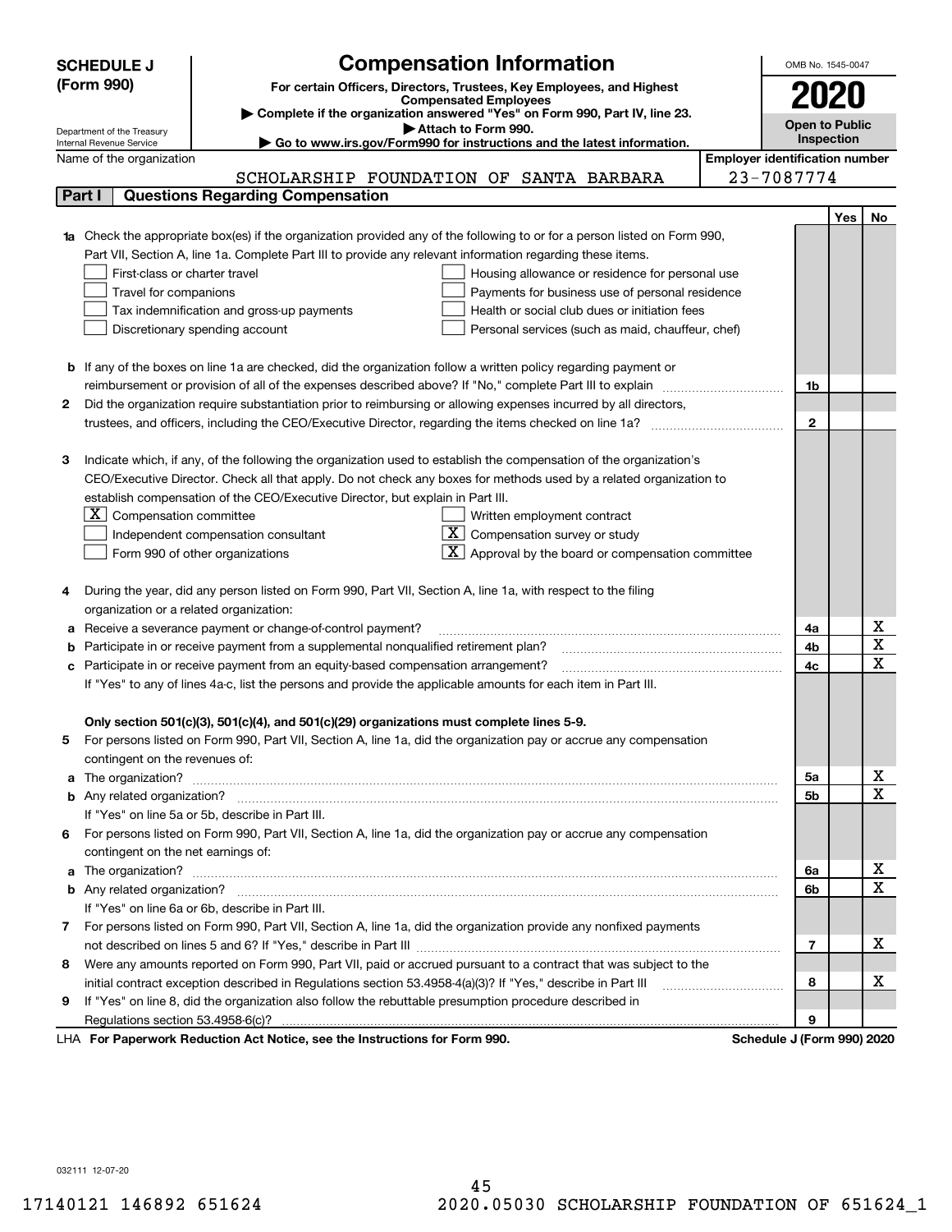**SCHEDULE J (Form 990)**

Department of the Treasury
Internal Revenue Service

# Compensation Information

**For certain Officers, Directors, Trustees, Key Employees, and Highest Compensated Employees**

▶ **Complete if the organization answered "Yes" on Form 990, Part IV, line 23.**

▶ **Attach to Form 990.**

▶ **Go to www.irs.gov/Form990 for instructions and the latest information.**

OMB No. 1545-0047

**2020**

**Open to Public Inspection**

Name of the organization: SCHOLARSHIP FOUNDATION OF SANTA BARBARA

Employer identification number: 23-7087774

## Part I Questions Regarding Compensation

| | | | Yes | No |
|---|---|---|---|---|
| **1a** | Check the appropriate box(es) if the organization provided any of the following to or for a person listed on Form 990, Part VII, Section A, line 1a. Complete Part III to provide any relevant information regarding these items.<br>☐ First-class or charter travel ☐ Housing allowance or residence for personal use<br>☐ Travel for companions ☐ Payments for business use of personal residence<br>☐ Tax indemnification and gross-up payments ☐ Health or social club dues or initiation fees<br>☐ Discretionary spending account ☐ Personal services (such as maid, chauffeur, chef) | | | |
| **b** | If any of the boxes on line 1a are checked, did the organization follow a written policy regarding payment or reimbursement or provision of all of the expenses described above? If "No," complete Part III to explain | 1b | | |
| **2** | Did the organization require substantiation prior to reimbursing or allowing expenses incurred by all directors, trustees, and officers, including the CEO/Executive Director, regarding the items checked on line 1a? | 2 | | |
| **3** | Indicate which, if any, of the following the organization used to establish the compensation of the organization's CEO/Executive Director. Check all that apply. Do not check any boxes for methods used by a related organization to establish compensation of the CEO/Executive Director, but explain in Part III.<br>☒ Compensation committee ☐ Written employment contract<br>☐ Independent compensation consultant ☒ Compensation survey or study<br>☐ Form 990 of other organizations ☒ Approval by the board or compensation committee | | | |
| **4** | During the year, did any person listed on Form 990, Part VII, Section A, line 1a, with respect to the filing organization or a related organization: | | | |
| **a** | Receive a severance payment or change-of-control payment? | 4a | | X |
| **b** | Participate in or receive payment from a supplemental nonqualified retirement plan? | 4b | | X |
| **c** | Participate in or receive payment from an equity-based compensation arrangement? | 4c | | X |
| | If "Yes" to any of lines 4a-c, list the persons and provide the applicable amounts for each item in Part III. | | | |
| | **Only section 501(c)(3), 501(c)(4), and 501(c)(29) organizations must complete lines 5-9.** | | | |
| **5** | For persons listed on Form 990, Part VII, Section A, line 1a, did the organization pay or accrue any compensation contingent on the revenues of: | | | |
| **a** | The organization? | 5a | | X |
| **b** | Any related organization? | 5b | | X |
| | If "Yes" on line 5a or 5b, describe in Part III. | | | |
| **6** | For persons listed on Form 990, Part VII, Section A, line 1a, did the organization pay or accrue any compensation contingent on the net earnings of: | | | |
| **a** | The organization? | 6a | | X |
| **b** | Any related organization? | 6b | | X |
| | If "Yes" on line 6a or 6b, describe in Part III. | | | |
| **7** | For persons listed on Form 990, Part VII, Section A, line 1a, did the organization provide any nonfixed payments not described on lines 5 and 6? If "Yes," describe in Part III | 7 | | X |
| **8** | Were any amounts reported on Form 990, Part VII, paid or accrued pursuant to a contract that was subject to the initial contract exception described in Regulations section 53.4958-4(a)(3)? If "Yes," describe in Part III | 8 | | X |
| **9** | If "Yes" on line 8, did the organization also follow the rebuttable presumption procedure described in Regulations section 53.4958-6(c)? | 9 | | |

LHA **For Paperwork Reduction Act Notice, see the Instructions for Form 990.** **Schedule J (Form 990) 2020**

032111 12-07-20

17140121 146892 651624 2020.05030 SCHOLARSHIP FOUNDATION OF 651624_1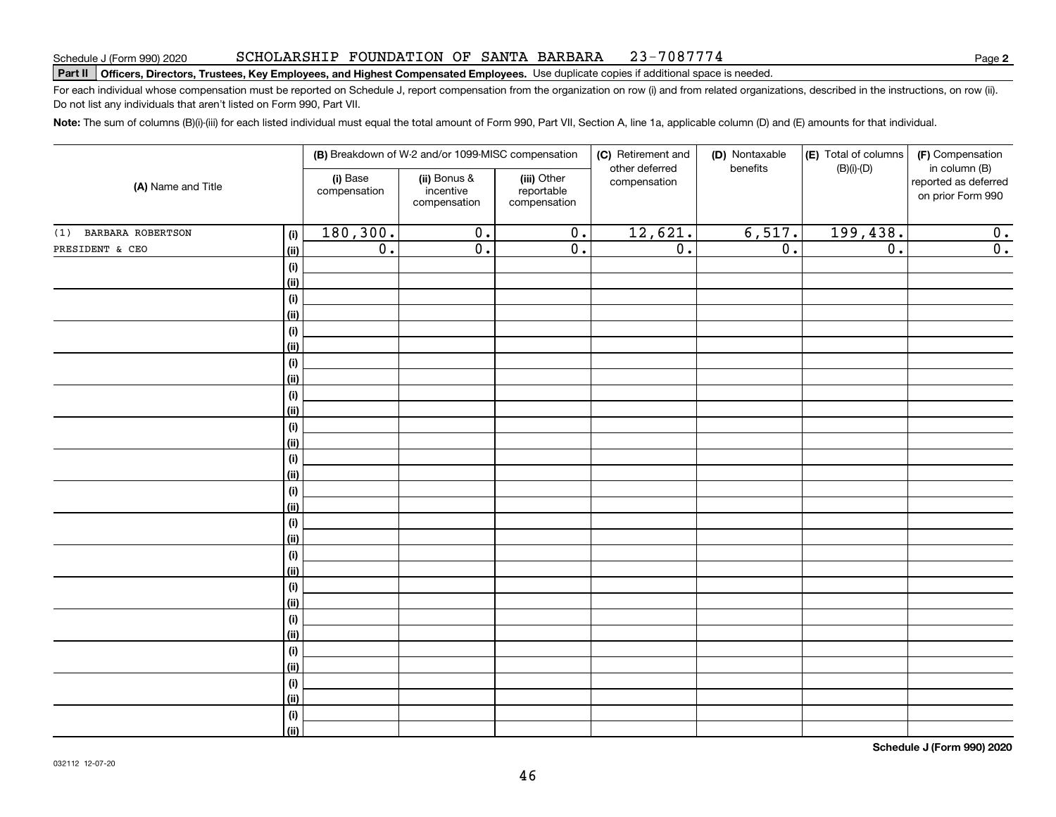Schedule J (Form 990) 2020 SCHOLARSHIP FOUNDATION OF SANTA BARBARA 23-7087774 Page **2**

**Part II Officers, Directors, Trustees, Key Employees, and Highest Compensated Employees.** Use duplicate copies if additional space is needed.

For each individual whose compensation must be reported on Schedule J, report compensation from the organization on row (i) and from related organizations, described in the instructions, on row (ii). Do not list any individuals that aren't listed on Form 990, Part VII.

**Note:** The sum of columns (B)(i)-(iii) for each listed individual must equal the total amount of Form 990, Part VII, Section A, line 1a, applicable column (D) and (E) amounts for that individual.

| (A) Name and Title | | (B) Breakdown of W-2 and/or 1099-MISC compensation | | | (C) Retirement and other deferred compensation | (D) Nontaxable benefits | (E) Total of columns (B)(i)-(D) | (F) Compensation in column (B) reported as deferred on prior Form 990 |
|---|---|---|---|---|---|---|---|---|
| | | (i) Base compensation | (ii) Bonus & incentive compensation | (iii) Other reportable compensation | | | | |
| (1) BARBARA ROBERTSON | (i) | 180,300. | 0. | 0. | 12,621. | 6,517. | 199,438. | 0. |
| PRESIDENT & CEO | (ii) | 0. | 0. | 0. | 0. | 0. | 0. | 0. |
| | (i) | | | | | | | |
| | (ii) | | | | | | | |
| | (i) | | | | | | | |
| | (ii) | | | | | | | |
| | (i) | | | | | | | |
| | (ii) | | | | | | | |
| | (i) | | | | | | | |
| | (ii) | | | | | | | |
| | (i) | | | | | | | |
| | (ii) | | | | | | | |
| | (i) | | | | | | | |
| | (ii) | | | | | | | |
| | (i) | | | | | | | |
| | (ii) | | | | | | | |
| | (i) | | | | | | | |
| | (ii) | | | | | | | |
| | (i) | | | | | | | |
| | (ii) | | | | | | | |
| | (i) | | | | | | | |
| | (ii) | | | | | | | |
| | (i) | | | | | | | |
| | (ii) | | | | | | | |
| | (i) | | | | | | | |
| | (ii) | | | | | | | |
| | (i) | | | | | | | |
| | (ii) | | | | | | | |
| | (i) | | | | | | | |
| | (ii) | | | | | | | |
| | (i) | | | | | | | |
| | (ii) | | | | | | | |

**Schedule J (Form 990) 2020**

032112 12-07-20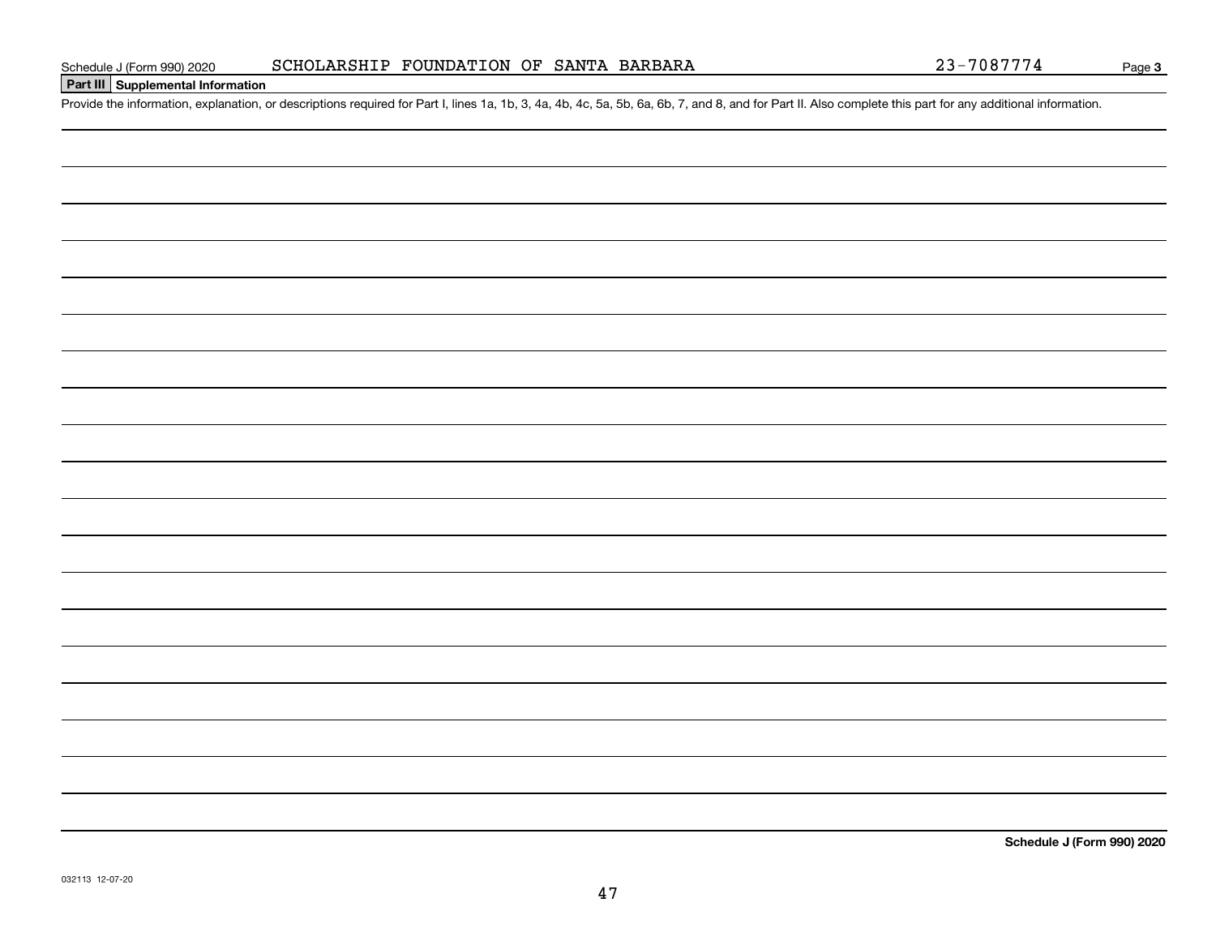## Part III Supplemental Information

Provide the information, explanation, or descriptions required for Part I, lines 1a, 1b, 3, 4a, 4b, 4c, 5a, 5b, 6a, 6b, 7, and 8, and for Part II. Also complete this part for any additional information.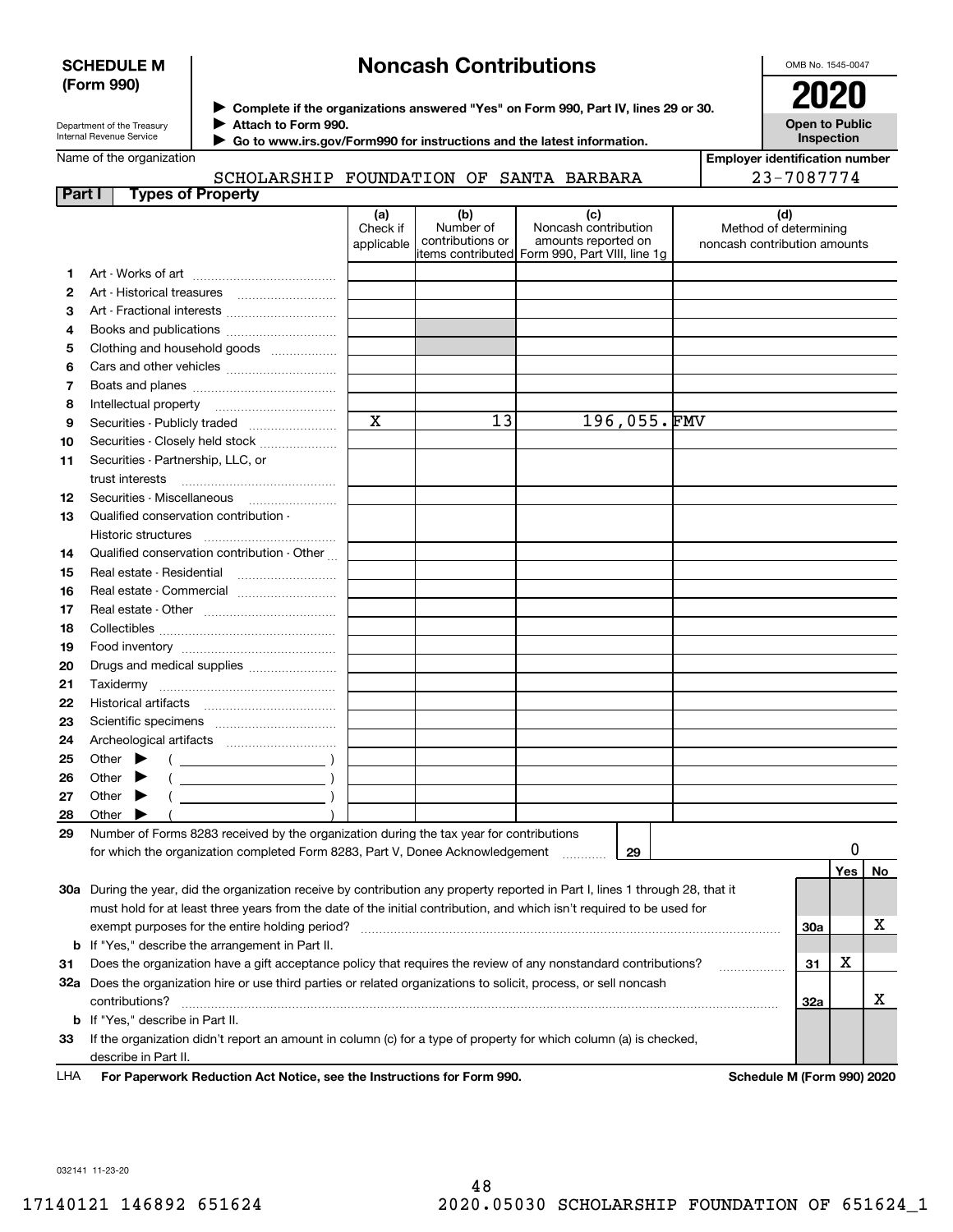**SCHEDULE M (Form 990)**

Department of the Treasury
Internal Revenue Service

# Noncash Contributions

▶ Complete if the organizations answered "Yes" on Form 990, Part IV, lines 29 or 30.
▶ Attach to Form 990.
▶ Go to www.irs.gov/Form990 for instructions and the latest information.

OMB No. 1545-0047

**2020**

**Open to Public Inspection**

Name of the organization: SCHOLARSHIP FOUNDATION OF SANTA BARBARA

Employer identification number: 23-7087774

**Part I Types of Property**

| | | (a) Check if applicable | (b) Number of contributions or items contributed | (c) Noncash contribution amounts reported on Form 990, Part VIII, line 1g | (d) Method of determining noncash contribution amounts |
|---|---|---|---|---|---|
| 1 | Art - Works of art | | | | |
| 2 | Art - Historical treasures | | | | |
| 3 | Art - Fractional interests | | | | |
| 4 | Books and publications | | | | |
| 5 | Clothing and household goods | | | | |
| 6 | Cars and other vehicles | | | | |
| 7 | Boats and planes | | | | |
| 8 | Intellectual property | | | | |
| 9 | Securities - Publicly traded | X | 13 | 196,055. | FMV |
| 10 | Securities - Closely held stock | | | | |
| 11 | Securities - Partnership, LLC, or trust interests | | | | |
| 12 | Securities - Miscellaneous | | | | |
| 13 | Qualified conservation contribution - Historic structures | | | | |
| 14 | Qualified conservation contribution - Other | | | | |
| 15 | Real estate - Residential | | | | |
| 16 | Real estate - Commercial | | | | |
| 17 | Real estate - Other | | | | |
| 18 | Collectibles | | | | |
| 19 | Food inventory | | | | |
| 20 | Drugs and medical supplies | | | | |
| 21 | Taxidermy | | | | |
| 22 | Historical artifacts | | | | |
| 23 | Scientific specimens | | | | |
| 24 | Archeological artifacts | | | | |
| 25 | Other ▶ ( ) | | | | |
| 26 | Other ▶ ( ) | | | | |
| 27 | Other ▶ ( ) | | | | |
| 28 | Other ▶ ( ) | | | | |

29 Number of Forms 8283 received by the organization during the tax year for contributions for which the organization completed Form 8283, Part V, Donee Acknowledgement ..... 29 | 0

| | | | Yes | No |
|---|---|---|---|---|
| 30a | During the year, did the organization receive by contribution any property reported in Part I, lines 1 through 28, that it must hold for at least three years from the date of the initial contribution, and which isn't required to be used for exempt purposes for the entire holding period? | 30a | | X |
| b | If "Yes," describe the arrangement in Part II. | | | |
| 31 | Does the organization have a gift acceptance policy that requires the review of any nonstandard contributions? | 31 | X | |
| 32a | Does the organization hire or use third parties or related organizations to solicit, process, or sell noncash contributions? | 32a | | X |
| b | If "Yes," describe in Part II. | | | |
| 33 | If the organization didn't report an amount in column (c) for a type of property for which column (a) is checked, describe in Part II. | | | |

LHA **For Paperwork Reduction Act Notice, see the Instructions for Form 990.** **Schedule M (Form 990) 2020**

032141 11-23-20

17140121 146892 651624 2020.05030 SCHOLARSHIP FOUNDATION OF 651624_1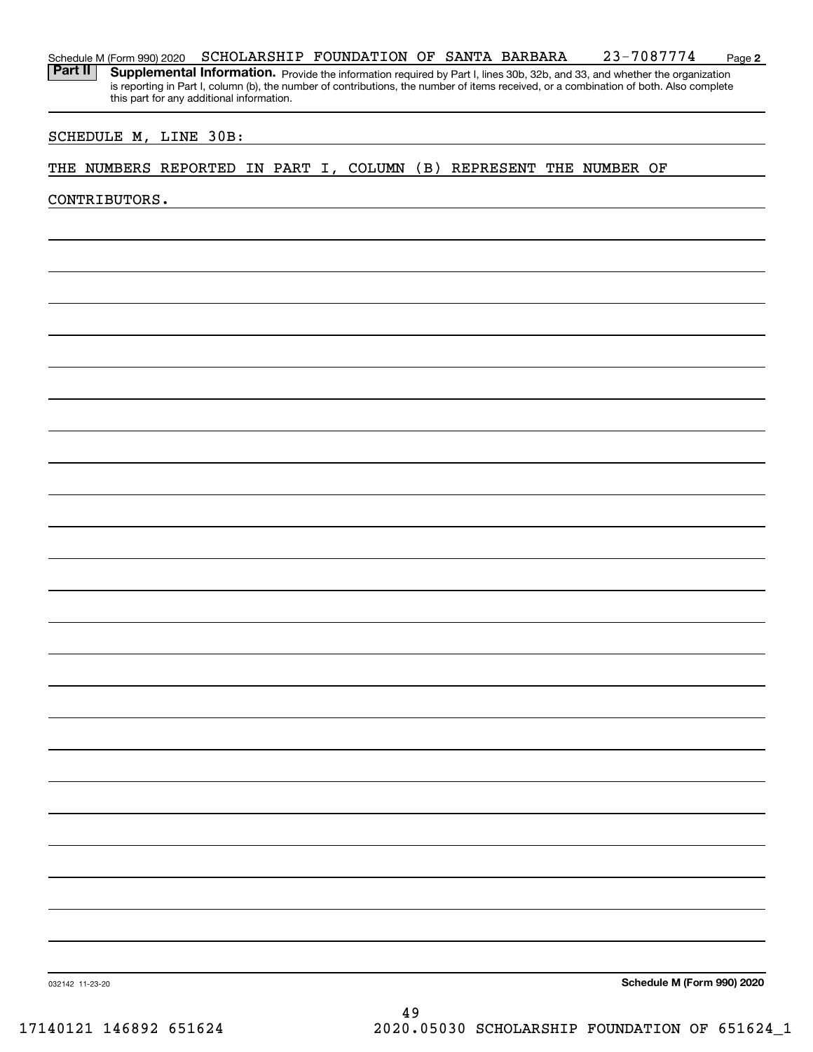Schedule M (Form 990) 2020 SCHOLARSHIP FOUNDATION OF SANTA BARBARA 23-7087774 Page **2**

**Part II** **Supplemental Information.** Provide the information required by Part I, lines 30b, 32b, and 33, and whether the organization is reporting in Part I, column (b), the number of contributions, the number of items received, or a combination of both. Also complete this part for any additional information.

SCHEDULE M, LINE 30B:

THE NUMBERS REPORTED IN PART I, COLUMN (B) REPRESENT THE NUMBER OF CONTRIBUTORS.

032142 11-23-20 **Schedule M (Form 990) 2020**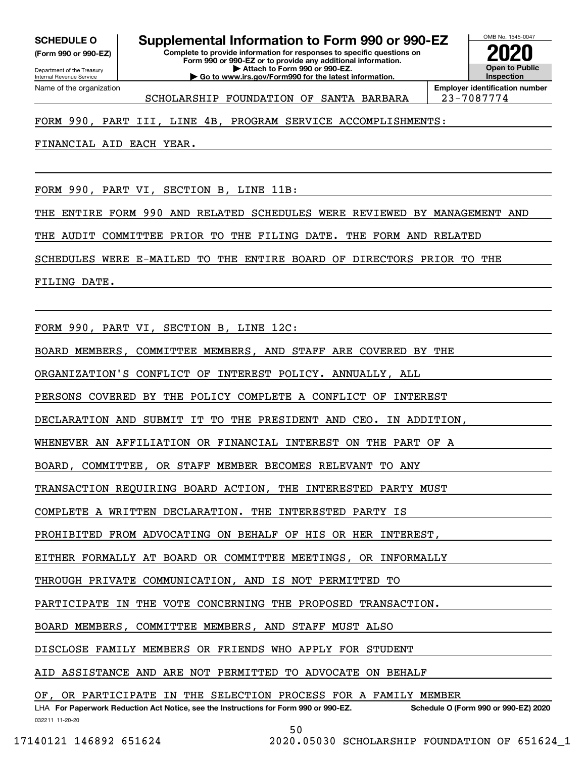**SCHEDULE O** **(Form 990 or 990-EZ)**

Department of the Treasury
Internal Revenue Service

# Supplemental Information to Form 990 or 990-EZ

**Complete to provide information for responses to specific questions on Form 990 or 990-EZ or to provide any additional information.**
**▶ Attach to Form 990 or 990-EZ.**
**▶ Go to www.irs.gov/Form990 for the latest information.**

OMB No. 1545-0047

**2020**

**Open to Public Inspection**

Name of the organization: SCHOLARSHIP FOUNDATION OF SANTA BARBARA

**Employer identification number**: 23-7087774

FORM 990, PART III, LINE 4B, PROGRAM SERVICE ACCOMPLISHMENTS:

FINANCIAL AID EACH YEAR.

FORM 990, PART VI, SECTION B, LINE 11B:

THE ENTIRE FORM 990 AND RELATED SCHEDULES WERE REVIEWED BY MANAGEMENT AND THE AUDIT COMMITTEE PRIOR TO THE FILING DATE. THE FORM AND RELATED SCHEDULES WERE E-MAILED TO THE ENTIRE BOARD OF DIRECTORS PRIOR TO THE FILING DATE.

FORM 990, PART VI, SECTION B, LINE 12C:

BOARD MEMBERS, COMMITTEE MEMBERS, AND STAFF ARE COVERED BY THE ORGANIZATION'S CONFLICT OF INTEREST POLICY. ANNUALLY, ALL PERSONS COVERED BY THE POLICY COMPLETE A CONFLICT OF INTEREST DECLARATION AND SUBMIT IT TO THE PRESIDENT AND CEO. IN ADDITION, WHENEVER AN AFFILIATION OR FINANCIAL INTEREST ON THE PART OF A BOARD, COMMITTEE, OR STAFF MEMBER BECOMES RELEVANT TO ANY TRANSACTION REQUIRING BOARD ACTION, THE INTERESTED PARTY MUST COMPLETE A WRITTEN DECLARATION. THE INTERESTED PARTY IS PROHIBITED FROM ADVOCATING ON BEHALF OF HIS OR HER INTEREST, EITHER FORMALLY AT BOARD OR COMMITTEE MEETINGS, OR INFORMALLY THROUGH PRIVATE COMMUNICATION, AND IS NOT PERMITTED TO PARTICIPATE IN THE VOTE CONCERNING THE PROPOSED TRANSACTION. BOARD MEMBERS, COMMITTEE MEMBERS, AND STAFF MUST ALSO DISCLOSE FAMILY MEMBERS OR FRIENDS WHO APPLY FOR STUDENT AID ASSISTANCE AND ARE NOT PERMITTED TO ADVOCATE ON BEHALF OF, OR PARTICIPATE IN THE SELECTION PROCESS FOR A FAMILY MEMBER

LHA **For Paperwork Reduction Act Notice, see the Instructions for Form 990 or 990-EZ.** **Schedule O (Form 990 or 990-EZ) 2020**

032211 11-20-20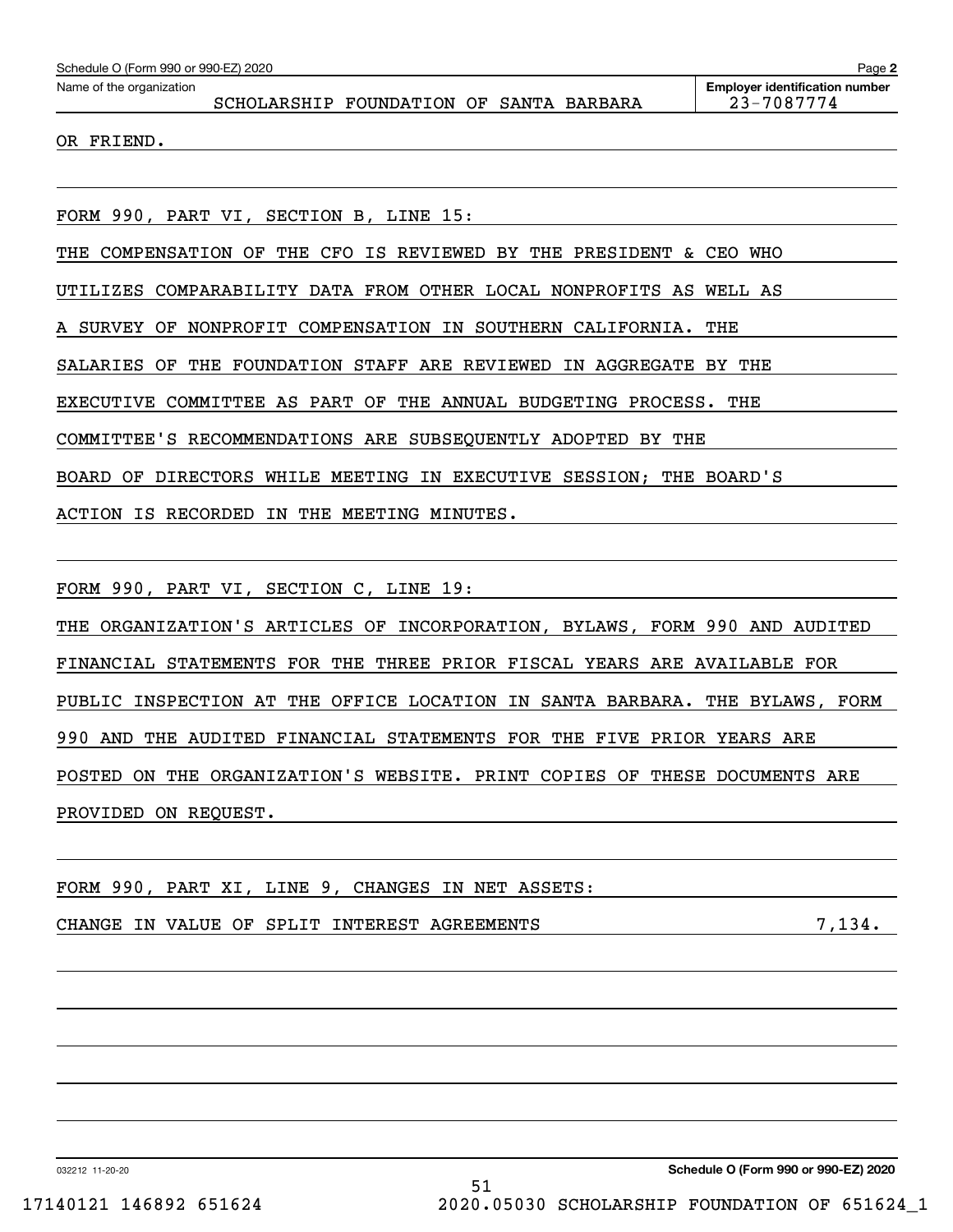Name of the organization: SCHOLARSHIP FOUNDATION OF SANTA BARBARA

Employer identification number: 23-7087774

OR FRIEND.

FORM 990, PART VI, SECTION B, LINE 15:

THE COMPENSATION OF THE CFO IS REVIEWED BY THE PRESIDENT & CEO WHO UTILIZES COMPARABILITY DATA FROM OTHER LOCAL NONPROFITS AS WELL AS A SURVEY OF NONPROFIT COMPENSATION IN SOUTHERN CALIFORNIA. THE SALARIES OF THE FOUNDATION STAFF ARE REVIEWED IN AGGREGATE BY THE EXECUTIVE COMMITTEE AS PART OF THE ANNUAL BUDGETING PROCESS. THE COMMITTEE'S RECOMMENDATIONS ARE SUBSEQUENTLY ADOPTED BY THE BOARD OF DIRECTORS WHILE MEETING IN EXECUTIVE SESSION; THE BOARD'S ACTION IS RECORDED IN THE MEETING MINUTES.

FORM 990, PART VI, SECTION C, LINE 19:

THE ORGANIZATION'S ARTICLES OF INCORPORATION, BYLAWS, FORM 990 AND AUDITED FINANCIAL STATEMENTS FOR THE THREE PRIOR FISCAL YEARS ARE AVAILABLE FOR PUBLIC INSPECTION AT THE OFFICE LOCATION IN SANTA BARBARA. THE BYLAWS, FORM 990 AND THE AUDITED FINANCIAL STATEMENTS FOR THE FIVE PRIOR YEARS ARE POSTED ON THE ORGANIZATION'S WEBSITE. PRINT COPIES OF THESE DOCUMENTS ARE PROVIDED ON REQUEST.

FORM 990, PART XI, LINE 9, CHANGES IN NET ASSETS:

| | |
|---|---|
| CHANGE IN VALUE OF SPLIT INTEREST AGREEMENTS | 7,134. |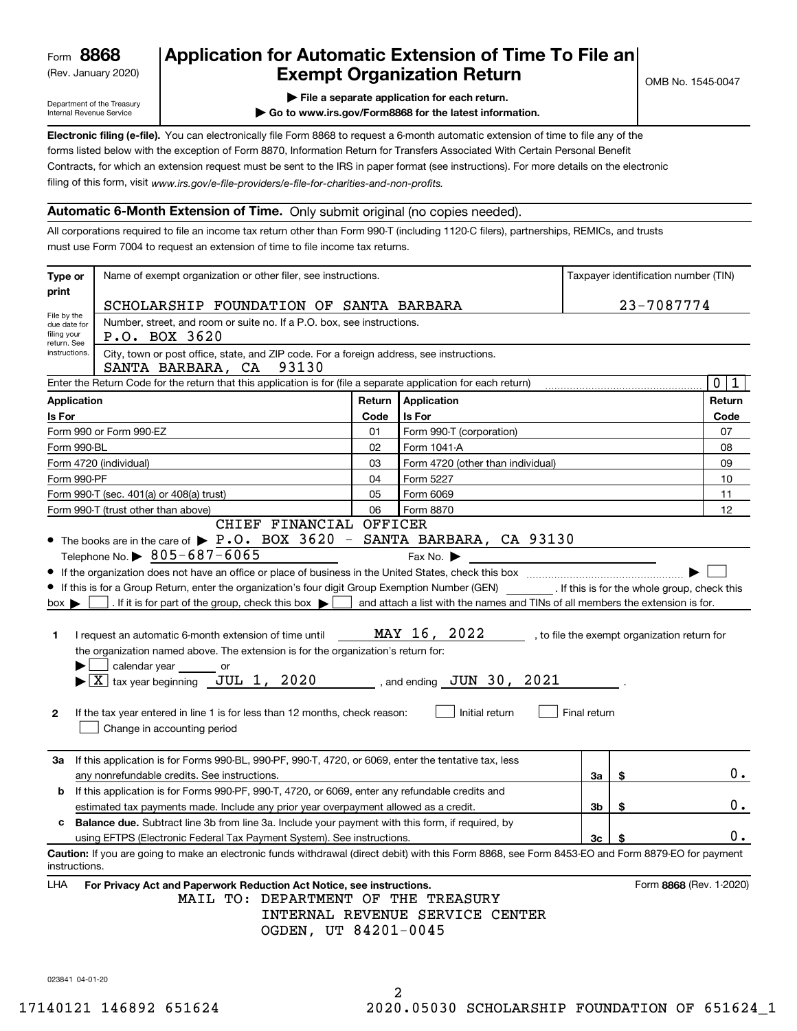Form **8868** (Rev. January 2020)

Department of the Treasury
Internal Revenue Service

# Application for Automatic Extension of Time To File an Exempt Organization Return

OMB No. 1545-0047

▶ File a separate application for each return.
▶ Go to www.irs.gov/Form8868 for the latest information.

**Electronic filing (e-file).** You can electronically file Form 8868 to request a 6-month automatic extension of time to file any of the forms listed below with the exception of Form 8870, Information Return for Transfers Associated With Certain Personal Benefit Contracts, for which an extension request must be sent to the IRS in paper format (see instructions). For more details on the electronic filing of this form, visit *www.irs.gov/e-file-providers/e-file-for-charities-and-non-profits.*

## Automatic 6-Month Extension of Time. Only submit original (no copies needed).

All corporations required to file an income tax return other than Form 990-T (including 1120-C filers), partnerships, REMICs, and trusts must use Form 7004 to request an extension of time to file income tax returns.

| Type or print | | |
|---|---|---|
| File by the due date for filing your return. See instructions. | Name of exempt organization or other filer, see instructions.<br>SCHOLARSHIP FOUNDATION OF SANTA BARBARA | Taxpayer identification number (TIN)<br>23-7087774 |
| | Number, street, and room or suite no. If a P.O. box, see instructions.<br>P.O. BOX 3620 | |
| | City, town or post office, state, and ZIP code. For a foreign address, see instructions.<br>SANTA BARBARA, CA 93130 | |

Enter the Return Code for the return that this application is for (file a separate application for each return) .......... 0 1

| Application Is For | Return Code | Application Is For | Return Code |
|---|---|---|---|
| Form 990 or Form 990-EZ | 01 | Form 990-T (corporation) | 07 |
| Form 990-BL | 02 | Form 1041-A | 08 |
| Form 4720 (individual) | 03 | Form 4720 (other than individual) | 09 |
| Form 990-PF | 04 | Form 5227 | 10 |
| Form 990-T (sec. 401(a) or 408(a) trust) | 05 | Form 6069 | 11 |
| Form 990-T (trust other than above) | 06 | Form 8870 | 12 |

- The books are in the care of ▶ CHIEF FINANCIAL OFFICER P.O. BOX 3620 - SANTA BARBARA, CA 93130
  Telephone No. ▶ 805-687-6065 Fax No. ▶
- If the organization does not have an office or place of business in the United States, check this box .......... ▶ ☐
- If this is for a Group Return, enter the organization's four digit Group Exemption Number (GEN) ______ . If this is for the whole group, check this box ▶ ☐ . If it is for part of the group, check this box ▶ ☐ and attach a list with the names and TINs of all members the extension is for.

**1** I request an automatic 6-month extension of time until MAY 16, 2022 , to file the exempt organization return for the organization named above. The extension is for the organization's return for:
▶ ☐ calendar year ______ or
▶ ☒ tax year beginning JUL 1, 2020 , and ending JUN 30, 2021 .

**2** If the tax year entered in line 1 is for less than 12 months, check reason: ☐ Initial return ☐ Final return
☐ Change in accounting period

| | | | |
|---|---|---|---|
| **3a** | If this application is for Forms 990-BL, 990-PF, 990-T, 4720, or 6069, enter the tentative tax, less any nonrefundable credits. See instructions. | 3a | $ 0. |
| **b** | If this application is for Forms 990-PF, 990-T, 4720, or 6069, enter any refundable credits and estimated tax payments made. Include any prior year overpayment allowed as a credit. | 3b | $ 0. |
| **c** | **Balance due.** Subtract line 3b from line 3a. Include your payment with this form, if required, by using EFTPS (Electronic Federal Tax Payment System). See instructions. | 3c | $ 0. |

**Caution:** If you are going to make an electronic funds withdrawal (direct debit) with this Form 8868, see Form 8453-EO and Form 8879-EO for payment instructions.

LHA **For Privacy Act and Paperwork Reduction Act Notice, see instructions.** Form **8868** (Rev. 1-2020)

MAIL TO: DEPARTMENT OF THE TREASURY
INTERNAL REVENUE SERVICE CENTER
OGDEN, UT 84201-0045

023841 04-01-20

17140121 146892 651624 2020.05030 SCHOLARSHIP FOUNDATION OF 651624_1